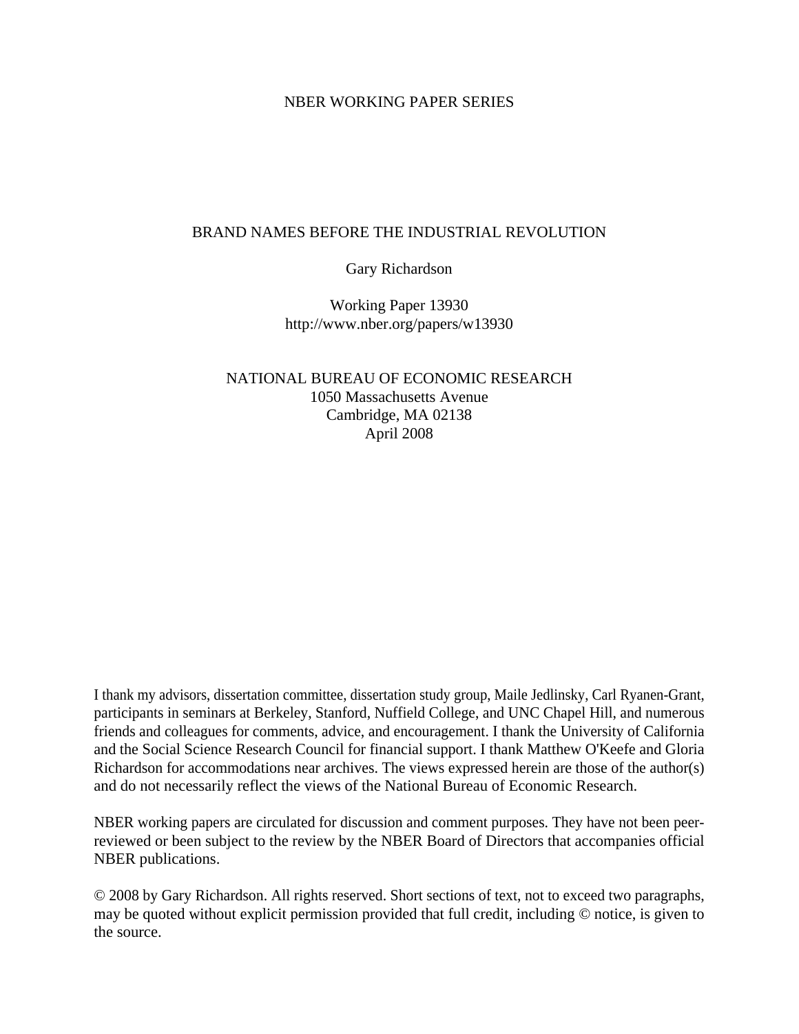NBER WORKING PAPER SERIES

# BRAND NAMES BEFORE THE INDUSTRIAL REVOLUTION

Gary Richardson

Working Paper 13930
http://www.nber.org/papers/w13930

NATIONAL BUREAU OF ECONOMIC RESEARCH
1050 Massachusetts Avenue
Cambridge, MA 02138
April 2008

I thank my advisors, dissertation committee, dissertation study group, Maile Jedlinsky, Carl Ryanen-Grant, participants in seminars at Berkeley, Stanford, Nuffield College, and UNC Chapel Hill, and numerous friends and colleagues for comments, advice, and encouragement. I thank the University of California and the Social Science Research Council for financial support. I thank Matthew O'Keefe and Gloria Richardson for accommodations near archives. The views expressed herein are those of the author(s) and do not necessarily reflect the views of the National Bureau of Economic Research.

NBER working papers are circulated for discussion and comment purposes. They have not been peer-reviewed or been subject to the review by the NBER Board of Directors that accompanies official NBER publications.

© 2008 by Gary Richardson. All rights reserved. Short sections of text, not to exceed two paragraphs, may be quoted without explicit permission provided that full credit, including © notice, is given to the source.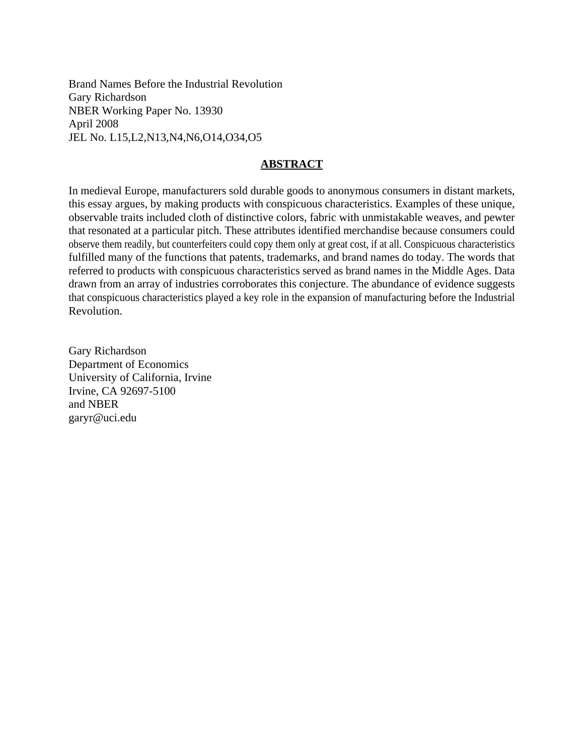Brand Names Before the Industrial Revolution
Gary Richardson
NBER Working Paper No. 13930
April 2008
JEL No. L15,L2,N13,N4,N6,O14,O34,O5

## ABSTRACT

In medieval Europe, manufacturers sold durable goods to anonymous consumers in distant markets, this essay argues, by making products with conspicuous characteristics. Examples of these unique, observable traits included cloth of distinctive colors, fabric with unmistakable weaves, and pewter that resonated at a particular pitch. These attributes identified merchandise because consumers could observe them readily, but counterfeiters could copy them only at great cost, if at all. Conspicuous characteristics fulfilled many of the functions that patents, trademarks, and brand names do today. The words that referred to products with conspicuous characteristics served as brand names in the Middle Ages. Data drawn from an array of industries corroborates this conjecture. The abundance of evidence suggests that conspicuous characteristics played a key role in the expansion of manufacturing before the Industrial Revolution.

Gary Richardson
Department of Economics
University of California, Irvine
Irvine, CA 92697-5100
and NBER
garyr@uci.edu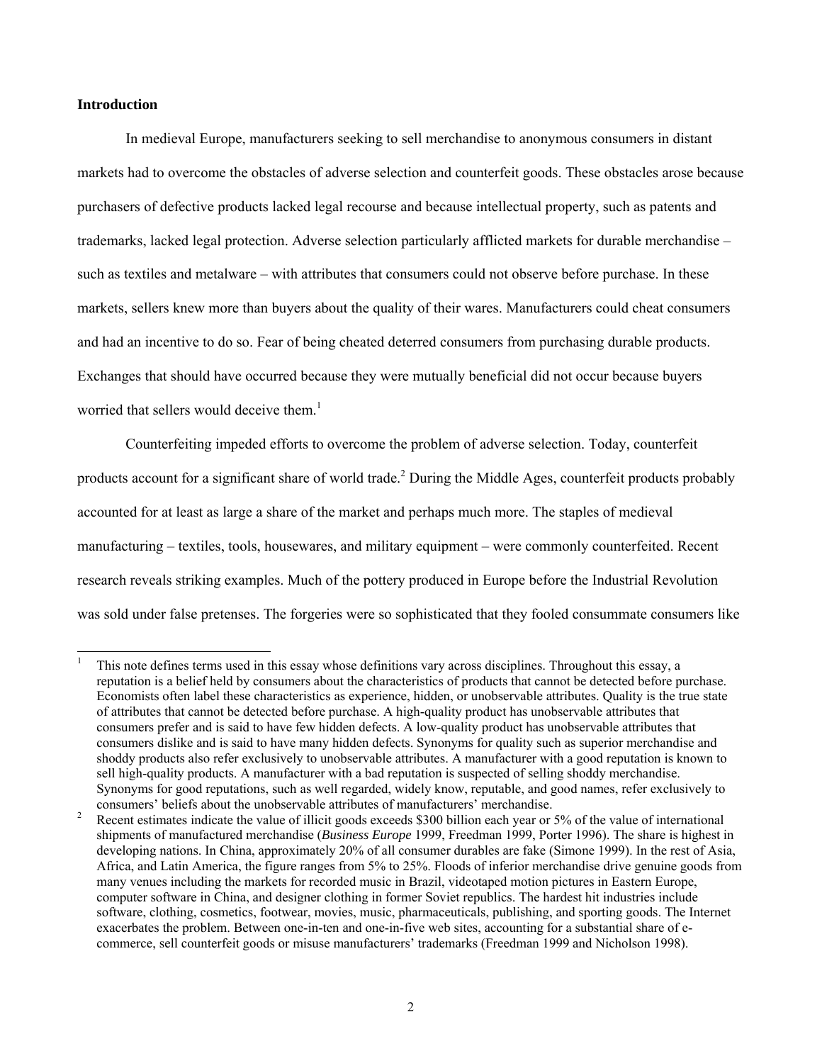**Introduction**

In medieval Europe, manufacturers seeking to sell merchandise to anonymous consumers in distant markets had to overcome the obstacles of adverse selection and counterfeit goods. These obstacles arose because purchasers of defective products lacked legal recourse and because intellectual property, such as patents and trademarks, lacked legal protection. Adverse selection particularly afflicted markets for durable merchandise – such as textiles and metalware – with attributes that consumers could not observe before purchase. In these markets, sellers knew more than buyers about the quality of their wares. Manufacturers could cheat consumers and had an incentive to do so. Fear of being cheated deterred consumers from purchasing durable products. Exchanges that should have occurred because they were mutually beneficial did not occur because buyers worried that sellers would deceive them.[1]

Counterfeiting impeded efforts to overcome the problem of adverse selection. Today, counterfeit products account for a significant share of world trade.[2] During the Middle Ages, counterfeit products probably accounted for at least as large a share of the market and perhaps much more. The staples of medieval manufacturing – textiles, tools, housewares, and military equipment – were commonly counterfeited. Recent research reveals striking examples. Much of the pottery produced in Europe before the Industrial Revolution was sold under false pretenses. The forgeries were so sophisticated that they fooled consummate consumers like

---

[1] This note defines terms used in this essay whose definitions vary across disciplines. Throughout this essay, a reputation is a belief held by consumers about the characteristics of products that cannot be detected before purchase. Economists often label these characteristics as experience, hidden, or unobservable attributes. Quality is the true state of attributes that cannot be detected before purchase. A high-quality product has unobservable attributes that consumers prefer and is said to have few hidden defects. A low-quality product has unobservable attributes that consumers dislike and is said to have many hidden defects. Synonyms for quality such as superior merchandise and shoddy products also refer exclusively to unobservable attributes. A manufacturer with a good reputation is known to sell high-quality products. A manufacturer with a bad reputation is suspected of selling shoddy merchandise. Synonyms for good reputations, such as well regarded, widely know, reputable, and good names, refer exclusively to consumers' beliefs about the unobservable attributes of manufacturers' merchandise.

[2] Recent estimates indicate the value of illicit goods exceeds $300 billion each year or 5% of the value of international shipments of manufactured merchandise (*Business Europe* 1999, Freedman 1999, Porter 1996). The share is highest in developing nations. In China, approximately 20% of all consumer durables are fake (Simone 1999). In the rest of Asia, Africa, and Latin America, the figure ranges from 5% to 25%. Floods of inferior merchandise drive genuine goods from many venues including the markets for recorded music in Brazil, videotaped motion pictures in Eastern Europe, computer software in China, and designer clothing in former Soviet republics. The hardest hit industries include software, clothing, cosmetics, footwear, movies, music, pharmaceuticals, publishing, and sporting goods. The Internet exacerbates the problem. Between one-in-ten and one-in-five web sites, accounting for a substantial share of e-commerce, sell counterfeit goods or misuse manufacturers' trademarks (Freedman 1999 and Nicholson 1998).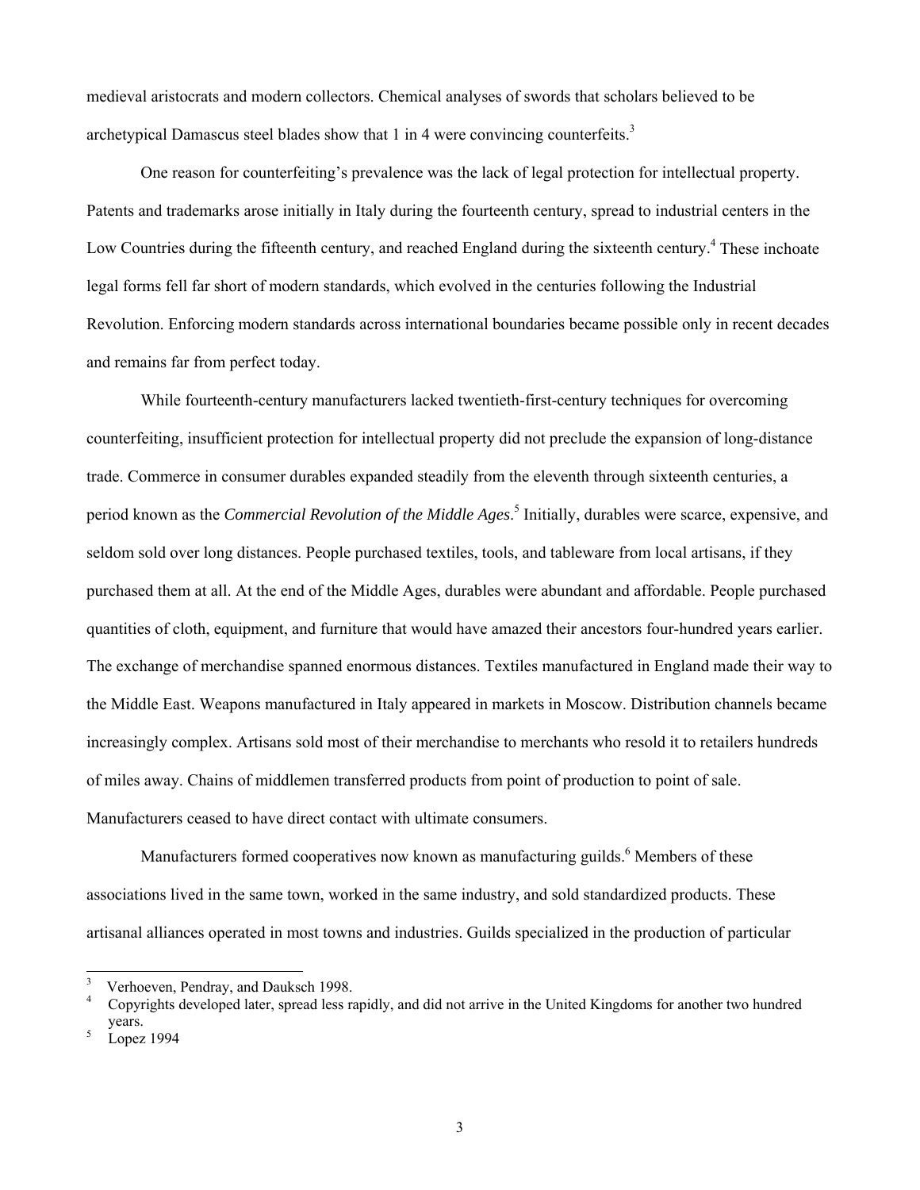medieval aristocrats and modern collectors. Chemical analyses of swords that scholars believed to be archetypical Damascus steel blades show that 1 in 4 were convincing counterfeits.[3]

One reason for counterfeiting's prevalence was the lack of legal protection for intellectual property. Patents and trademarks arose initially in Italy during the fourteenth century, spread to industrial centers in the Low Countries during the fifteenth century, and reached England during the sixteenth century.[4] These inchoate legal forms fell far short of modern standards, which evolved in the centuries following the Industrial Revolution. Enforcing modern standards across international boundaries became possible only in recent decades and remains far from perfect today.

While fourteenth-century manufacturers lacked twentieth-first-century techniques for overcoming counterfeiting, insufficient protection for intellectual property did not preclude the expansion of long-distance trade. Commerce in consumer durables expanded steadily from the eleventh through sixteenth centuries, a period known as the *Commercial Revolution of the Middle Ages*.[5] Initially, durables were scarce, expensive, and seldom sold over long distances. People purchased textiles, tools, and tableware from local artisans, if they purchased them at all. At the end of the Middle Ages, durables were abundant and affordable. People purchased quantities of cloth, equipment, and furniture that would have amazed their ancestors four-hundred years earlier. The exchange of merchandise spanned enormous distances. Textiles manufactured in England made their way to the Middle East. Weapons manufactured in Italy appeared in markets in Moscow. Distribution channels became increasingly complex. Artisans sold most of their merchandise to merchants who resold it to retailers hundreds of miles away. Chains of middlemen transferred products from point of production to point of sale. Manufacturers ceased to have direct contact with ultimate consumers.

Manufacturers formed cooperatives now known as manufacturing guilds.[6] Members of these associations lived in the same town, worked in the same industry, and sold standardized products. These artisanal alliances operated in most towns and industries. Guilds specialized in the production of particular

---

[3] Verhoeven, Pendray, and Dauksch 1998.

[4] Copyrights developed later, spread less rapidly, and did not arrive in the United Kingdoms for another two hundred years.

[5] Lopez 1994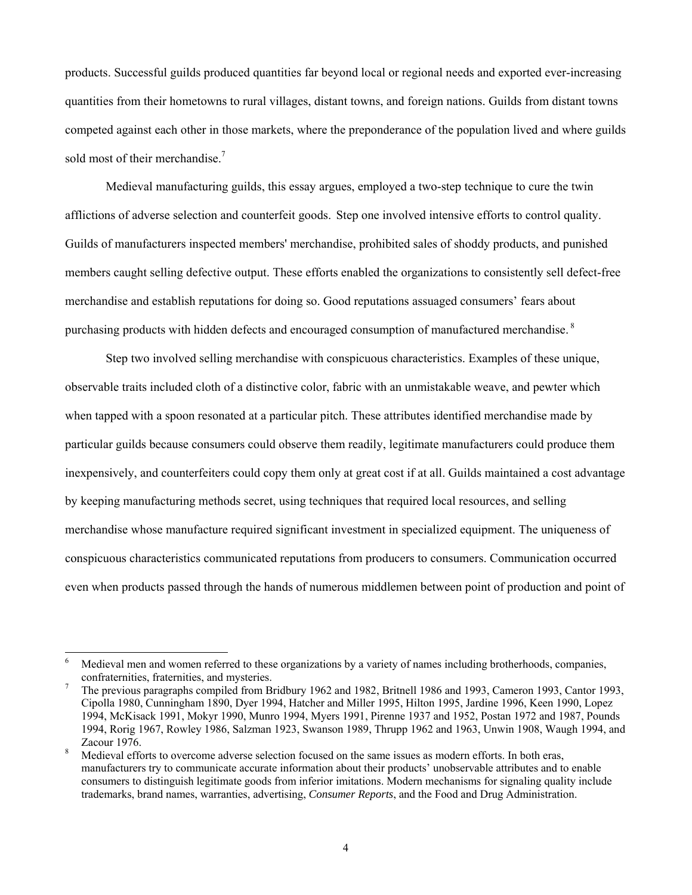products. Successful guilds produced quantities far beyond local or regional needs and exported ever-increasing quantities from their hometowns to rural villages, distant towns, and foreign nations. Guilds from distant towns competed against each other in those markets, where the preponderance of the population lived and where guilds sold most of their merchandise.[7]

Medieval manufacturing guilds, this essay argues, employed a two-step technique to cure the twin afflictions of adverse selection and counterfeit goods. Step one involved intensive efforts to control quality. Guilds of manufacturers inspected members' merchandise, prohibited sales of shoddy products, and punished members caught selling defective output. These efforts enabled the organizations to consistently sell defect-free merchandise and establish reputations for doing so. Good reputations assuaged consumers' fears about purchasing products with hidden defects and encouraged consumption of manufactured merchandise.[8]

Step two involved selling merchandise with conspicuous characteristics. Examples of these unique, observable traits included cloth of a distinctive color, fabric with an unmistakable weave, and pewter which when tapped with a spoon resonated at a particular pitch. These attributes identified merchandise made by particular guilds because consumers could observe them readily, legitimate manufacturers could produce them inexpensively, and counterfeiters could copy them only at great cost if at all. Guilds maintained a cost advantage by keeping manufacturing methods secret, using techniques that required local resources, and selling merchandise whose manufacture required significant investment in specialized equipment. The uniqueness of conspicuous characteristics communicated reputations from producers to consumers. Communication occurred even when products passed through the hands of numerous middlemen between point of production and point of

---

[6] Medieval men and women referred to these organizations by a variety of names including brotherhoods, companies, confraternities, fraternities, and mysteries.

[7] The previous paragraphs compiled from Bridbury 1962 and 1982, Britnell 1986 and 1993, Cameron 1993, Cantor 1993, Cipolla 1980, Cunningham 1890, Dyer 1994, Hatcher and Miller 1995, Hilton 1995, Jardine 1996, Keen 1990, Lopez 1994, McKisack 1991, Mokyr 1990, Munro 1994, Myers 1991, Pirenne 1937 and 1952, Postan 1972 and 1987, Pounds 1994, Rorig 1967, Rowley 1986, Salzman 1923, Swanson 1989, Thrupp 1962 and 1963, Unwin 1908, Waugh 1994, and Zacour 1976.

[8] Medieval efforts to overcome adverse selection focused on the same issues as modern efforts. In both eras, manufacturers try to communicate accurate information about their products' unobservable attributes and to enable consumers to distinguish legitimate goods from inferior imitations. Modern mechanisms for signaling quality include trademarks, brand names, warranties, advertising, *Consumer Reports*, and the Food and Drug Administration.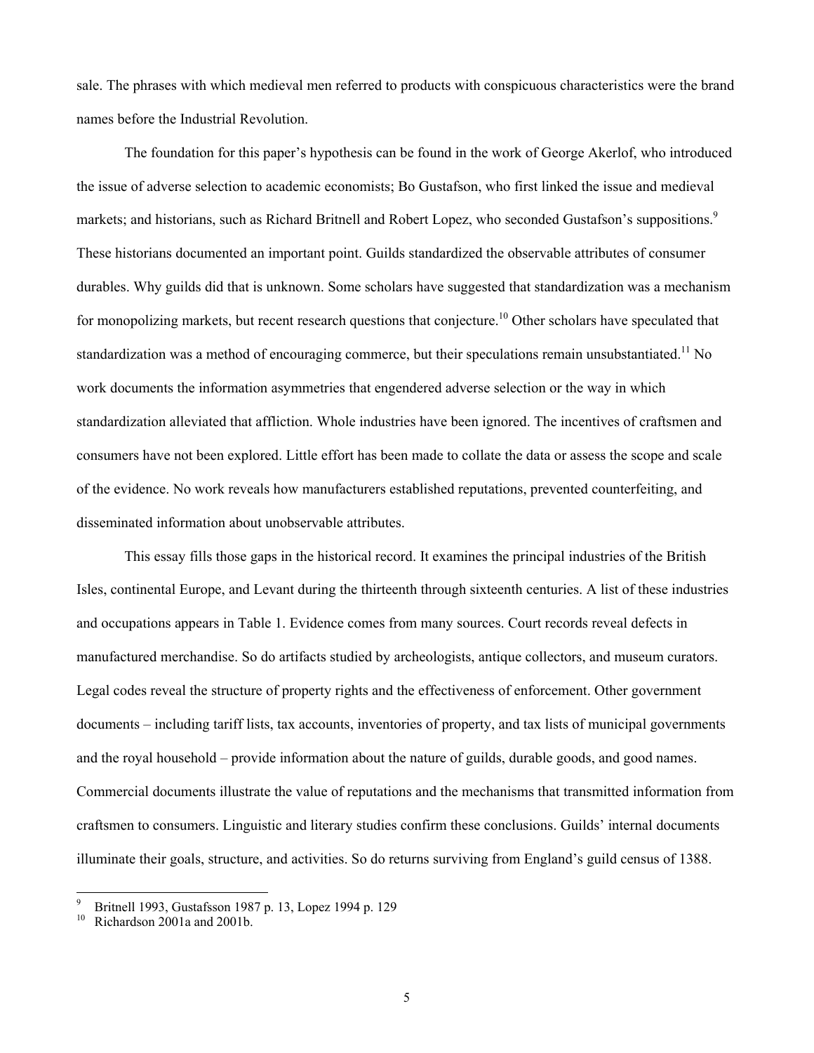sale. The phrases with which medieval men referred to products with conspicuous characteristics were the brand names before the Industrial Revolution.

The foundation for this paper's hypothesis can be found in the work of George Akerlof, who introduced the issue of adverse selection to academic economists; Bo Gustafson, who first linked the issue and medieval markets; and historians, such as Richard Britnell and Robert Lopez, who seconded Gustafson's suppositions.[9] These historians documented an important point. Guilds standardized the observable attributes of consumer durables. Why guilds did that is unknown. Some scholars have suggested that standardization was a mechanism for monopolizing markets, but recent research questions that conjecture.[10] Other scholars have speculated that standardization was a method of encouraging commerce, but their speculations remain unsubstantiated.[11] No work documents the information asymmetries that engendered adverse selection or the way in which standardization alleviated that affliction. Whole industries have been ignored. The incentives of craftsmen and consumers have not been explored. Little effort has been made to collate the data or assess the scope and scale of the evidence. No work reveals how manufacturers established reputations, prevented counterfeiting, and disseminated information about unobservable attributes.

This essay fills those gaps in the historical record. It examines the principal industries of the British Isles, continental Europe, and Levant during the thirteenth through sixteenth centuries. A list of these industries and occupations appears in Table 1. Evidence comes from many sources. Court records reveal defects in manufactured merchandise. So do artifacts studied by archeologists, antique collectors, and museum curators. Legal codes reveal the structure of property rights and the effectiveness of enforcement. Other government documents – including tariff lists, tax accounts, inventories of property, and tax lists of municipal governments and the royal household – provide information about the nature of guilds, durable goods, and good names. Commercial documents illustrate the value of reputations and the mechanisms that transmitted information from craftsmen to consumers. Linguistic and literary studies confirm these conclusions. Guilds' internal documents illuminate their goals, structure, and activities. So do returns surviving from England's guild census of 1388.

---

[9] Britnell 1993, Gustafsson 1987 p. 13, Lopez 1994 p. 129

[10] Richardson 2001a and 2001b.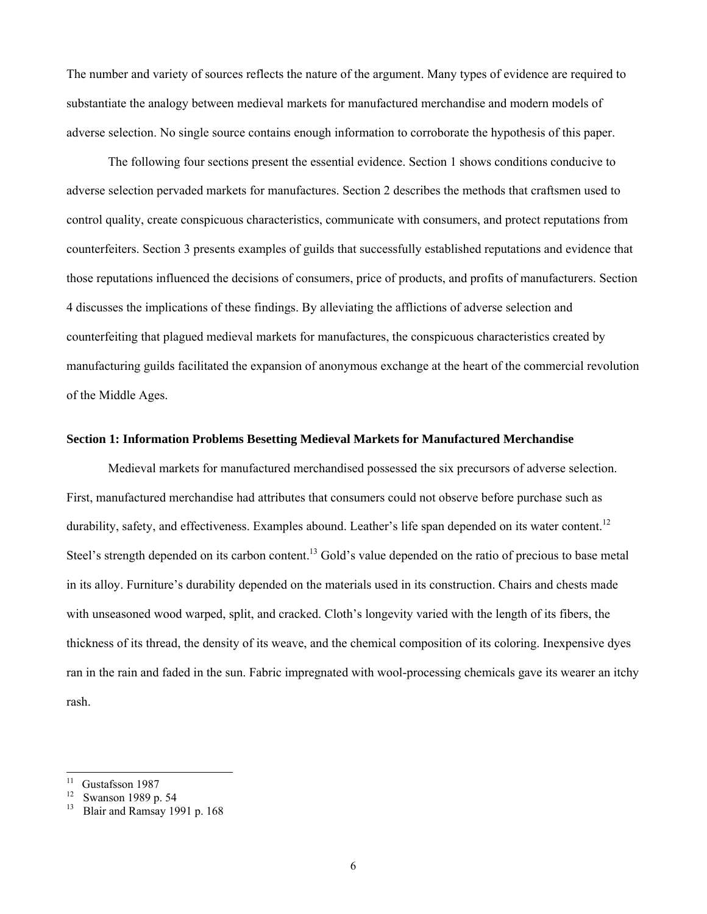The number and variety of sources reflects the nature of the argument. Many types of evidence are required to substantiate the analogy between medieval markets for manufactured merchandise and modern models of adverse selection. No single source contains enough information to corroborate the hypothesis of this paper.

The following four sections present the essential evidence. Section 1 shows conditions conducive to adverse selection pervaded markets for manufactures. Section 2 describes the methods that craftsmen used to control quality, create conspicuous characteristics, communicate with consumers, and protect reputations from counterfeiters. Section 3 presents examples of guilds that successfully established reputations and evidence that those reputations influenced the decisions of consumers, price of products, and profits of manufacturers. Section 4 discusses the implications of these findings. By alleviating the afflictions of adverse selection and counterfeiting that plagued medieval markets for manufactures, the conspicuous characteristics created by manufacturing guilds facilitated the expansion of anonymous exchange at the heart of the commercial revolution of the Middle Ages.

**Section 1: Information Problems Besetting Medieval Markets for Manufactured Merchandise**

Medieval markets for manufactured merchandised possessed the six precursors of adverse selection. First, manufactured merchandise had attributes that consumers could not observe before purchase such as durability, safety, and effectiveness. Examples abound. Leather's life span depended on its water content.[12] Steel's strength depended on its carbon content.[13] Gold's value depended on the ratio of precious to base metal in its alloy. Furniture's durability depended on the materials used in its construction. Chairs and chests made with unseasoned wood warped, split, and cracked. Cloth's longevity varied with the length of its fibers, the thickness of its thread, the density of its weave, and the chemical composition of its coloring. Inexpensive dyes ran in the rain and faded in the sun. Fabric impregnated with wool-processing chemicals gave its wearer an itchy rash.

---

[11] Gustafsson 1987
[12] Swanson 1989 p. 54
[13] Blair and Ramsay 1991 p. 168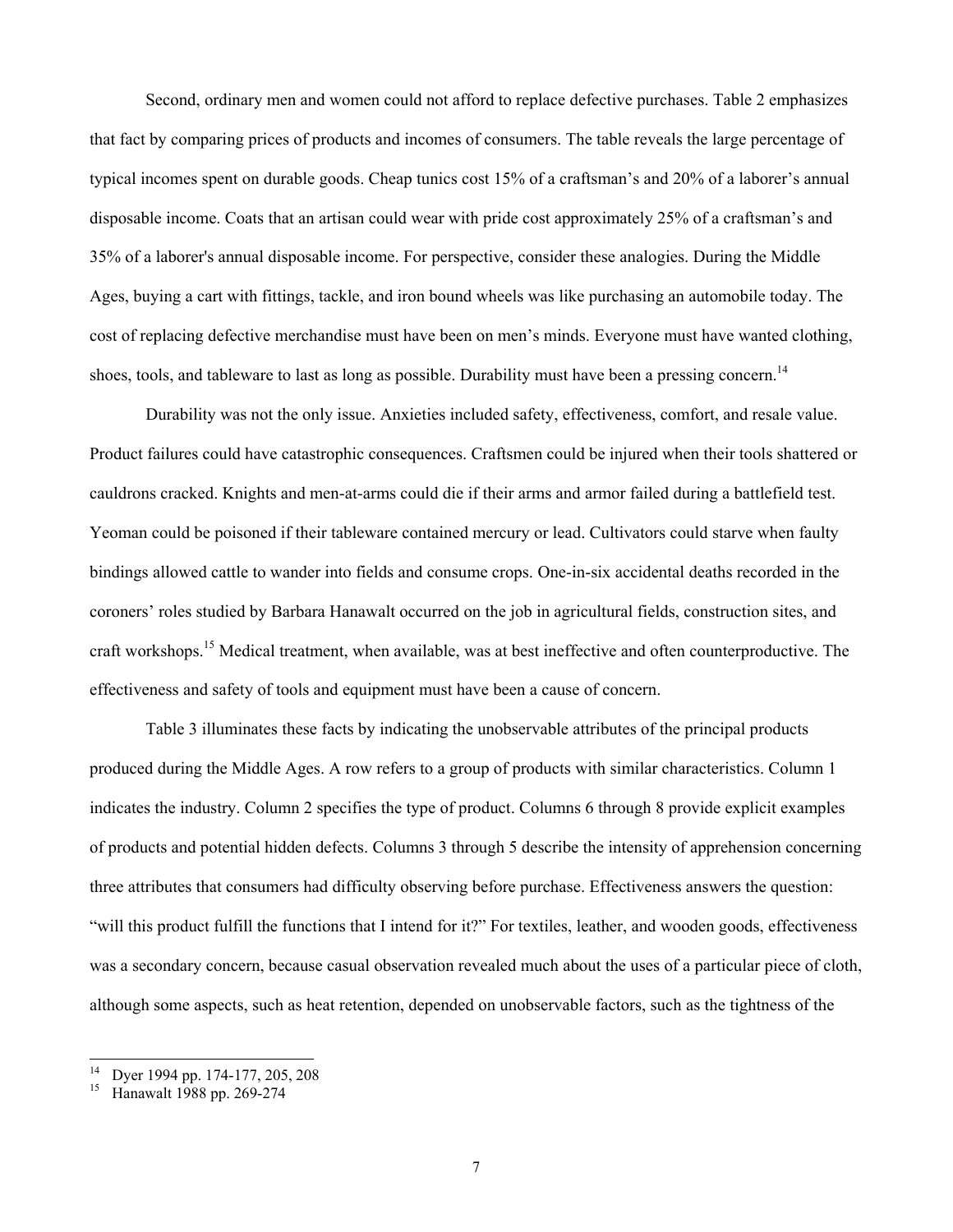Second, ordinary men and women could not afford to replace defective purchases. Table 2 emphasizes that fact by comparing prices of products and incomes of consumers. The table reveals the large percentage of typical incomes spent on durable goods. Cheap tunics cost 15% of a craftsman's and 20% of a laborer's annual disposable income. Coats that an artisan could wear with pride cost approximately 25% of a craftsman's and 35% of a laborer's annual disposable income. For perspective, consider these analogies. During the Middle Ages, buying a cart with fittings, tackle, and iron bound wheels was like purchasing an automobile today. The cost of replacing defective merchandise must have been on men's minds. Everyone must have wanted clothing, shoes, tools, and tableware to last as long as possible. Durability must have been a pressing concern.[14]

Durability was not the only issue. Anxieties included safety, effectiveness, comfort, and resale value. Product failures could have catastrophic consequences. Craftsmen could be injured when their tools shattered or cauldrons cracked. Knights and men-at-arms could die if their arms and armor failed during a battlefield test. Yeoman could be poisoned if their tableware contained mercury or lead. Cultivators could starve when faulty bindings allowed cattle to wander into fields and consume crops. One-in-six accidental deaths recorded in the coroners' roles studied by Barbara Hanawalt occurred on the job in agricultural fields, construction sites, and craft workshops.[15] Medical treatment, when available, was at best ineffective and often counterproductive. The effectiveness and safety of tools and equipment must have been a cause of concern.

Table 3 illuminates these facts by indicating the unobservable attributes of the principal products produced during the Middle Ages. A row refers to a group of products with similar characteristics. Column 1 indicates the industry. Column 2 specifies the type of product. Columns 6 through 8 provide explicit examples of products and potential hidden defects. Columns 3 through 5 describe the intensity of apprehension concerning three attributes that consumers had difficulty observing before purchase. Effectiveness answers the question: "will this product fulfill the functions that I intend for it?" For textiles, leather, and wooden goods, effectiveness was a secondary concern, because casual observation revealed much about the uses of a particular piece of cloth, although some aspects, such as heat retention, depended on unobservable factors, such as the tightness of the

[14] Dyer 1994 pp. 174-177, 205, 208

[15] Hanawalt 1988 pp. 269-274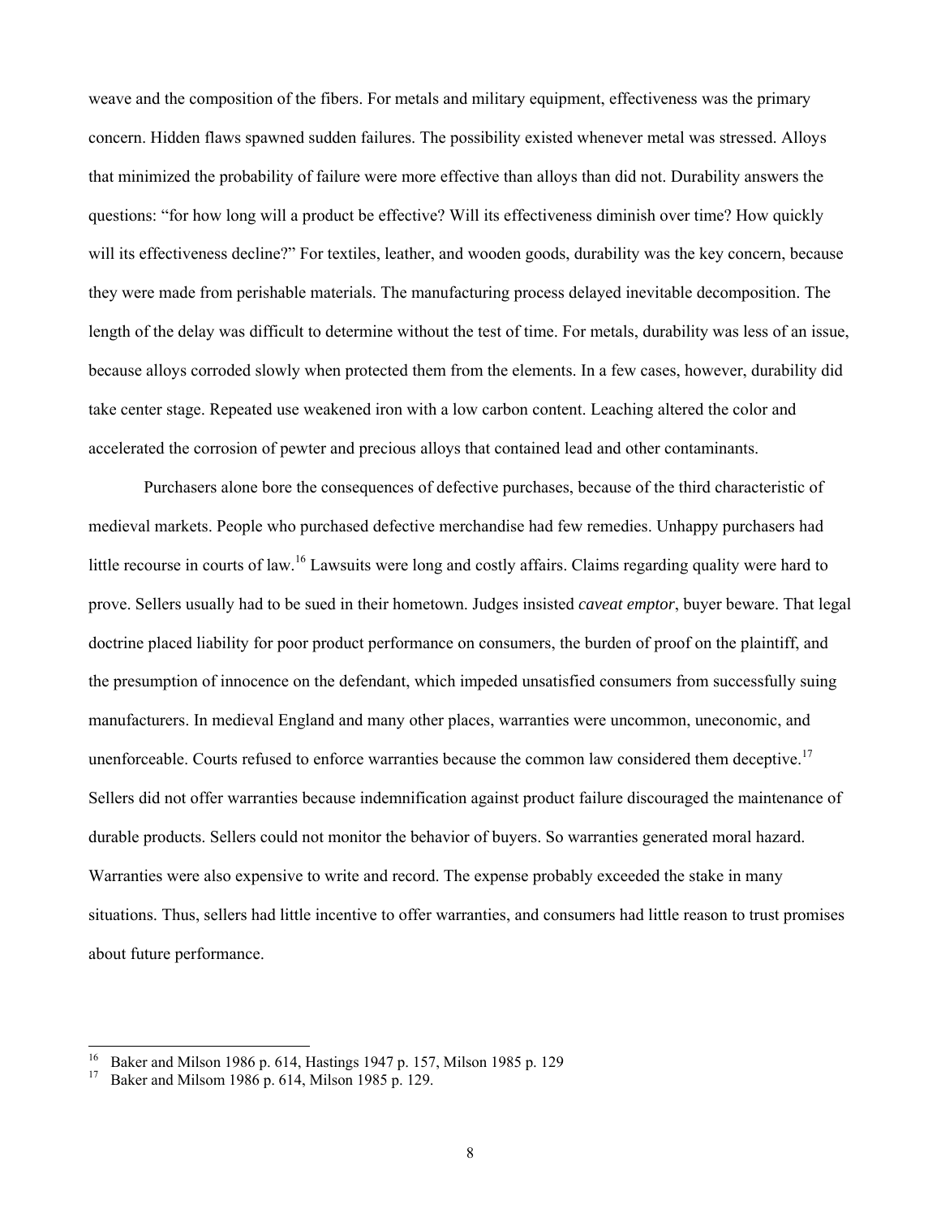weave and the composition of the fibers. For metals and military equipment, effectiveness was the primary concern. Hidden flaws spawned sudden failures. The possibility existed whenever metal was stressed. Alloys that minimized the probability of failure were more effective than alloys than did not. Durability answers the questions: "for how long will a product be effective? Will its effectiveness diminish over time? How quickly will its effectiveness decline?" For textiles, leather, and wooden goods, durability was the key concern, because they were made from perishable materials. The manufacturing process delayed inevitable decomposition. The length of the delay was difficult to determine without the test of time. For metals, durability was less of an issue, because alloys corroded slowly when protected them from the elements. In a few cases, however, durability did take center stage. Repeated use weakened iron with a low carbon content. Leaching altered the color and accelerated the corrosion of pewter and precious alloys that contained lead and other contaminants.

Purchasers alone bore the consequences of defective purchases, because of the third characteristic of medieval markets. People who purchased defective merchandise had few remedies. Unhappy purchasers had little recourse in courts of law.[16] Lawsuits were long and costly affairs. Claims regarding quality were hard to prove. Sellers usually had to be sued in their hometown. Judges insisted *caveat emptor*, buyer beware. That legal doctrine placed liability for poor product performance on consumers, the burden of proof on the plaintiff, and the presumption of innocence on the defendant, which impeded unsatisfied consumers from successfully suing manufacturers. In medieval England and many other places, warranties were uncommon, uneconomic, and unenforceable. Courts refused to enforce warranties because the common law considered them deceptive.[17] Sellers did not offer warranties because indemnification against product failure discouraged the maintenance of durable products. Sellers could not monitor the behavior of buyers. So warranties generated moral hazard. Warranties were also expensive to write and record. The expense probably exceeded the stake in many situations. Thus, sellers had little incentive to offer warranties, and consumers had little reason to trust promises about future performance.

[16] Baker and Milson 1986 p. 614, Hastings 1947 p. 157, Milson 1985 p. 129

[17] Baker and Milsom 1986 p. 614, Milson 1985 p. 129.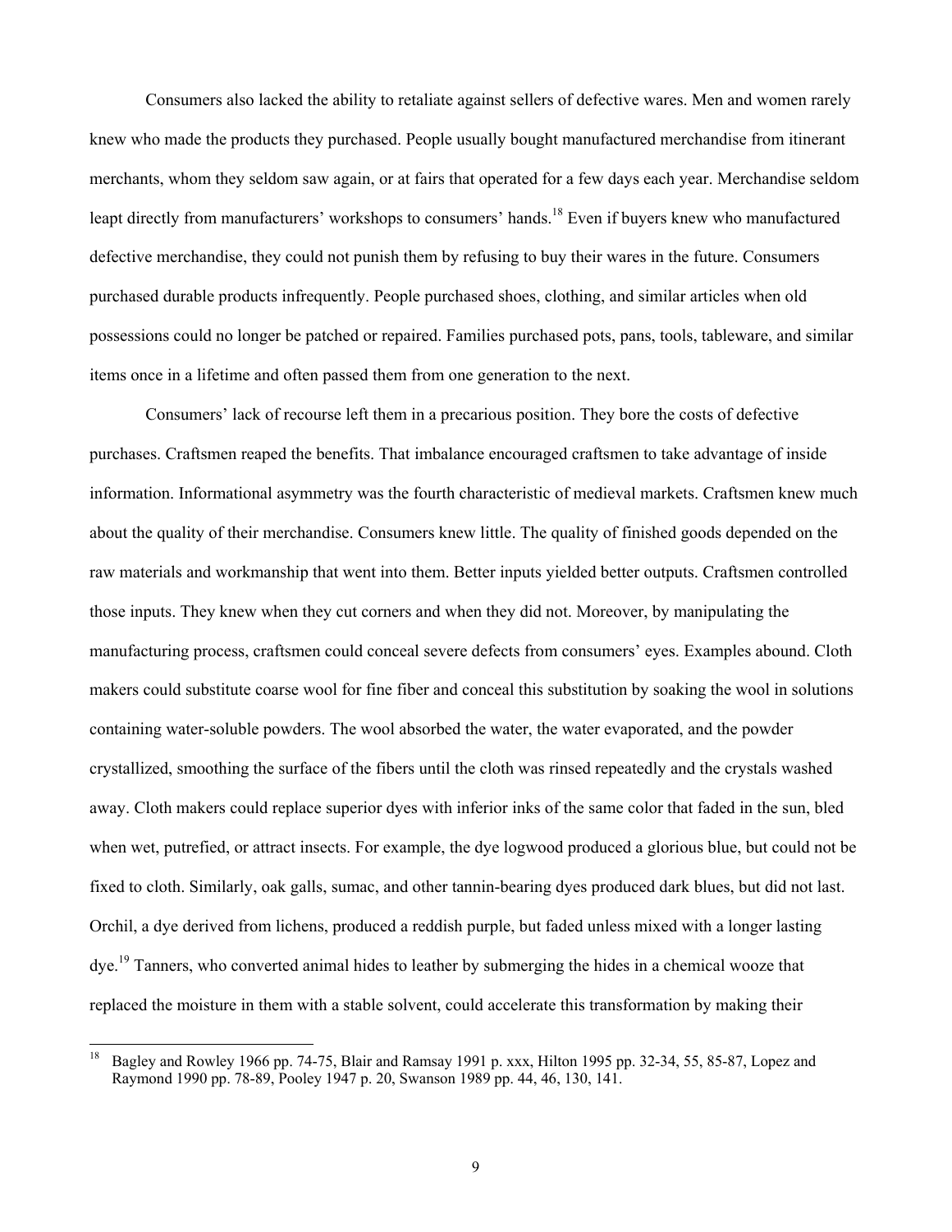Consumers also lacked the ability to retaliate against sellers of defective wares. Men and women rarely knew who made the products they purchased. People usually bought manufactured merchandise from itinerant merchants, whom they seldom saw again, or at fairs that operated for a few days each year. Merchandise seldom leapt directly from manufacturers' workshops to consumers' hands.[18] Even if buyers knew who manufactured defective merchandise, they could not punish them by refusing to buy their wares in the future. Consumers purchased durable products infrequently. People purchased shoes, clothing, and similar articles when old possessions could no longer be patched or repaired. Families purchased pots, pans, tools, tableware, and similar items once in a lifetime and often passed them from one generation to the next.

Consumers' lack of recourse left them in a precarious position. They bore the costs of defective purchases. Craftsmen reaped the benefits. That imbalance encouraged craftsmen to take advantage of inside information. Informational asymmetry was the fourth characteristic of medieval markets. Craftsmen knew much about the quality of their merchandise. Consumers knew little. The quality of finished goods depended on the raw materials and workmanship that went into them. Better inputs yielded better outputs. Craftsmen controlled those inputs. They knew when they cut corners and when they did not. Moreover, by manipulating the manufacturing process, craftsmen could conceal severe defects from consumers' eyes. Examples abound. Cloth makers could substitute coarse wool for fine fiber and conceal this substitution by soaking the wool in solutions containing water-soluble powders. The wool absorbed the water, the water evaporated, and the powder crystallized, smoothing the surface of the fibers until the cloth was rinsed repeatedly and the crystals washed away. Cloth makers could replace superior dyes with inferior inks of the same color that faded in the sun, bled when wet, putrefied, or attract insects. For example, the dye logwood produced a glorious blue, but could not be fixed to cloth. Similarly, oak galls, sumac, and other tannin-bearing dyes produced dark blues, but did not last. Orchil, a dye derived from lichens, produced a reddish purple, but faded unless mixed with a longer lasting dye.[19] Tanners, who converted animal hides to leather by submerging the hides in a chemical wooze that replaced the moisture in them with a stable solvent, could accelerate this transformation by making their

[18] Bagley and Rowley 1966 pp. 74-75, Blair and Ramsay 1991 p. xxx, Hilton 1995 pp. 32-34, 55, 85-87, Lopez and Raymond 1990 pp. 78-89, Pooley 1947 p. 20, Swanson 1989 pp. 44, 46, 130, 141.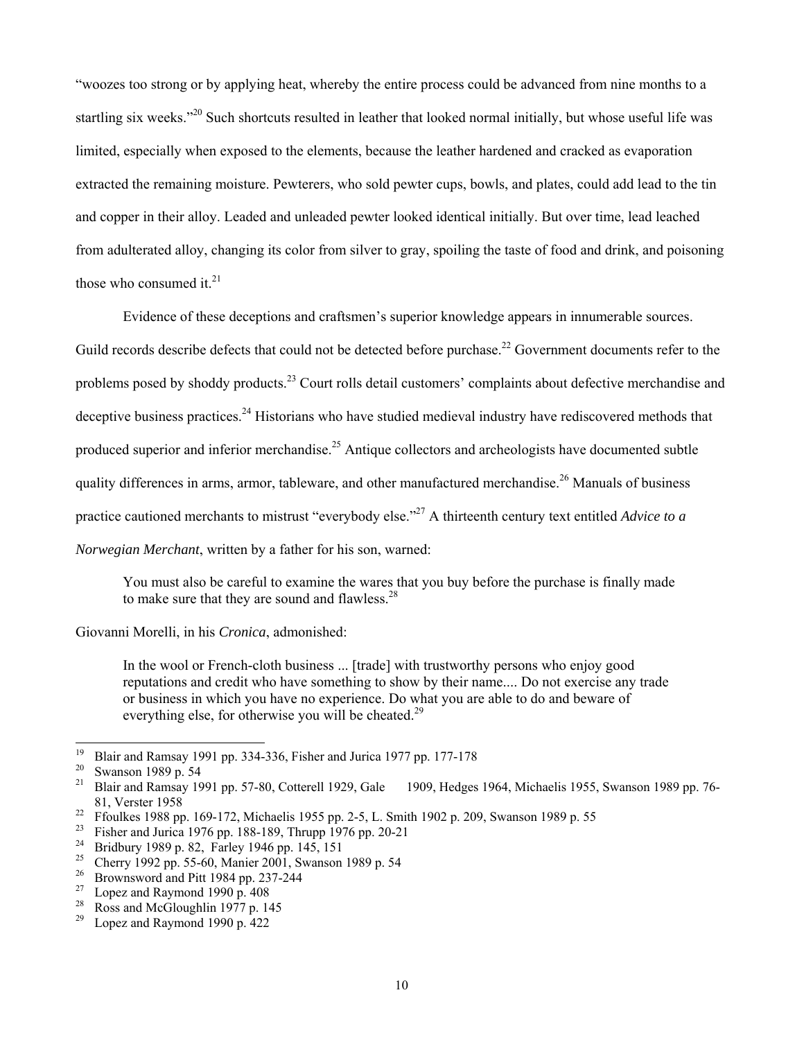"woozes too strong or by applying heat, whereby the entire process could be advanced from nine months to a startling six weeks."[20] Such shortcuts resulted in leather that looked normal initially, but whose useful life was limited, especially when exposed to the elements, because the leather hardened and cracked as evaporation extracted the remaining moisture. Pewterers, who sold pewter cups, bowls, and plates, could add lead to the tin and copper in their alloy. Leaded and unleaded pewter looked identical initially. But over time, lead leached from adulterated alloy, changing its color from silver to gray, spoiling the taste of food and drink, and poisoning those who consumed it.[21]

Evidence of these deceptions and craftsmen's superior knowledge appears in innumerable sources. Guild records describe defects that could not be detected before purchase.[22] Government documents refer to the problems posed by shoddy products.[23] Court rolls detail customers' complaints about defective merchandise and deceptive business practices.[24] Historians who have studied medieval industry have rediscovered methods that produced superior and inferior merchandise.[25] Antique collectors and archeologists have documented subtle quality differences in arms, armor, tableware, and other manufactured merchandise.[26] Manuals of business practice cautioned merchants to mistrust "everybody else."[27] A thirteenth century text entitled *Advice to a Norwegian Merchant*, written by a father for his son, warned:

> You must also be careful to examine the wares that you buy before the purchase is finally made to make sure that they are sound and flawless.[28]

Giovanni Morelli, in his *Cronica*, admonished:

> In the wool or French-cloth business ... [trade] with trustworthy persons who enjoy good reputations and credit who have something to show by their name.... Do not exercise any trade or business in which you have no experience. Do what you are able to do and beware of everything else, for otherwise you will be cheated.[29]

---

[19] Blair and Ramsay 1991 pp. 334-336, Fisher and Jurica 1977 pp. 177-178

[20] Swanson 1989 p. 54

[21] Blair and Ramsay 1991 pp. 57-80, Cotterell 1929, Gale 1909, Hedges 1964, Michaelis 1955, Swanson 1989 pp. 76-81, Verster 1958

[22] Ffoulkes 1988 pp. 169-172, Michaelis 1955 pp. 2-5, L. Smith 1902 p. 209, Swanson 1989 p. 55

[23] Fisher and Jurica 1976 pp. 188-189, Thrupp 1976 pp. 20-21

[24] Bridbury 1989 p. 82, Farley 1946 pp. 145, 151

[25] Cherry 1992 pp. 55-60, Manier 2001, Swanson 1989 p. 54

[26] Brownsword and Pitt 1984 pp. 237-244

[27] Lopez and Raymond 1990 p. 408

[28] Ross and McGloughlin 1977 p. 145

[29] Lopez and Raymond 1990 p. 422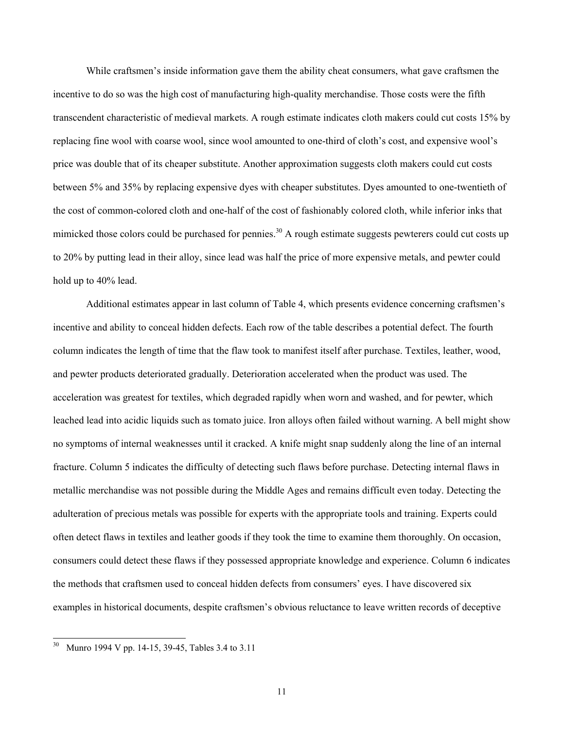While craftsmen's inside information gave them the ability cheat consumers, what gave craftsmen the incentive to do so was the high cost of manufacturing high-quality merchandise. Those costs were the fifth transcendent characteristic of medieval markets. A rough estimate indicates cloth makers could cut costs 15% by replacing fine wool with coarse wool, since wool amounted to one-third of cloth's cost, and expensive wool's price was double that of its cheaper substitute. Another approximation suggests cloth makers could cut costs between 5% and 35% by replacing expensive dyes with cheaper substitutes. Dyes amounted to one-twentieth of the cost of common-colored cloth and one-half of the cost of fashionably colored cloth, while inferior inks that mimicked those colors could be purchased for pennies.[30] A rough estimate suggests pewterers could cut costs up to 20% by putting lead in their alloy, since lead was half the price of more expensive metals, and pewter could hold up to 40% lead.

Additional estimates appear in last column of Table 4, which presents evidence concerning craftsmen's incentive and ability to conceal hidden defects. Each row of the table describes a potential defect. The fourth column indicates the length of time that the flaw took to manifest itself after purchase. Textiles, leather, wood, and pewter products deteriorated gradually. Deterioration accelerated when the product was used. The acceleration was greatest for textiles, which degraded rapidly when worn and washed, and for pewter, which leached lead into acidic liquids such as tomato juice. Iron alloys often failed without warning. A bell might show no symptoms of internal weaknesses until it cracked. A knife might snap suddenly along the line of an internal fracture. Column 5 indicates the difficulty of detecting such flaws before purchase. Detecting internal flaws in metallic merchandise was not possible during the Middle Ages and remains difficult even today. Detecting the adulteration of precious metals was possible for experts with the appropriate tools and training. Experts could often detect flaws in textiles and leather goods if they took the time to examine them thoroughly. On occasion, consumers could detect these flaws if they possessed appropriate knowledge and experience. Column 6 indicates the methods that craftsmen used to conceal hidden defects from consumers' eyes. I have discovered six examples in historical documents, despite craftsmen's obvious reluctance to leave written records of deceptive

---

[30] Munro 1994 V pp. 14-15, 39-45, Tables 3.4 to 3.11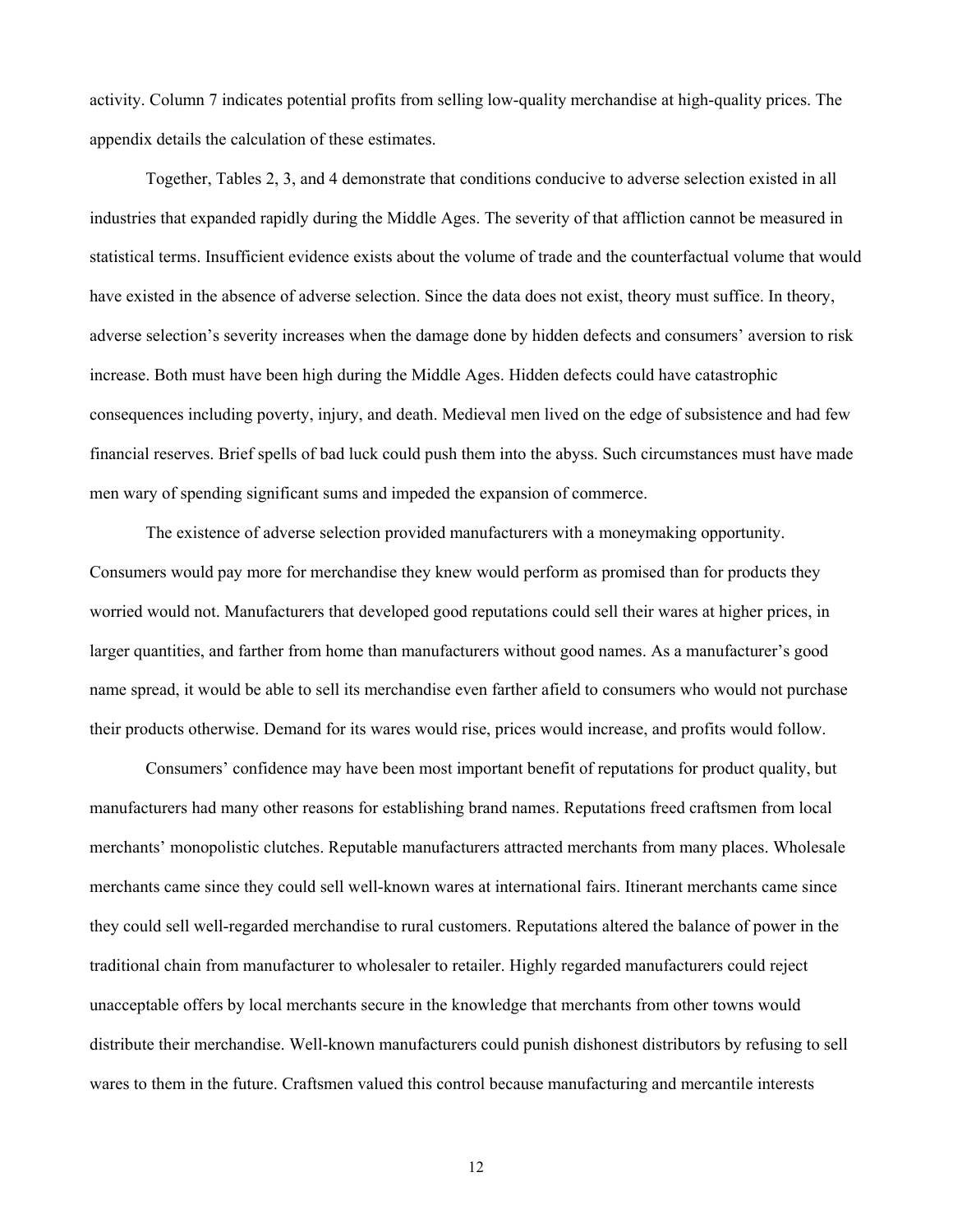activity. Column 7 indicates potential profits from selling low-quality merchandise at high-quality prices. The appendix details the calculation of these estimates.

Together, Tables 2, 3, and 4 demonstrate that conditions conducive to adverse selection existed in all industries that expanded rapidly during the Middle Ages. The severity of that affliction cannot be measured in statistical terms. Insufficient evidence exists about the volume of trade and the counterfactual volume that would have existed in the absence of adverse selection. Since the data does not exist, theory must suffice. In theory, adverse selection's severity increases when the damage done by hidden defects and consumers' aversion to risk increase. Both must have been high during the Middle Ages. Hidden defects could have catastrophic consequences including poverty, injury, and death. Medieval men lived on the edge of subsistence and had few financial reserves. Brief spells of bad luck could push them into the abyss. Such circumstances must have made men wary of spending significant sums and impeded the expansion of commerce.

The existence of adverse selection provided manufacturers with a moneymaking opportunity. Consumers would pay more for merchandise they knew would perform as promised than for products they worried would not. Manufacturers that developed good reputations could sell their wares at higher prices, in larger quantities, and farther from home than manufacturers without good names. As a manufacturer's good name spread, it would be able to sell its merchandise even farther afield to consumers who would not purchase their products otherwise. Demand for its wares would rise, prices would increase, and profits would follow.

Consumers' confidence may have been most important benefit of reputations for product quality, but manufacturers had many other reasons for establishing brand names. Reputations freed craftsmen from local merchants' monopolistic clutches. Reputable manufacturers attracted merchants from many places. Wholesale merchants came since they could sell well-known wares at international fairs. Itinerant merchants came since they could sell well-regarded merchandise to rural customers. Reputations altered the balance of power in the traditional chain from manufacturer to wholesaler to retailer. Highly regarded manufacturers could reject unacceptable offers by local merchants secure in the knowledge that merchants from other towns would distribute their merchandise. Well-known manufacturers could punish dishonest distributors by refusing to sell wares to them in the future. Craftsmen valued this control because manufacturing and mercantile interests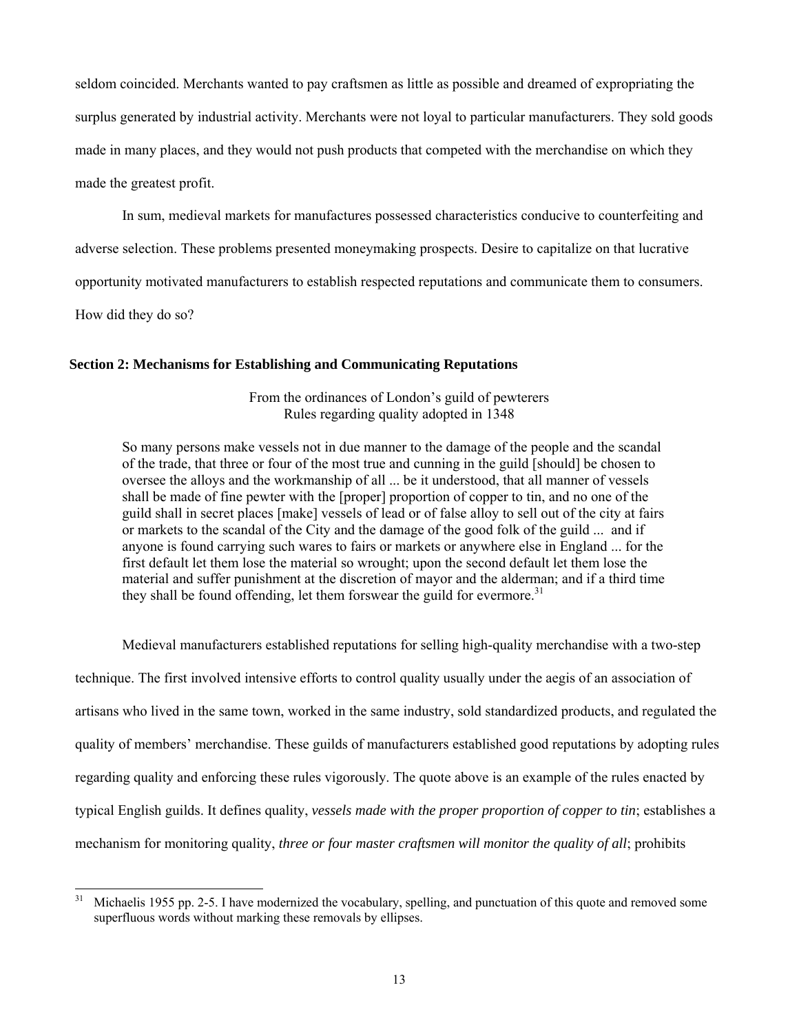seldom coincided. Merchants wanted to pay craftsmen as little as possible and dreamed of expropriating the surplus generated by industrial activity. Merchants were not loyal to particular manufacturers. They sold goods made in many places, and they would not push products that competed with the merchandise on which they made the greatest profit.

In sum, medieval markets for manufactures possessed characteristics conducive to counterfeiting and adverse selection. These problems presented moneymaking prospects. Desire to capitalize on that lucrative opportunity motivated manufacturers to establish respected reputations and communicate them to consumers. How did they do so?

## Section 2: Mechanisms for Establishing and Communicating Reputations

From the ordinances of London's guild of pewterers
Rules regarding quality adopted in 1348

> So many persons make vessels not in due manner to the damage of the people and the scandal of the trade, that three or four of the most true and cunning in the guild [should] be chosen to oversee the alloys and the workmanship of all ... be it understood, that all manner of vessels shall be made of fine pewter with the [proper] proportion of copper to tin, and no one of the guild shall in secret places [make] vessels of lead or of false alloy to sell out of the city at fairs or markets to the scandal of the City and the damage of the good folk of the guild ... and if anyone is found carrying such wares to fairs or markets or anywhere else in England ... for the first default let them lose the material so wrought; upon the second default let them lose the material and suffer punishment at the discretion of mayor and the alderman; and if a third time they shall be found offending, let them forswear the guild for evermore.[31]

Medieval manufacturers established reputations for selling high-quality merchandise with a two-step technique. The first involved intensive efforts to control quality usually under the aegis of an association of artisans who lived in the same town, worked in the same industry, sold standardized products, and regulated the quality of members' merchandise. These guilds of manufacturers established good reputations by adopting rules regarding quality and enforcing these rules vigorously. The quote above is an example of the rules enacted by typical English guilds. It defines quality, *vessels made with the proper proportion of copper to tin*; establishes a mechanism for monitoring quality, *three or four master craftsmen will monitor the quality of all*; prohibits

[31] Michaelis 1955 pp. 2-5. I have modernized the vocabulary, spelling, and punctuation of this quote and removed some superfluous words without marking these removals by ellipses.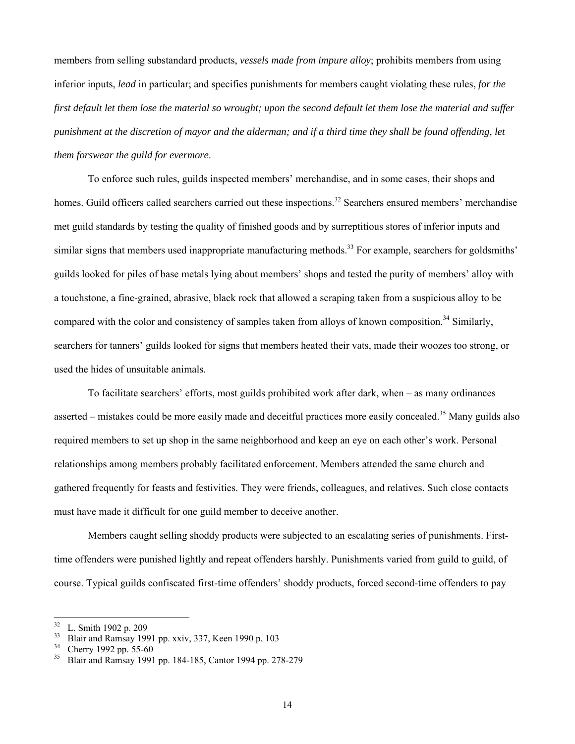members from selling substandard products, *vessels made from impure alloy*; prohibits members from using inferior inputs, *lead* in particular; and specifies punishments for members caught violating these rules, *for the first default let them lose the material so wrought; upon the second default let them lose the material and suffer punishment at the discretion of mayor and the alderman; and if a third time they shall be found offending, let them forswear the guild for evermore*.

To enforce such rules, guilds inspected members' merchandise, and in some cases, their shops and homes. Guild officers called searchers carried out these inspections.[32] Searchers ensured members' merchandise met guild standards by testing the quality of finished goods and by surreptitious stores of inferior inputs and similar signs that members used inappropriate manufacturing methods.[33] For example, searchers for goldsmiths' guilds looked for piles of base metals lying about members' shops and tested the purity of members' alloy with a touchstone, a fine-grained, abrasive, black rock that allowed a scraping taken from a suspicious alloy to be compared with the color and consistency of samples taken from alloys of known composition.[34] Similarly, searchers for tanners' guilds looked for signs that members heated their vats, made their woozes too strong, or used the hides of unsuitable animals.

To facilitate searchers' efforts, most guilds prohibited work after dark, when – as many ordinances asserted – mistakes could be more easily made and deceitful practices more easily concealed.[35] Many guilds also required members to set up shop in the same neighborhood and keep an eye on each other's work. Personal relationships among members probably facilitated enforcement. Members attended the same church and gathered frequently for feasts and festivities. They were friends, colleagues, and relatives. Such close contacts must have made it difficult for one guild member to deceive another.

Members caught selling shoddy products were subjected to an escalating series of punishments. First-time offenders were punished lightly and repeat offenders harshly. Punishments varied from guild to guild, of course. Typical guilds confiscated first-time offenders' shoddy products, forced second-time offenders to pay

---

[32] L. Smith 1902 p. 209

[33] Blair and Ramsay 1991 pp. xxiv, 337, Keen 1990 p. 103

[34] Cherry 1992 pp. 55-60

[35] Blair and Ramsay 1991 pp. 184-185, Cantor 1994 pp. 278-279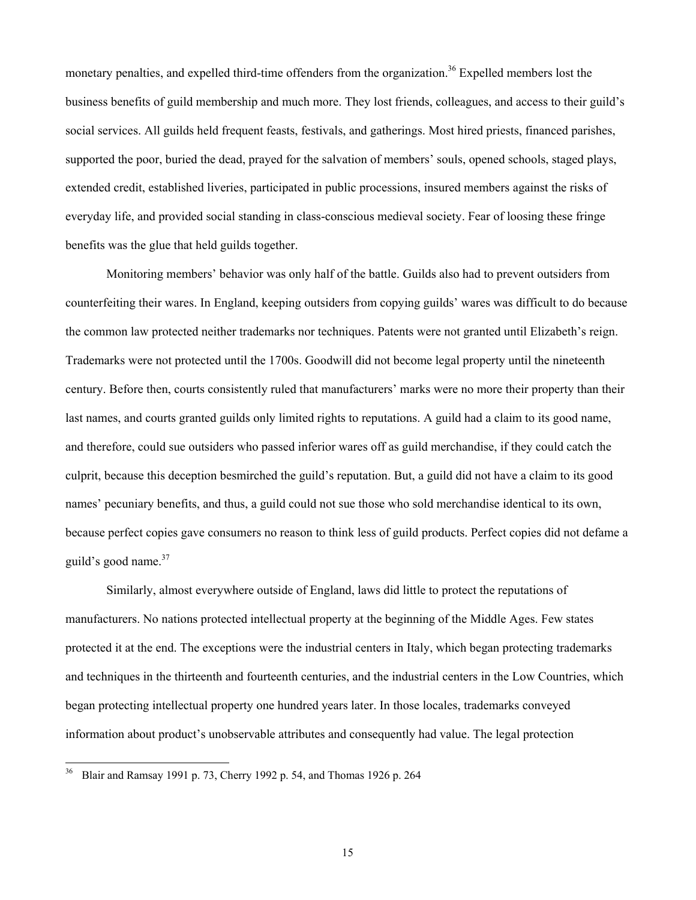monetary penalties, and expelled third-time offenders from the organization.[36] Expelled members lost the business benefits of guild membership and much more. They lost friends, colleagues, and access to their guild's social services. All guilds held frequent feasts, festivals, and gatherings. Most hired priests, financed parishes, supported the poor, buried the dead, prayed for the salvation of members' souls, opened schools, staged plays, extended credit, established liveries, participated in public processions, insured members against the risks of everyday life, and provided social standing in class-conscious medieval society. Fear of loosing these fringe benefits was the glue that held guilds together.

Monitoring members' behavior was only half of the battle. Guilds also had to prevent outsiders from counterfeiting their wares. In England, keeping outsiders from copying guilds' wares was difficult to do because the common law protected neither trademarks nor techniques. Patents were not granted until Elizabeth's reign. Trademarks were not protected until the 1700s. Goodwill did not become legal property until the nineteenth century. Before then, courts consistently ruled that manufacturers' marks were no more their property than their last names, and courts granted guilds only limited rights to reputations. A guild had a claim to its good name, and therefore, could sue outsiders who passed inferior wares off as guild merchandise, if they could catch the culprit, because this deception besmirched the guild's reputation. But, a guild did not have a claim to its good names' pecuniary benefits, and thus, a guild could not sue those who sold merchandise identical to its own, because perfect copies gave consumers no reason to think less of guild products. Perfect copies did not defame a guild's good name.[37]

Similarly, almost everywhere outside of England, laws did little to protect the reputations of manufacturers. No nations protected intellectual property at the beginning of the Middle Ages. Few states protected it at the end. The exceptions were the industrial centers in Italy, which began protecting trademarks and techniques in the thirteenth and fourteenth centuries, and the industrial centers in the Low Countries, which began protecting intellectual property one hundred years later. In those locales, trademarks conveyed information about product's unobservable attributes and consequently had value. The legal protection

---

[36] Blair and Ramsay 1991 p. 73, Cherry 1992 p. 54, and Thomas 1926 p. 264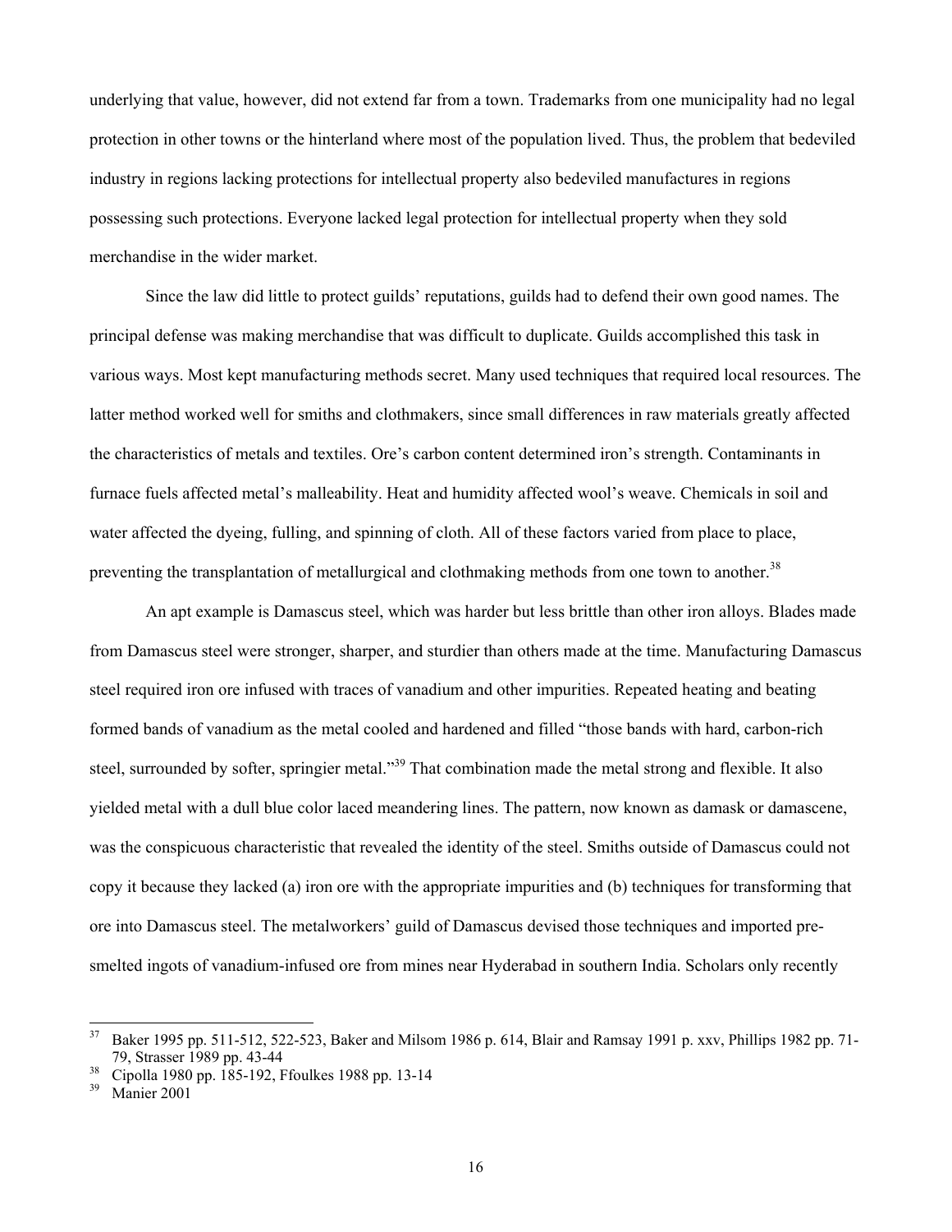underlying that value, however, did not extend far from a town. Trademarks from one municipality had no legal protection in other towns or the hinterland where most of the population lived. Thus, the problem that bedeviled industry in regions lacking protections for intellectual property also bedeviled manufactures in regions possessing such protections. Everyone lacked legal protection for intellectual property when they sold merchandise in the wider market.

Since the law did little to protect guilds' reputations, guilds had to defend their own good names. The principal defense was making merchandise that was difficult to duplicate. Guilds accomplished this task in various ways. Most kept manufacturing methods secret. Many used techniques that required local resources. The latter method worked well for smiths and clothmakers, since small differences in raw materials greatly affected the characteristics of metals and textiles. Ore's carbon content determined iron's strength. Contaminants in furnace fuels affected metal's malleability. Heat and humidity affected wool's weave. Chemicals in soil and water affected the dyeing, fulling, and spinning of cloth. All of these factors varied from place to place, preventing the transplantation of metallurgical and clothmaking methods from one town to another.[38]

An apt example is Damascus steel, which was harder but less brittle than other iron alloys. Blades made from Damascus steel were stronger, sharper, and sturdier than others made at the time. Manufacturing Damascus steel required iron ore infused with traces of vanadium and other impurities. Repeated heating and beating formed bands of vanadium as the metal cooled and hardened and filled "those bands with hard, carbon-rich steel, surrounded by softer, springier metal."[39] That combination made the metal strong and flexible. It also yielded metal with a dull blue color laced meandering lines. The pattern, now known as damask or damascene, was the conspicuous characteristic that revealed the identity of the steel. Smiths outside of Damascus could not copy it because they lacked (a) iron ore with the appropriate impurities and (b) techniques for transforming that ore into Damascus steel. The metalworkers' guild of Damascus devised those techniques and imported pre-smelted ingots of vanadium-infused ore from mines near Hyderabad in southern India. Scholars only recently

---

[37] Baker 1995 pp. 511-512, 522-523, Baker and Milsom 1986 p. 614, Blair and Ramsay 1991 p. xxv, Phillips 1982 pp. 71-79, Strasser 1989 pp. 43-44

[38] Cipolla 1980 pp. 185-192, Ffoulkes 1988 pp. 13-14

[39] Manier 2001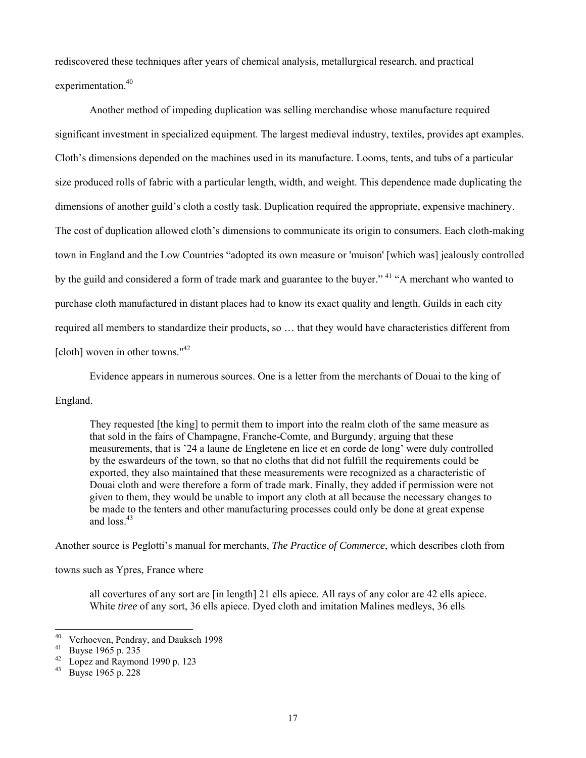rediscovered these techniques after years of chemical analysis, metallurgical research, and practical experimentation.[40]

Another method of impeding duplication was selling merchandise whose manufacture required significant investment in specialized equipment. The largest medieval industry, textiles, provides apt examples. Cloth's dimensions depended on the machines used in its manufacture. Looms, tents, and tubs of a particular size produced rolls of fabric with a particular length, width, and weight. This dependence made duplicating the dimensions of another guild's cloth a costly task. Duplication required the appropriate, expensive machinery. The cost of duplication allowed cloth's dimensions to communicate its origin to consumers. Each cloth-making town in England and the Low Countries "adopted its own measure or 'muison' [which was] jealously controlled by the guild and considered a form of trade mark and guarantee to the buyer." [41] "A merchant who wanted to purchase cloth manufactured in distant places had to know its exact quality and length. Guilds in each city required all members to standardize their products, so … that they would have characteristics different from [cloth] woven in other towns."[42]

Evidence appears in numerous sources. One is a letter from the merchants of Douai to the king of England.

> They requested [the king] to permit them to import into the realm cloth of the same measure as that sold in the fairs of Champagne, Franche-Comte, and Burgundy, arguing that these measurements, that is '24 a laune de Engletene en lice et en corde de long' were duly controlled by the eswardeurs of the town, so that no cloths that did not fulfill the requirements could be exported, they also maintained that these measurements were recognized as a characteristic of Douai cloth and were therefore a form of trade mark. Finally, they added if permission were not given to them, they would be unable to import any cloth at all because the necessary changes to be made to the tenters and other manufacturing processes could only be done at great expense and loss.[43]

Another source is Peglotti's manual for merchants, *The Practice of Commerce*, which describes cloth from towns such as Ypres, France where

> all covertures of any sort are [in length] 21 ells apiece. All rays of any color are 42 ells apiece. White *tiree* of any sort, 36 ells apiece. Dyed cloth and imitation Malines medleys, 36 ells

---

[40] Verhoeven, Pendray, and Dauksch 1998

[41] Buyse 1965 p. 235

[42] Lopez and Raymond 1990 p. 123

[43] Buyse 1965 p. 228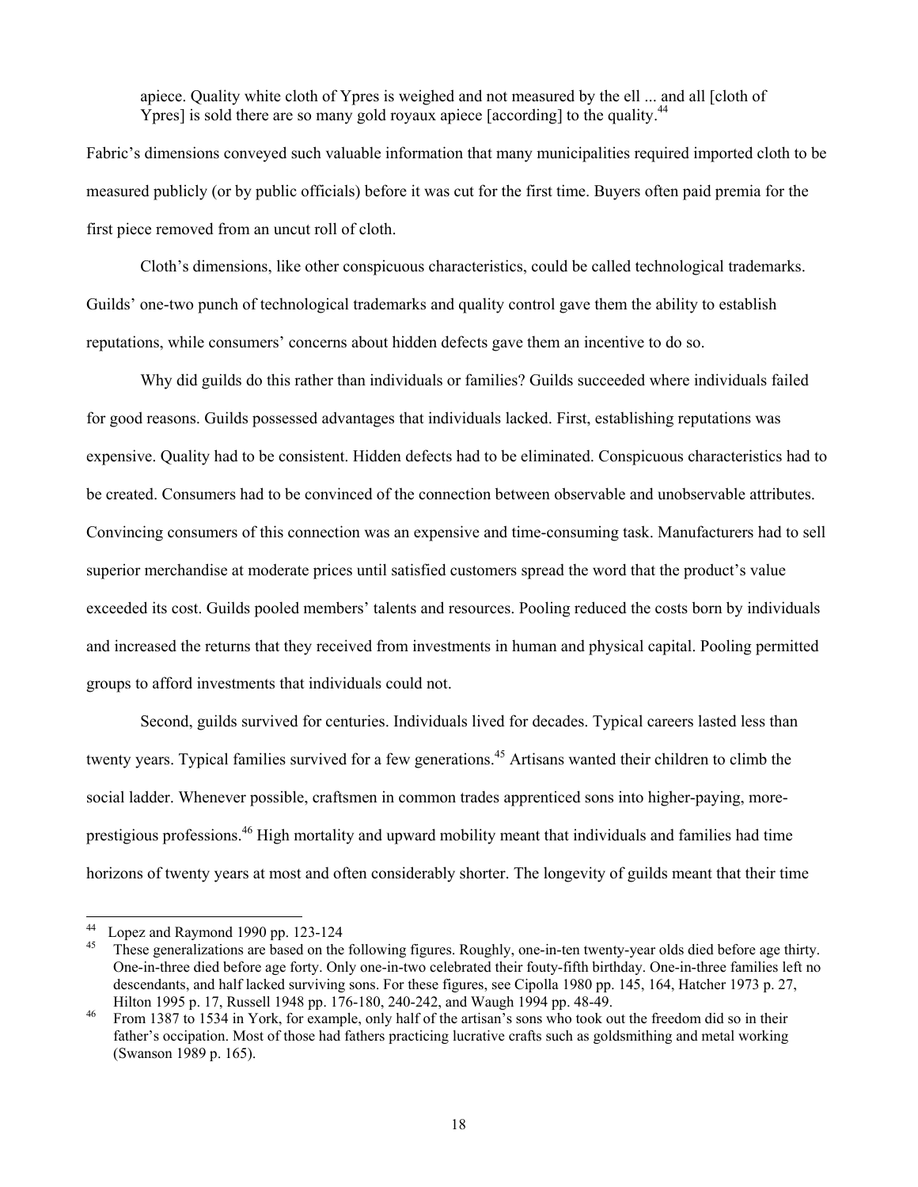> apiece. Quality white cloth of Ypres is weighed and not measured by the ell ... and all [cloth of Ypres] is sold there are so many gold royaux apiece [according] to the quality.[44]

Fabric's dimensions conveyed such valuable information that many municipalities required imported cloth to be measured publicly (or by public officials) before it was cut for the first time. Buyers often paid premia for the first piece removed from an uncut roll of cloth.

Cloth's dimensions, like other conspicuous characteristics, could be called technological trademarks. Guilds' one-two punch of technological trademarks and quality control gave them the ability to establish reputations, while consumers' concerns about hidden defects gave them an incentive to do so.

Why did guilds do this rather than individuals or families? Guilds succeeded where individuals failed for good reasons. Guilds possessed advantages that individuals lacked. First, establishing reputations was expensive. Quality had to be consistent. Hidden defects had to be eliminated. Conspicuous characteristics had to be created. Consumers had to be convinced of the connection between observable and unobservable attributes. Convincing consumers of this connection was an expensive and time-consuming task. Manufacturers had to sell superior merchandise at moderate prices until satisfied customers spread the word that the product's value exceeded its cost. Guilds pooled members' talents and resources. Pooling reduced the costs born by individuals and increased the returns that they received from investments in human and physical capital. Pooling permitted groups to afford investments that individuals could not.

Second, guilds survived for centuries. Individuals lived for decades. Typical careers lasted less than twenty years. Typical families survived for a few generations.[45] Artisans wanted their children to climb the social ladder. Whenever possible, craftsmen in common trades apprenticed sons into higher-paying, more-prestigious professions.[46] High mortality and upward mobility meant that individuals and families had time horizons of twenty years at most and often considerably shorter. The longevity of guilds meant that their time

---

[44] Lopez and Raymond 1990 pp. 123-124

[45] These generalizations are based on the following figures. Roughly, one-in-ten twenty-year olds died before age thirty. One-in-three died before age forty. Only one-in-two celebrated their fouty-fifth birthday. One-in-three families left no descendants, and half lacked surviving sons. For these figures, see Cipolla 1980 pp. 145, 164, Hatcher 1973 p. 27, Hilton 1995 p. 17, Russell 1948 pp. 176-180, 240-242, and Waugh 1994 pp. 48-49.

[46] From 1387 to 1534 in York, for example, only half of the artisan's sons who took out the freedom did so in their father's occipation. Most of those had fathers practicing lucrative crafts such as goldsmithing and metal working (Swanson 1989 p. 165).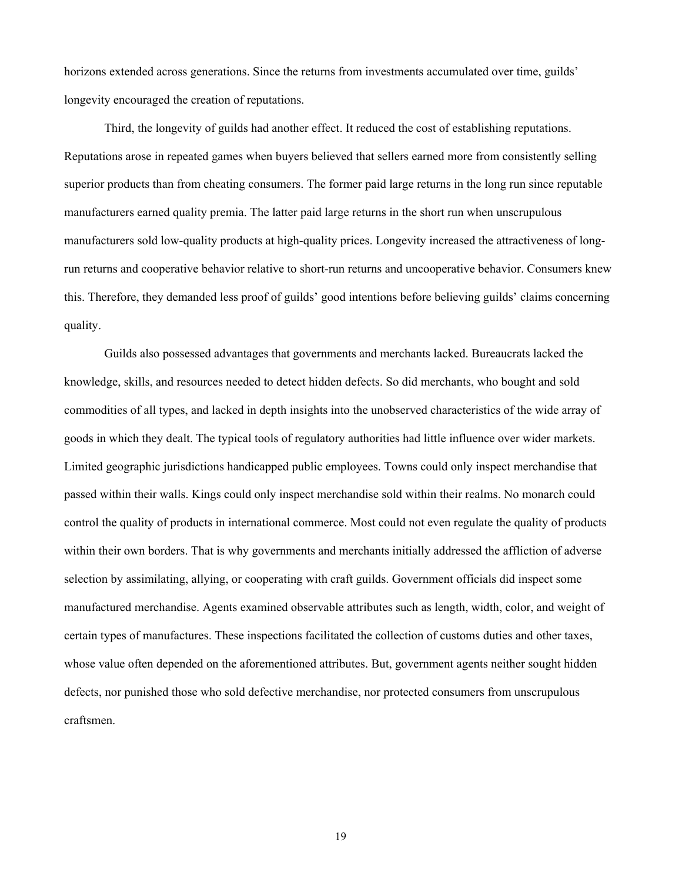horizons extended across generations. Since the returns from investments accumulated over time, guilds' longevity encouraged the creation of reputations.

Third, the longevity of guilds had another effect. It reduced the cost of establishing reputations. Reputations arose in repeated games when buyers believed that sellers earned more from consistently selling superior products than from cheating consumers. The former paid large returns in the long run since reputable manufacturers earned quality premia. The latter paid large returns in the short run when unscrupulous manufacturers sold low-quality products at high-quality prices. Longevity increased the attractiveness of long-run returns and cooperative behavior relative to short-run returns and uncooperative behavior. Consumers knew this. Therefore, they demanded less proof of guilds' good intentions before believing guilds' claims concerning quality.

Guilds also possessed advantages that governments and merchants lacked. Bureaucrats lacked the knowledge, skills, and resources needed to detect hidden defects. So did merchants, who bought and sold commodities of all types, and lacked in depth insights into the unobserved characteristics of the wide array of goods in which they dealt. The typical tools of regulatory authorities had little influence over wider markets. Limited geographic jurisdictions handicapped public employees. Towns could only inspect merchandise that passed within their walls. Kings could only inspect merchandise sold within their realms. No monarch could control the quality of products in international commerce. Most could not even regulate the quality of products within their own borders. That is why governments and merchants initially addressed the affliction of adverse selection by assimilating, allying, or cooperating with craft guilds. Government officials did inspect some manufactured merchandise. Agents examined observable attributes such as length, width, color, and weight of certain types of manufactures. These inspections facilitated the collection of customs duties and other taxes, whose value often depended on the aforementioned attributes. But, government agents neither sought hidden defects, nor punished those who sold defective merchandise, nor protected consumers from unscrupulous craftsmen.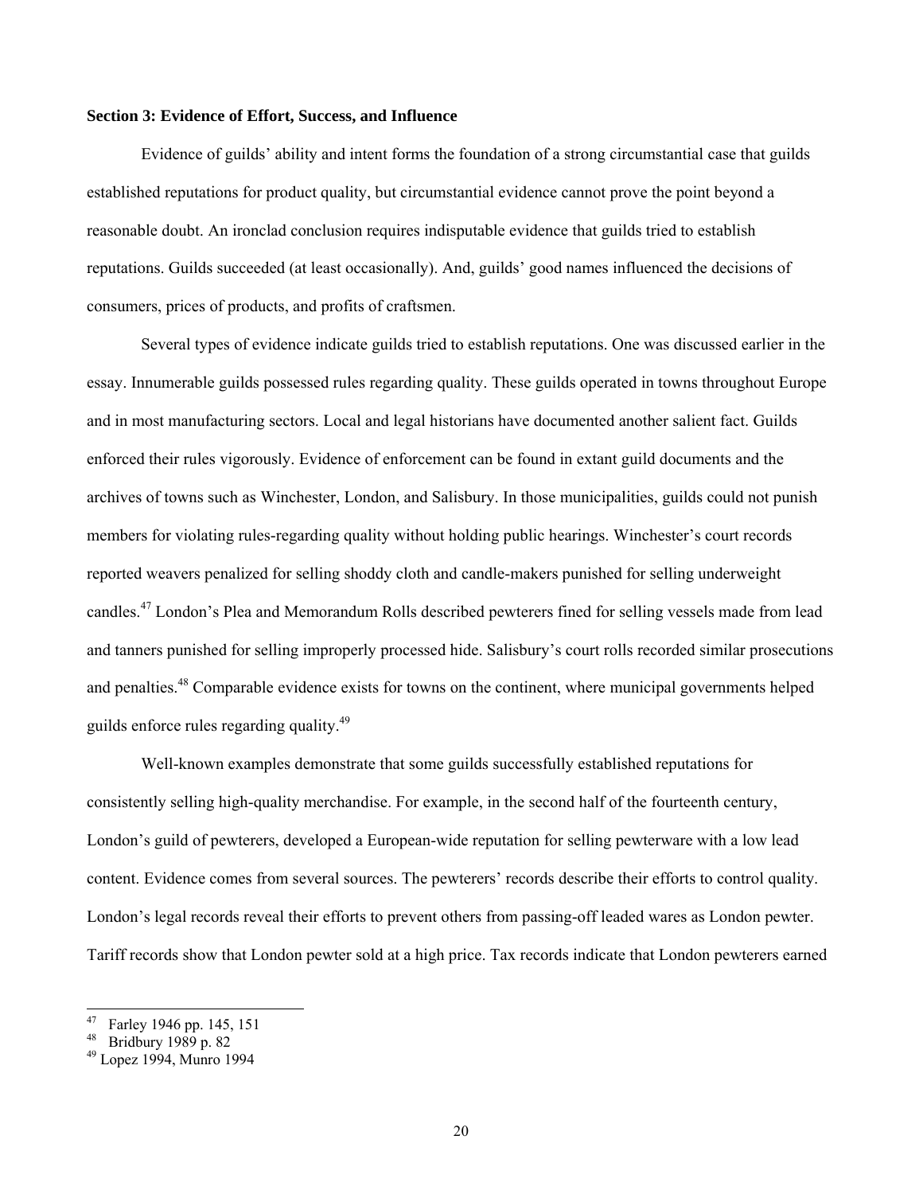**Section 3: Evidence of Effort, Success, and Influence**

Evidence of guilds' ability and intent forms the foundation of a strong circumstantial case that guilds established reputations for product quality, but circumstantial evidence cannot prove the point beyond a reasonable doubt. An ironclad conclusion requires indisputable evidence that guilds tried to establish reputations. Guilds succeeded (at least occasionally). And, guilds' good names influenced the decisions of consumers, prices of products, and profits of craftsmen.

Several types of evidence indicate guilds tried to establish reputations. One was discussed earlier in the essay. Innumerable guilds possessed rules regarding quality. These guilds operated in towns throughout Europe and in most manufacturing sectors. Local and legal historians have documented another salient fact. Guilds enforced their rules vigorously. Evidence of enforcement can be found in extant guild documents and the archives of towns such as Winchester, London, and Salisbury. In those municipalities, guilds could not punish members for violating rules-regarding quality without holding public hearings. Winchester's court records reported weavers penalized for selling shoddy cloth and candle-makers punished for selling underweight candles.[47] London's Plea and Memorandum Rolls described pewterers fined for selling vessels made from lead and tanners punished for selling improperly processed hide. Salisbury's court rolls recorded similar prosecutions and penalties.[48] Comparable evidence exists for towns on the continent, where municipal governments helped guilds enforce rules regarding quality.[49]

Well-known examples demonstrate that some guilds successfully established reputations for consistently selling high-quality merchandise. For example, in the second half of the fourteenth century, London's guild of pewterers, developed a European-wide reputation for selling pewterware with a low lead content. Evidence comes from several sources. The pewterers' records describe their efforts to control quality. London's legal records reveal their efforts to prevent others from passing-off leaded wares as London pewter. Tariff records show that London pewter sold at a high price. Tax records indicate that London pewterers earned

---

[47] Farley 1946 pp. 145, 151

[48] Bridbury 1989 p. 82

[49] Lopez 1994, Munro 1994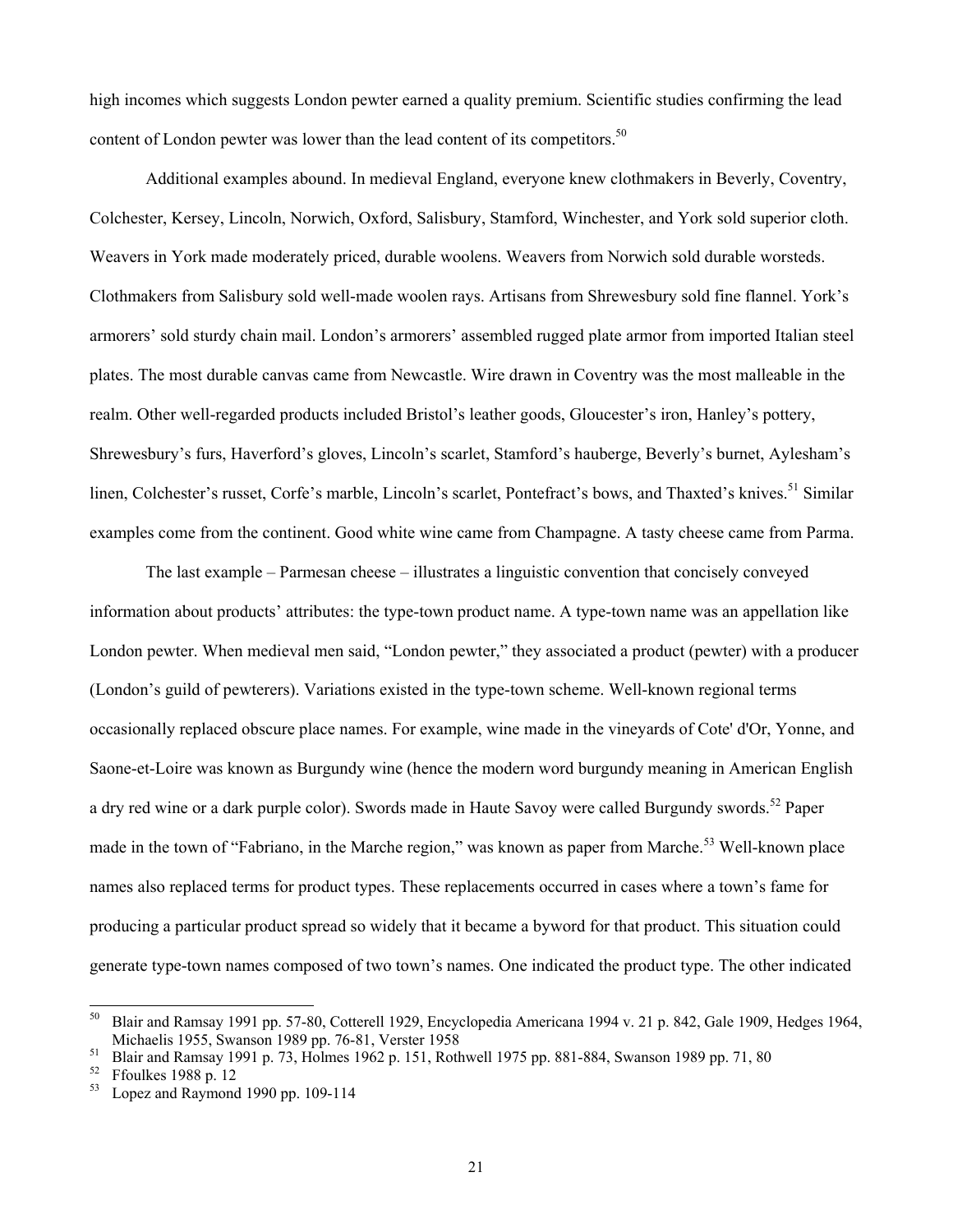high incomes which suggests London pewter earned a quality premium. Scientific studies confirming the lead content of London pewter was lower than the lead content of its competitors.[50]

Additional examples abound. In medieval England, everyone knew clothmakers in Beverly, Coventry, Colchester, Kersey, Lincoln, Norwich, Oxford, Salisbury, Stamford, Winchester, and York sold superior cloth. Weavers in York made moderately priced, durable woolens. Weavers from Norwich sold durable worsteds. Clothmakers from Salisbury sold well-made woolen rays. Artisans from Shrewesbury sold fine flannel. York's armorers' sold sturdy chain mail. London's armorers' assembled rugged plate armor from imported Italian steel plates. The most durable canvas came from Newcastle. Wire drawn in Coventry was the most malleable in the realm. Other well-regarded products included Bristol's leather goods, Gloucester's iron, Hanley's pottery, Shrewesbury's furs, Haverford's gloves, Lincoln's scarlet, Stamford's hauberge, Beverly's burnet, Aylesham's linen, Colchester's russet, Corfe's marble, Lincoln's scarlet, Pontefract's bows, and Thaxted's knives.[51] Similar examples come from the continent. Good white wine came from Champagne. A tasty cheese came from Parma.

The last example – Parmesan cheese – illustrates a linguistic convention that concisely conveyed information about products' attributes: the type-town product name. A type-town name was an appellation like London pewter. When medieval men said, "London pewter," they associated a product (pewter) with a producer (London's guild of pewterers). Variations existed in the type-town scheme. Well-known regional terms occasionally replaced obscure place names. For example, wine made in the vineyards of Cote' d'Or, Yonne, and Saone-et-Loire was known as Burgundy wine (hence the modern word burgundy meaning in American English a dry red wine or a dark purple color). Swords made in Haute Savoy were called Burgundy swords.[52] Paper made in the town of "Fabriano, in the Marche region," was known as paper from Marche.[53] Well-known place names also replaced terms for product types. These replacements occurred in cases where a town's fame for producing a particular product spread so widely that it became a byword for that product. This situation could generate type-town names composed of two town's names. One indicated the product type. The other indicated

---

[50] Blair and Ramsay 1991 pp. 57-80, Cotterell 1929, Encyclopedia Americana 1994 v. 21 p. 842, Gale 1909, Hedges 1964, Michaelis 1955, Swanson 1989 pp. 76-81, Verster 1958

[51] Blair and Ramsay 1991 p. 73, Holmes 1962 p. 151, Rothwell 1975 pp. 881-884, Swanson 1989 pp. 71, 80

[52] Ffoulkes 1988 p. 12

[53] Lopez and Raymond 1990 pp. 109-114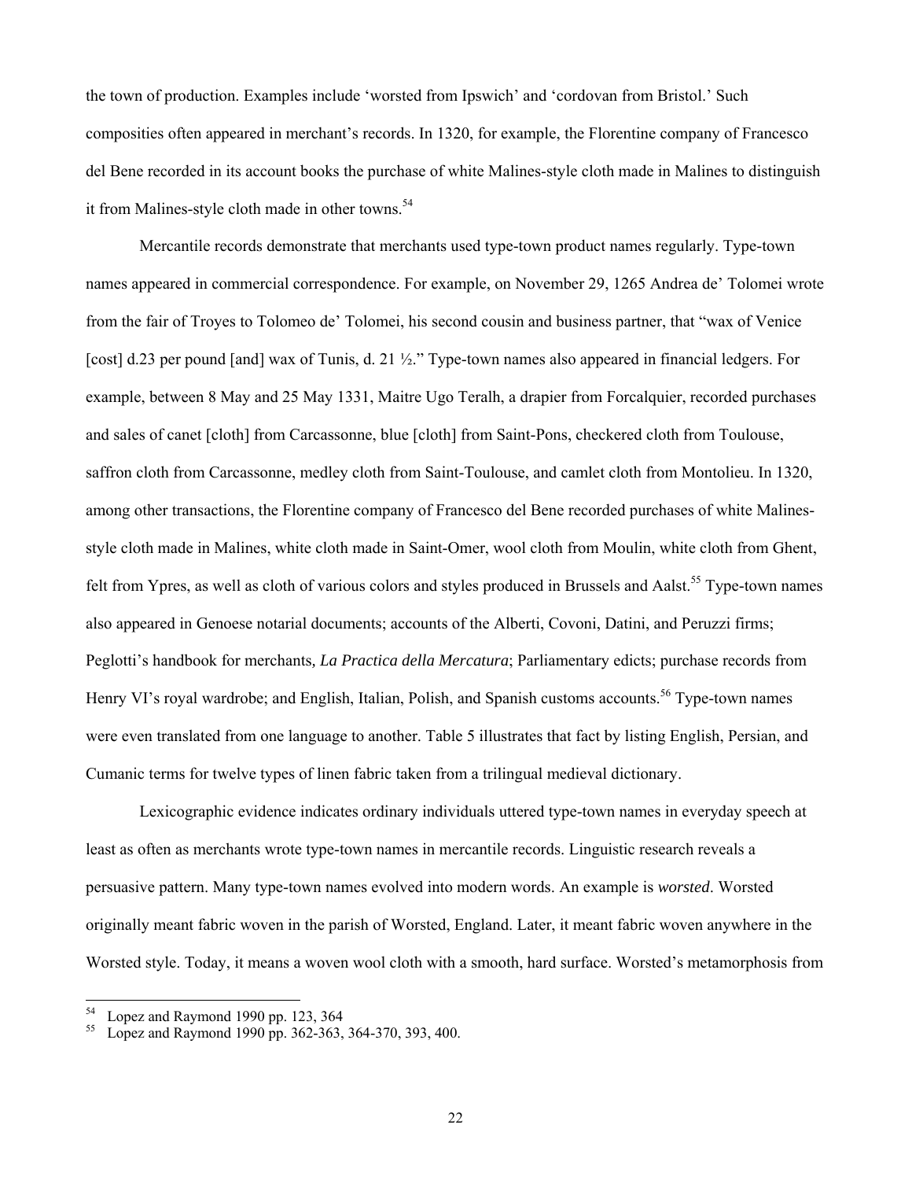the town of production. Examples include 'worsted from Ipswich' and 'cordovan from Bristol.' Such composities often appeared in merchant's records. In 1320, for example, the Florentine company of Francesco del Bene recorded in its account books the purchase of white Malines-style cloth made in Malines to distinguish it from Malines-style cloth made in other towns.[54]

Mercantile records demonstrate that merchants used type-town product names regularly. Type-town names appeared in commercial correspondence. For example, on November 29, 1265 Andrea de' Tolomei wrote from the fair of Troyes to Tolomeo de' Tolomei, his second cousin and business partner, that "wax of Venice [cost] d.23 per pound [and] wax of Tunis, d. 21 ½." Type-town names also appeared in financial ledgers. For example, between 8 May and 25 May 1331, Maitre Ugo Teralh, a drapier from Forcalquier, recorded purchases and sales of canet [cloth] from Carcassonne, blue [cloth] from Saint-Pons, checkered cloth from Toulouse, saffron cloth from Carcassonne, medley cloth from Saint-Toulouse, and camlet cloth from Montolieu. In 1320, among other transactions, the Florentine company of Francesco del Bene recorded purchases of white Malines-style cloth made in Malines, white cloth made in Saint-Omer, wool cloth from Moulin, white cloth from Ghent, felt from Ypres, as well as cloth of various colors and styles produced in Brussels and Aalst.[55] Type-town names also appeared in Genoese notarial documents; accounts of the Alberti, Covoni, Datini, and Peruzzi firms; Peglotti's handbook for merchants*, La Practica della Mercatura*; Parliamentary edicts; purchase records from Henry VI's royal wardrobe; and English, Italian, Polish, and Spanish customs accounts.[56] Type-town names were even translated from one language to another. Table 5 illustrates that fact by listing English, Persian, and Cumanic terms for twelve types of linen fabric taken from a trilingual medieval dictionary.

Lexicographic evidence indicates ordinary individuals uttered type-town names in everyday speech at least as often as merchants wrote type-town names in mercantile records. Linguistic research reveals a persuasive pattern. Many type-town names evolved into modern words. An example is *worsted*. Worsted originally meant fabric woven in the parish of Worsted, England. Later, it meant fabric woven anywhere in the Worsted style. Today, it means a woven wool cloth with a smooth, hard surface. Worsted's metamorphosis from

---

[54] Lopez and Raymond 1990 pp. 123, 364

[55] Lopez and Raymond 1990 pp. 362-363, 364-370, 393, 400.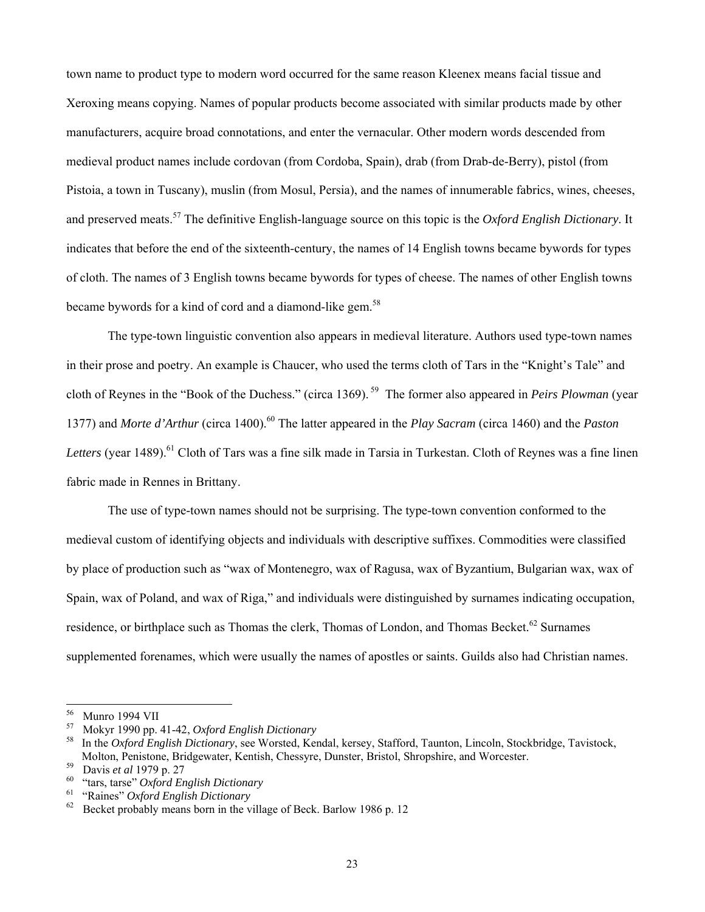town name to product type to modern word occurred for the same reason Kleenex means facial tissue and Xeroxing means copying. Names of popular products become associated with similar products made by other manufacturers, acquire broad connotations, and enter the vernacular. Other modern words descended from medieval product names include cordovan (from Cordoba, Spain), drab (from Drab-de-Berry), pistol (from Pistoia, a town in Tuscany), muslin (from Mosul, Persia), and the names of innumerable fabrics, wines, cheeses, and preserved meats.[57] The definitive English-language source on this topic is the *Oxford English Dictionary*. It indicates that before the end of the sixteenth-century, the names of 14 English towns became bywords for types of cloth. The names of 3 English towns became bywords for types of cheese. The names of other English towns became bywords for a kind of cord and a diamond-like gem.[58]

The type-town linguistic convention also appears in medieval literature. Authors used type-town names in their prose and poetry. An example is Chaucer, who used the terms cloth of Tars in the "Knight's Tale" and cloth of Reynes in the "Book of the Duchess." (circa 1369).[59] The former also appeared in *Peirs Plowman* (year 1377) and *Morte d'Arthur* (circa 1400).[60] The latter appeared in the *Play Sacram* (circa 1460) and the *Paston Letters* (year 1489).[61] Cloth of Tars was a fine silk made in Tarsia in Turkestan. Cloth of Reynes was a fine linen fabric made in Rennes in Brittany.

The use of type-town names should not be surprising. The type-town convention conformed to the medieval custom of identifying objects and individuals with descriptive suffixes. Commodities were classified by place of production such as "wax of Montenegro, wax of Ragusa, wax of Byzantium, Bulgarian wax, wax of Spain, wax of Poland, and wax of Riga," and individuals were distinguished by surnames indicating occupation, residence, or birthplace such as Thomas the clerk, Thomas of London, and Thomas Becket.[62] Surnames supplemented forenames, which were usually the names of apostles or saints. Guilds also had Christian names.

---

[56] Munro 1994 VII

[57] Mokyr 1990 pp. 41-42, *Oxford English Dictionary*

[58] In the *Oxford English Dictionary*, see Worsted, Kendal, kersey, Stafford, Taunton, Lincoln, Stockbridge, Tavistock, Molton, Penistone, Bridgewater, Kentish, Chessyre, Dunster, Bristol, Shropshire, and Worcester.

[59] Davis *et al* 1979 p. 27

[60] "tars, tarse" *Oxford English Dictionary*

[61] "Raines" *Oxford English Dictionary*

[62] Becket probably means born in the village of Beck. Barlow 1986 p. 12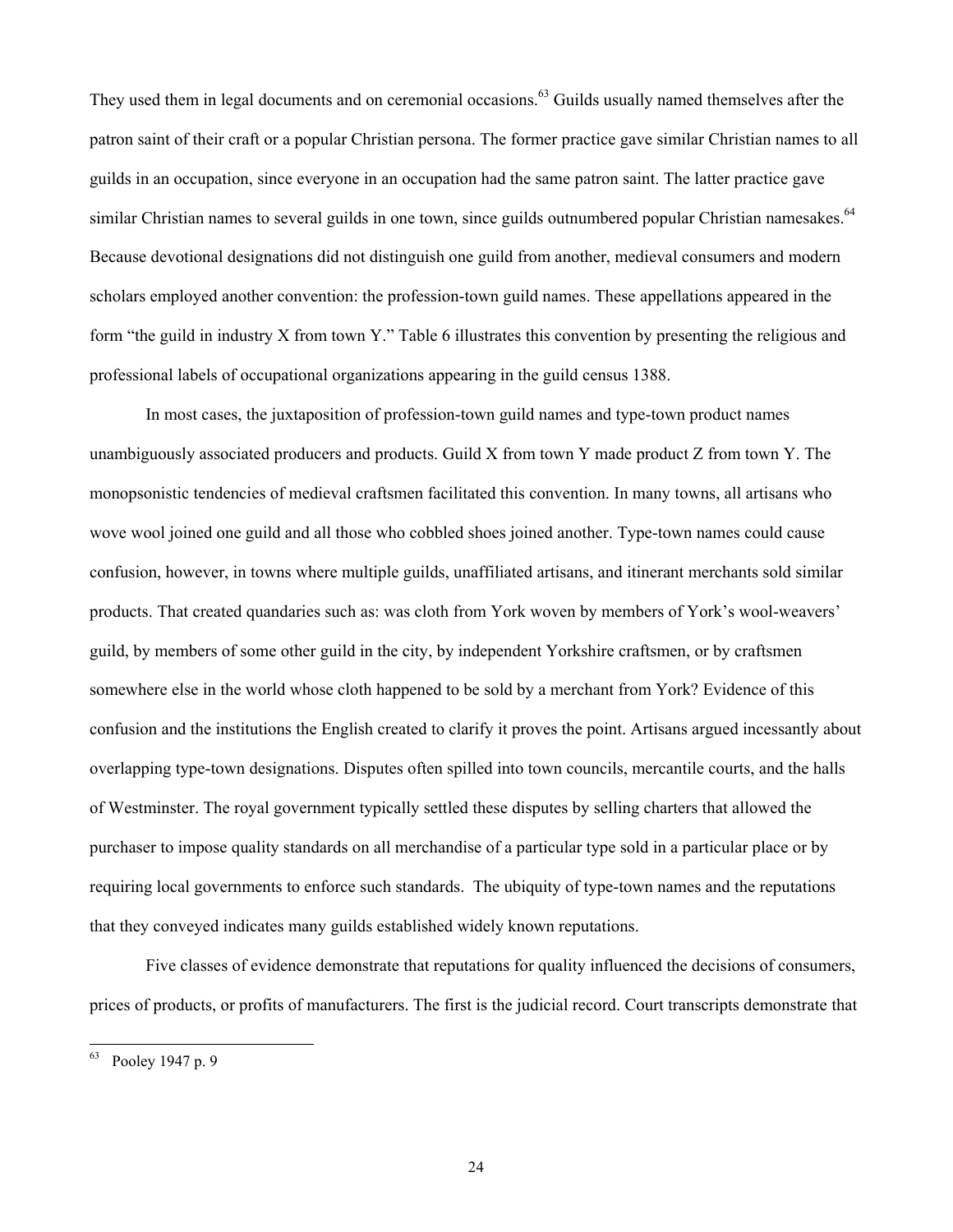They used them in legal documents and on ceremonial occasions.[63] Guilds usually named themselves after the patron saint of their craft or a popular Christian persona. The former practice gave similar Christian names to all guilds in an occupation, since everyone in an occupation had the same patron saint. The latter practice gave similar Christian names to several guilds in one town, since guilds outnumbered popular Christian namesakes.[64] Because devotional designations did not distinguish one guild from another, medieval consumers and modern scholars employed another convention: the profession-town guild names. These appellations appeared in the form "the guild in industry X from town Y." Table 6 illustrates this convention by presenting the religious and professional labels of occupational organizations appearing in the guild census 1388.

In most cases, the juxtaposition of profession-town guild names and type-town product names unambiguously associated producers and products. Guild X from town Y made product Z from town Y. The monopsonistic tendencies of medieval craftsmen facilitated this convention. In many towns, all artisans who wove wool joined one guild and all those who cobbled shoes joined another. Type-town names could cause confusion, however, in towns where multiple guilds, unaffiliated artisans, and itinerant merchants sold similar products. That created quandaries such as: was cloth from York woven by members of York's wool-weavers' guild, by members of some other guild in the city, by independent Yorkshire craftsmen, or by craftsmen somewhere else in the world whose cloth happened to be sold by a merchant from York? Evidence of this confusion and the institutions the English created to clarify it proves the point. Artisans argued incessantly about overlapping type-town designations. Disputes often spilled into town councils, mercantile courts, and the halls of Westminster. The royal government typically settled these disputes by selling charters that allowed the purchaser to impose quality standards on all merchandise of a particular type sold in a particular place or by requiring local governments to enforce such standards. The ubiquity of type-town names and the reputations that they conveyed indicates many guilds established widely known reputations.

Five classes of evidence demonstrate that reputations for quality influenced the decisions of consumers, prices of products, or profits of manufacturers. The first is the judicial record. Court transcripts demonstrate that

---

[63] Pooley 1947 p. 9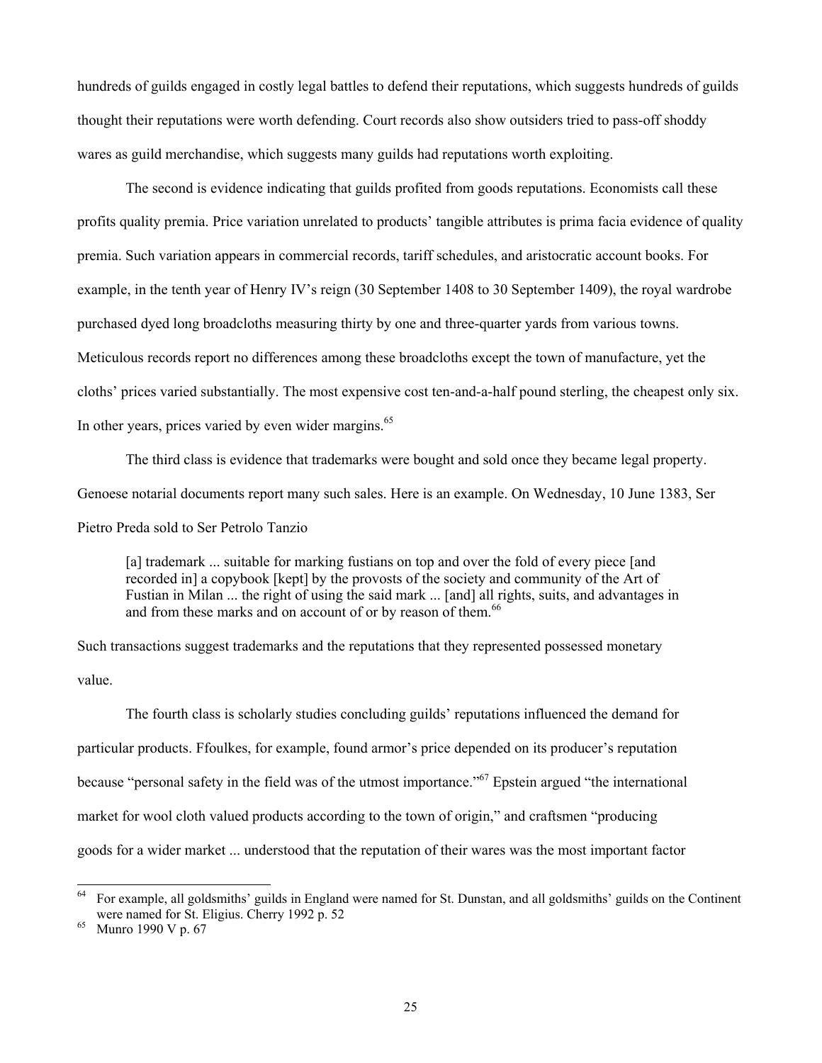hundreds of guilds engaged in costly legal battles to defend their reputations, which suggests hundreds of guilds thought their reputations were worth defending. Court records also show outsiders tried to pass-off shoddy wares as guild merchandise, which suggests many guilds had reputations worth exploiting.

The second is evidence indicating that guilds profited from goods reputations. Economists call these profits quality premia. Price variation unrelated to products' tangible attributes is prima facia evidence of quality premia. Such variation appears in commercial records, tariff schedules, and aristocratic account books. For example, in the tenth year of Henry IV's reign (30 September 1408 to 30 September 1409), the royal wardrobe purchased dyed long broadcloths measuring thirty by one and three-quarter yards from various towns. Meticulous records report no differences among these broadcloths except the town of manufacture, yet the cloths' prices varied substantially. The most expensive cost ten-and-a-half pound sterling, the cheapest only six. In other years, prices varied by even wider margins.[65]

The third class is evidence that trademarks were bought and sold once they became legal property. Genoese notarial documents report many such sales. Here is an example. On Wednesday, 10 June 1383, Ser Pietro Preda sold to Ser Petrolo Tanzio

> [a] trademark ... suitable for marking fustians on top and over the fold of every piece [and recorded in] a copybook [kept] by the provosts of the society and community of the Art of Fustian in Milan ... the right of using the said mark ... [and] all rights, suits, and advantages in and from these marks and on account of or by reason of them.[66]

Such transactions suggest trademarks and the reputations that they represented possessed monetary value.

The fourth class is scholarly studies concluding guilds' reputations influenced the demand for particular products. Ffoulkes, for example, found armor's price depended on its producer's reputation because "personal safety in the field was of the utmost importance."[67] Epstein argued "the international market for wool cloth valued products according to the town of origin," and craftsmen "producing goods for a wider market ... understood that the reputation of their wares was the most important factor

---

[64] For example, all goldsmiths' guilds in England were named for St. Dunstan, and all goldsmiths' guilds on the Continent were named for St. Eligius. Cherry 1992 p. 52

[65] Munro 1990 V p. 67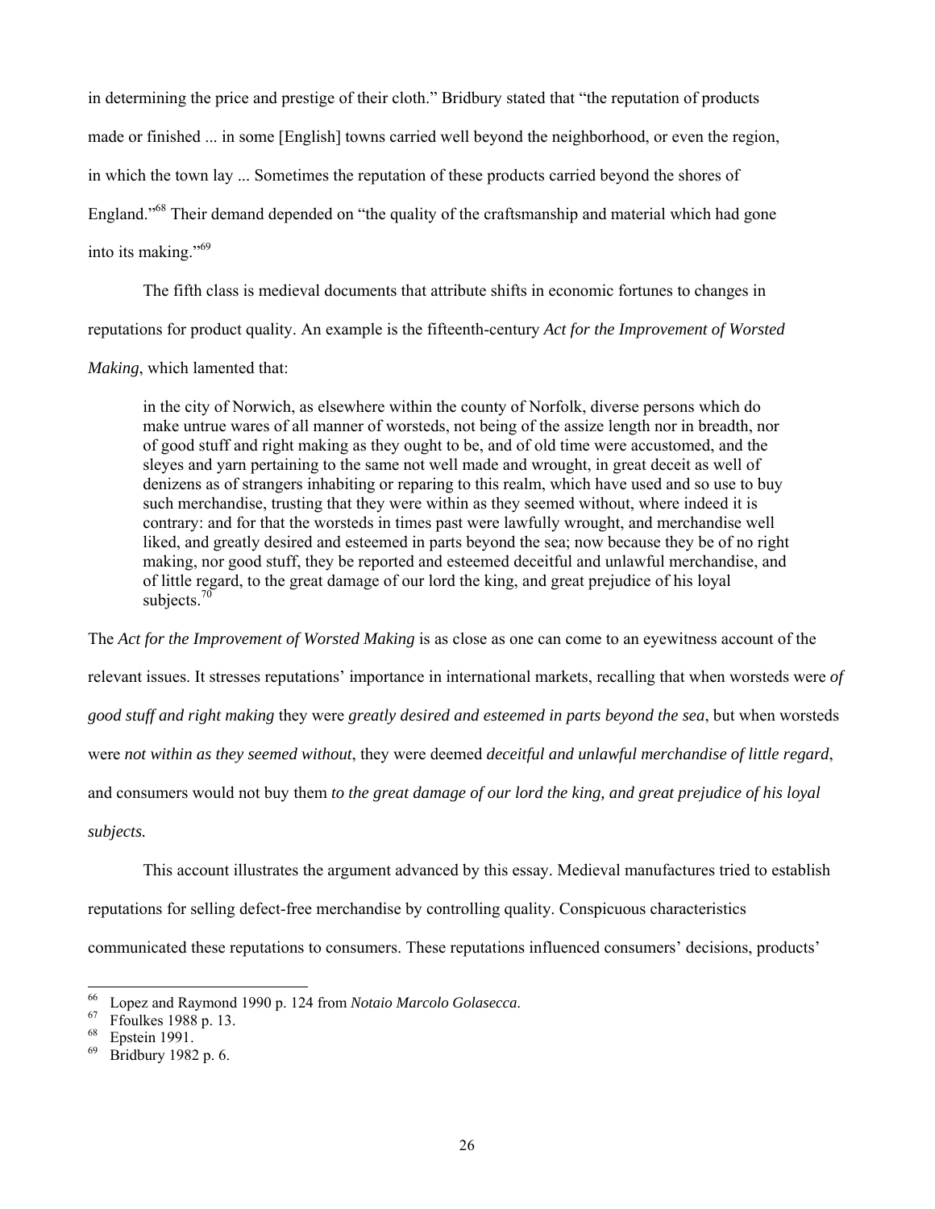in determining the price and prestige of their cloth." Bridbury stated that "the reputation of products made or finished ... in some [English] towns carried well beyond the neighborhood, or even the region, in which the town lay ... Sometimes the reputation of these products carried beyond the shores of England."[68] Their demand depended on "the quality of the craftsmanship and material which had gone into its making."[69]

The fifth class is medieval documents that attribute shifts in economic fortunes to changes in reputations for product quality. An example is the fifteenth-century *Act for the Improvement of Worsted Making*, which lamented that:

> in the city of Norwich, as elsewhere within the county of Norfolk, diverse persons which do make untrue wares of all manner of worsteds, not being of the assize length nor in breadth, nor of good stuff and right making as they ought to be, and of old time were accustomed, and the sleyes and yarn pertaining to the same not well made and wrought, in great deceit as well of denizens as of strangers inhabiting or reparing to this realm, which have used and so use to buy such merchandise, trusting that they were within as they seemed without, where indeed it is contrary: and for that the worsteds in times past were lawfully wrought, and merchandise well liked, and greatly desired and esteemed in parts beyond the sea; now because they be of no right making, nor good stuff, they be reported and esteemed deceitful and unlawful merchandise, and of little regard, to the great damage of our lord the king, and great prejudice of his loyal subjects.[70]

The *Act for the Improvement of Worsted Making* is as close as one can come to an eyewitness account of the relevant issues. It stresses reputations' importance in international markets, recalling that when worsteds were *of good stuff and right making* they were *greatly desired and esteemed in parts beyond the sea*, but when worsteds were *not within as they seemed without*, they were deemed *deceitful and unlawful merchandise of little regard*, and consumers would not buy them *to the great damage of our lord the king, and great prejudice of his loyal subjects.*

This account illustrates the argument advanced by this essay. Medieval manufactures tried to establish reputations for selling defect-free merchandise by controlling quality. Conspicuous characteristics communicated these reputations to consumers. These reputations influenced consumers' decisions, products'

---

[66] Lopez and Raymond 1990 p. 124 from *Notaio Marcolo Golasecca*.

[67] Ffoulkes 1988 p. 13.

[68] Epstein 1991.

[69] Bridbury 1982 p. 6.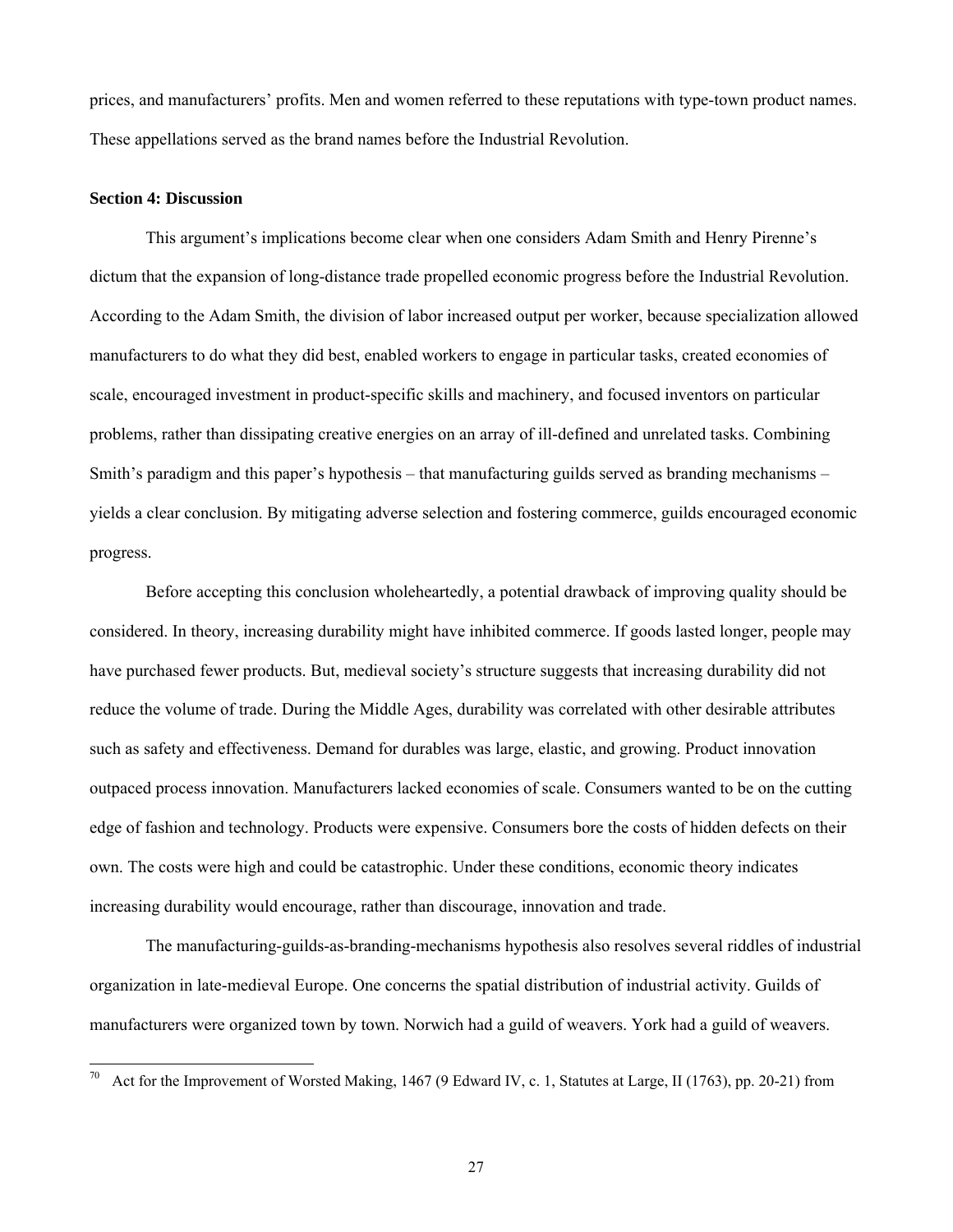prices, and manufacturers' profits. Men and women referred to these reputations with type-town product names. These appellations served as the brand names before the Industrial Revolution.

**Section 4: Discussion**

This argument's implications become clear when one considers Adam Smith and Henry Pirenne's dictum that the expansion of long-distance trade propelled economic progress before the Industrial Revolution. According to the Adam Smith, the division of labor increased output per worker, because specialization allowed manufacturers to do what they did best, enabled workers to engage in particular tasks, created economies of scale, encouraged investment in product-specific skills and machinery, and focused inventors on particular problems, rather than dissipating creative energies on an array of ill-defined and unrelated tasks. Combining Smith's paradigm and this paper's hypothesis – that manufacturing guilds served as branding mechanisms – yields a clear conclusion. By mitigating adverse selection and fostering commerce, guilds encouraged economic progress.

Before accepting this conclusion wholeheartedly, a potential drawback of improving quality should be considered. In theory, increasing durability might have inhibited commerce. If goods lasted longer, people may have purchased fewer products. But, medieval society's structure suggests that increasing durability did not reduce the volume of trade. During the Middle Ages, durability was correlated with other desirable attributes such as safety and effectiveness. Demand for durables was large, elastic, and growing. Product innovation outpaced process innovation. Manufacturers lacked economies of scale. Consumers wanted to be on the cutting edge of fashion and technology. Products were expensive. Consumers bore the costs of hidden defects on their own. The costs were high and could be catastrophic. Under these conditions, economic theory indicates increasing durability would encourage, rather than discourage, innovation and trade.

The manufacturing-guilds-as-branding-mechanisms hypothesis also resolves several riddles of industrial organization in late-medieval Europe. One concerns the spatial distribution of industrial activity. Guilds of manufacturers were organized town by town. Norwich had a guild of weavers. York had a guild of weavers.

[70] Act for the Improvement of Worsted Making, 1467 (9 Edward IV, c. 1, Statutes at Large, II (1763), pp. 20-21) from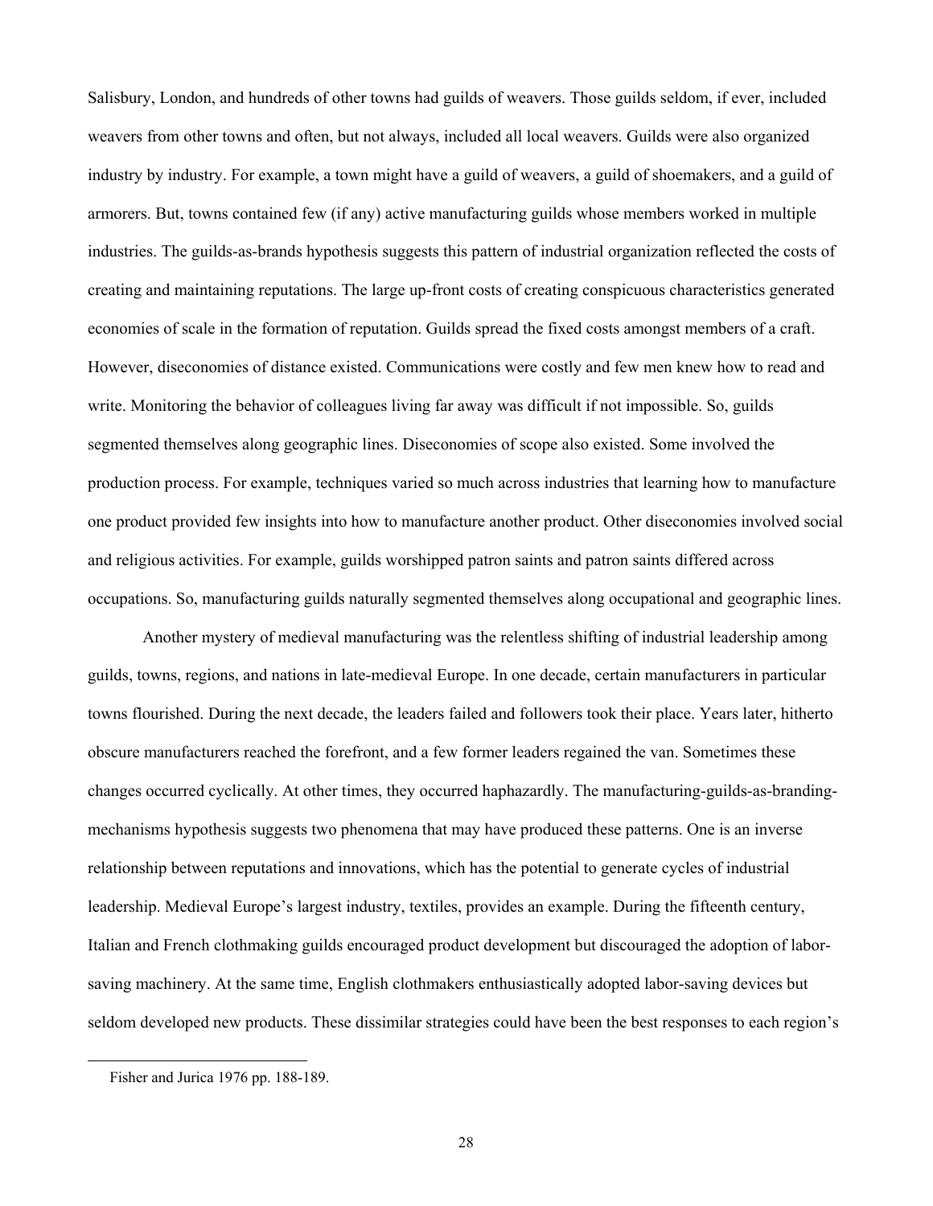Salisbury, London, and hundreds of other towns had guilds of weavers. Those guilds seldom, if ever, included weavers from other towns and often, but not always, included all local weavers. Guilds were also organized industry by industry. For example, a town might have a guild of weavers, a guild of shoemakers, and a guild of armorers. But, towns contained few (if any) active manufacturing guilds whose members worked in multiple industries. The guilds-as-brands hypothesis suggests this pattern of industrial organization reflected the costs of creating and maintaining reputations. The large up-front costs of creating conspicuous characteristics generated economies of scale in the formation of reputation. Guilds spread the fixed costs amongst members of a craft. However, diseconomies of distance existed. Communications were costly and few men knew how to read and write. Monitoring the behavior of colleagues living far away was difficult if not impossible. So, guilds segmented themselves along geographic lines. Diseconomies of scope also existed. Some involved the production process. For example, techniques varied so much across industries that learning how to manufacture one product provided few insights into how to manufacture another product. Other diseconomies involved social and religious activities. For example, guilds worshipped patron saints and patron saints differed across occupations. So, manufacturing guilds naturally segmented themselves along occupational and geographic lines.

Another mystery of medieval manufacturing was the relentless shifting of industrial leadership among guilds, towns, regions, and nations in late-medieval Europe. In one decade, certain manufacturers in particular towns flourished. During the next decade, the leaders failed and followers took their place. Years later, hitherto obscure manufacturers reached the forefront, and a few former leaders regained the van. Sometimes these changes occurred cyclically. At other times, they occurred haphazardly. The manufacturing-guilds-as-branding-mechanisms hypothesis suggests two phenomena that may have produced these patterns. One is an inverse relationship between reputations and innovations, which has the potential to generate cycles of industrial leadership. Medieval Europe's largest industry, textiles, provides an example. During the fifteenth century, Italian and French clothmaking guilds encouraged product development but discouraged the adoption of labor-saving machinery. At the same time, English clothmakers enthusiastically adopted labor-saving devices but seldom developed new products. These dissimilar strategies could have been the best responses to each region's

Fisher and Jurica 1976 pp. 188-189.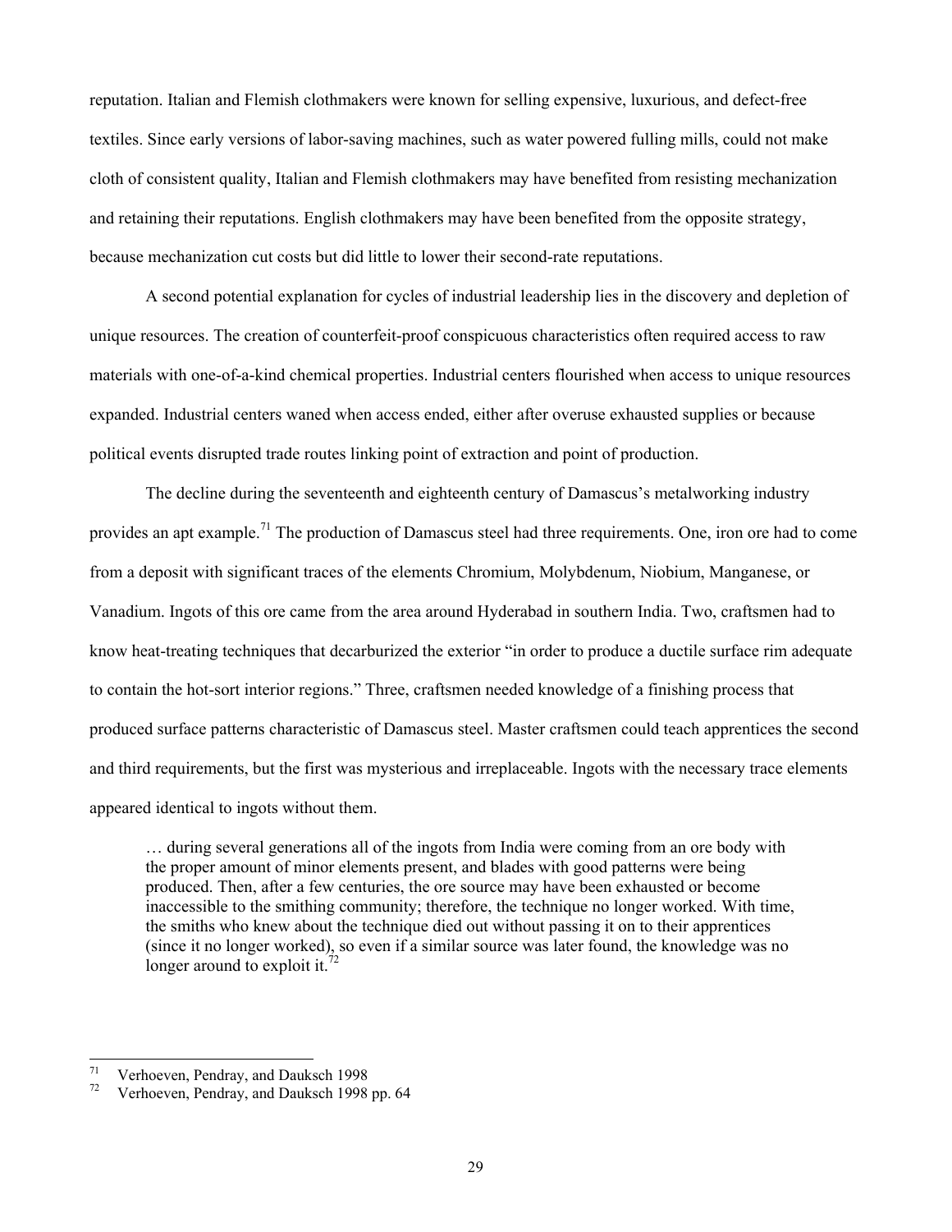reputation. Italian and Flemish clothmakers were known for selling expensive, luxurious, and defect-free textiles. Since early versions of labor-saving machines, such as water powered fulling mills, could not make cloth of consistent quality, Italian and Flemish clothmakers may have benefited from resisting mechanization and retaining their reputations. English clothmakers may have been benefited from the opposite strategy, because mechanization cut costs but did little to lower their second-rate reputations.

A second potential explanation for cycles of industrial leadership lies in the discovery and depletion of unique resources. The creation of counterfeit-proof conspicuous characteristics often required access to raw materials with one-of-a-kind chemical properties. Industrial centers flourished when access to unique resources expanded. Industrial centers waned when access ended, either after overuse exhausted supplies or because political events disrupted trade routes linking point of extraction and point of production.

The decline during the seventeenth and eighteenth century of Damascus's metalworking industry provides an apt example.[71] The production of Damascus steel had three requirements. One, iron ore had to come from a deposit with significant traces of the elements Chromium, Molybdenum, Niobium, Manganese, or Vanadium. Ingots of this ore came from the area around Hyderabad in southern India. Two, craftsmen had to know heat-treating techniques that decarburized the exterior "in order to produce a ductile surface rim adequate to contain the hot-sort interior regions." Three, craftsmen needed knowledge of a finishing process that produced surface patterns characteristic of Damascus steel. Master craftsmen could teach apprentices the second and third requirements, but the first was mysterious and irreplaceable. Ingots with the necessary trace elements appeared identical to ingots without them.

> … during several generations all of the ingots from India were coming from an ore body with the proper amount of minor elements present, and blades with good patterns were being produced. Then, after a few centuries, the ore source may have been exhausted or become inaccessible to the smithing community; therefore, the technique no longer worked. With time, the smiths who knew about the technique died out without passing it on to their apprentices (since it no longer worked), so even if a similar source was later found, the knowledge was no longer around to exploit it.[72]

---

[71] Verhoeven, Pendray, and Dauksch 1998

[72] Verhoeven, Pendray, and Dauksch 1998 pp. 64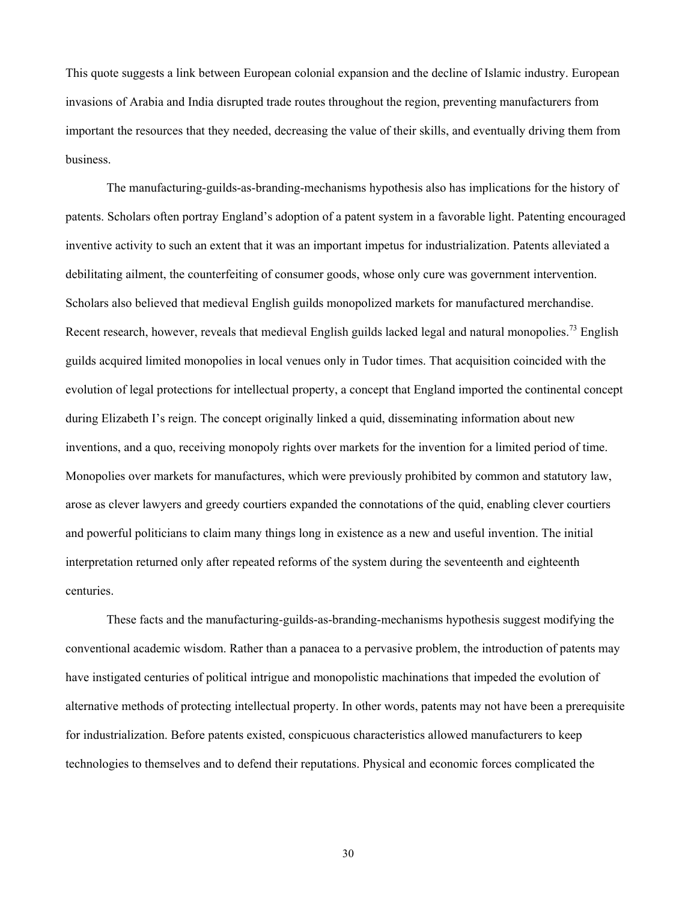This quote suggests a link between European colonial expansion and the decline of Islamic industry. European invasions of Arabia and India disrupted trade routes throughout the region, preventing manufacturers from important the resources that they needed, decreasing the value of their skills, and eventually driving them from business.

The manufacturing-guilds-as-branding-mechanisms hypothesis also has implications for the history of patents. Scholars often portray England's adoption of a patent system in a favorable light. Patenting encouraged inventive activity to such an extent that it was an important impetus for industrialization. Patents alleviated a debilitating ailment, the counterfeiting of consumer goods, whose only cure was government intervention. Scholars also believed that medieval English guilds monopolized markets for manufactured merchandise. Recent research, however, reveals that medieval English guilds lacked legal and natural monopolies.[73] English guilds acquired limited monopolies in local venues only in Tudor times. That acquisition coincided with the evolution of legal protections for intellectual property, a concept that England imported the continental concept during Elizabeth I's reign. The concept originally linked a quid, disseminating information about new inventions, and a quo, receiving monopoly rights over markets for the invention for a limited period of time. Monopolies over markets for manufactures, which were previously prohibited by common and statutory law, arose as clever lawyers and greedy courtiers expanded the connotations of the quid, enabling clever courtiers and powerful politicians to claim many things long in existence as a new and useful invention. The initial interpretation returned only after repeated reforms of the system during the seventeenth and eighteenth centuries.

These facts and the manufacturing-guilds-as-branding-mechanisms hypothesis suggest modifying the conventional academic wisdom. Rather than a panacea to a pervasive problem, the introduction of patents may have instigated centuries of political intrigue and monopolistic machinations that impeded the evolution of alternative methods of protecting intellectual property. In other words, patents may not have been a prerequisite for industrialization. Before patents existed, conspicuous characteristics allowed manufacturers to keep technologies to themselves and to defend their reputations. Physical and economic forces complicated the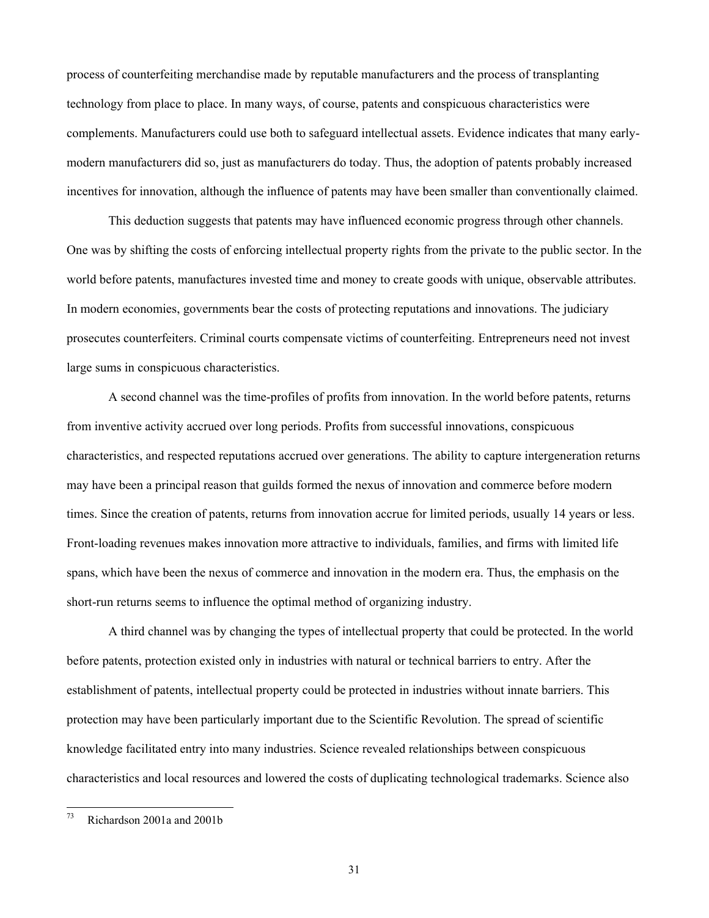process of counterfeiting merchandise made by reputable manufacturers and the process of transplanting technology from place to place. In many ways, of course, patents and conspicuous characteristics were complements. Manufacturers could use both to safeguard intellectual assets. Evidence indicates that many early-modern manufacturers did so, just as manufacturers do today. Thus, the adoption of patents probably increased incentives for innovation, although the influence of patents may have been smaller than conventionally claimed.

This deduction suggests that patents may have influenced economic progress through other channels. One was by shifting the costs of enforcing intellectual property rights from the private to the public sector. In the world before patents, manufactures invested time and money to create goods with unique, observable attributes. In modern economies, governments bear the costs of protecting reputations and innovations. The judiciary prosecutes counterfeiters. Criminal courts compensate victims of counterfeiting. Entrepreneurs need not invest large sums in conspicuous characteristics.

A second channel was the time-profiles of profits from innovation. In the world before patents, returns from inventive activity accrued over long periods. Profits from successful innovations, conspicuous characteristics, and respected reputations accrued over generations. The ability to capture intergeneration returns may have been a principal reason that guilds formed the nexus of innovation and commerce before modern times. Since the creation of patents, returns from innovation accrue for limited periods, usually 14 years or less. Front-loading revenues makes innovation more attractive to individuals, families, and firms with limited life spans, which have been the nexus of commerce and innovation in the modern era. Thus, the emphasis on the short-run returns seems to influence the optimal method of organizing industry.

A third channel was by changing the types of intellectual property that could be protected. In the world before patents, protection existed only in industries with natural or technical barriers to entry. After the establishment of patents, intellectual property could be protected in industries without innate barriers. This protection may have been particularly important due to the Scientific Revolution. The spread of scientific knowledge facilitated entry into many industries. Science revealed relationships between conspicuous characteristics and local resources and lowered the costs of duplicating technological trademarks. Science also

[73] Richardson 2001a and 2001b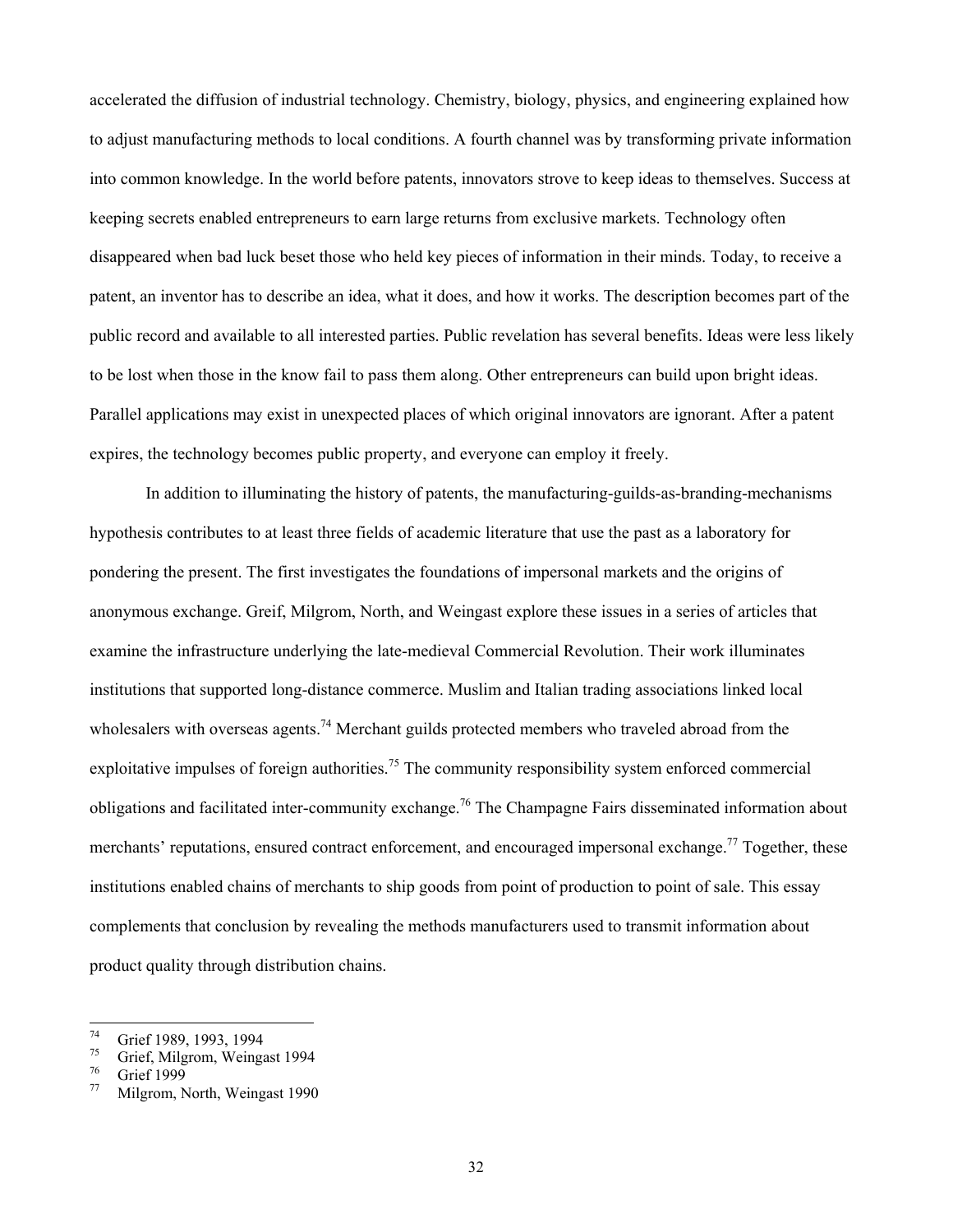accelerated the diffusion of industrial technology. Chemistry, biology, physics, and engineering explained how to adjust manufacturing methods to local conditions. A fourth channel was by transforming private information into common knowledge. In the world before patents, innovators strove to keep ideas to themselves. Success at keeping secrets enabled entrepreneurs to earn large returns from exclusive markets. Technology often disappeared when bad luck beset those who held key pieces of information in their minds. Today, to receive a patent, an inventor has to describe an idea, what it does, and how it works. The description becomes part of the public record and available to all interested parties. Public revelation has several benefits. Ideas were less likely to be lost when those in the know fail to pass them along. Other entrepreneurs can build upon bright ideas. Parallel applications may exist in unexpected places of which original innovators are ignorant. After a patent expires, the technology becomes public property, and everyone can employ it freely.

In addition to illuminating the history of patents, the manufacturing-guilds-as-branding-mechanisms hypothesis contributes to at least three fields of academic literature that use the past as a laboratory for pondering the present. The first investigates the foundations of impersonal markets and the origins of anonymous exchange. Greif, Milgrom, North, and Weingast explore these issues in a series of articles that examine the infrastructure underlying the late-medieval Commercial Revolution. Their work illuminates institutions that supported long-distance commerce. Muslim and Italian trading associations linked local wholesalers with overseas agents.[74] Merchant guilds protected members who traveled abroad from the exploitative impulses of foreign authorities.[75] The community responsibility system enforced commercial obligations and facilitated inter-community exchange.[76] The Champagne Fairs disseminated information about merchants' reputations, ensured contract enforcement, and encouraged impersonal exchange.[77] Together, these institutions enabled chains of merchants to ship goods from point of production to point of sale. This essay complements that conclusion by revealing the methods manufacturers used to transmit information about product quality through distribution chains.

---

[74] Grief 1989, 1993, 1994

[75] Grief, Milgrom, Weingast 1994

[76] Grief 1999

[77] Milgrom, North, Weingast 1990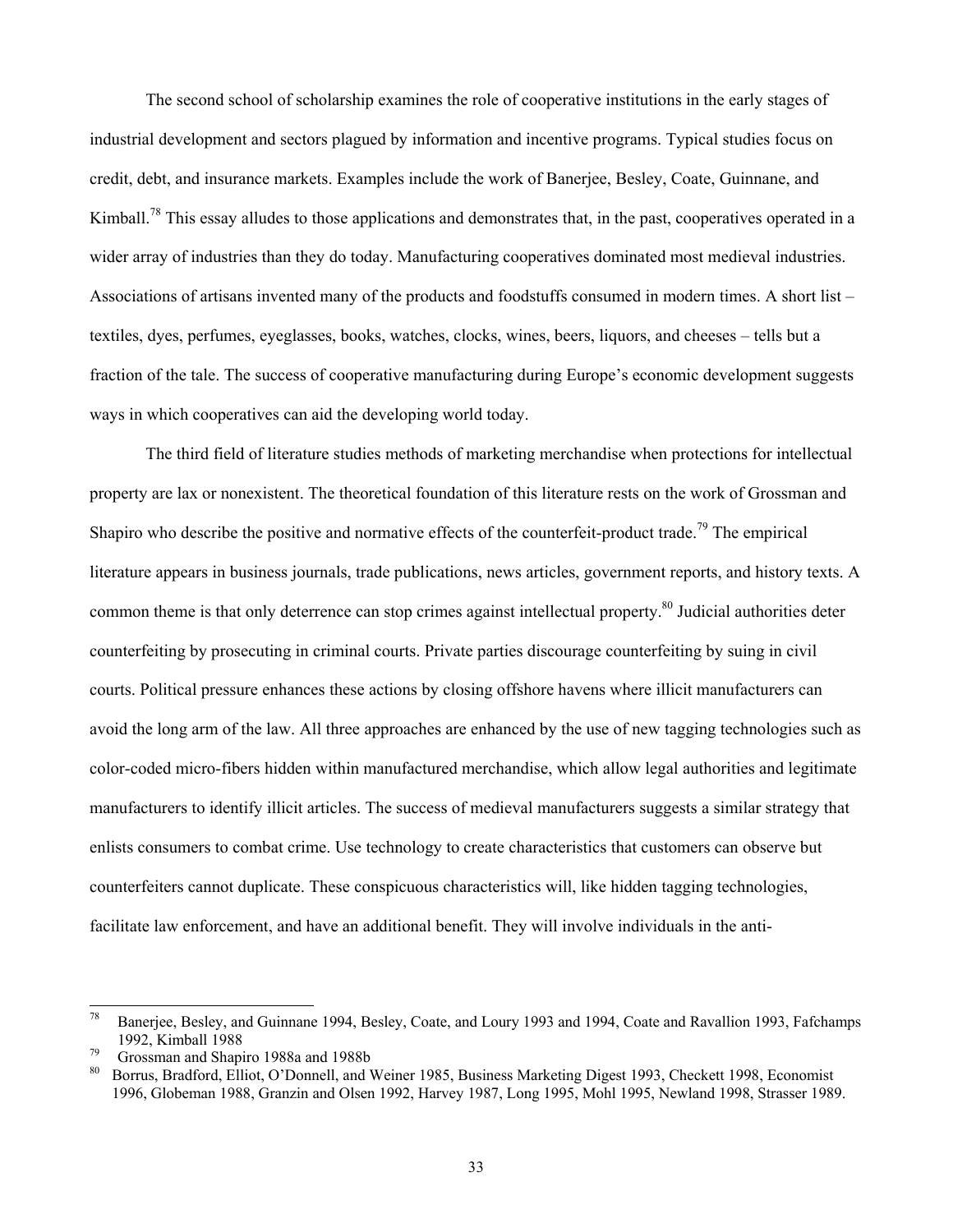The second school of scholarship examines the role of cooperative institutions in the early stages of industrial development and sectors plagued by information and incentive programs. Typical studies focus on credit, debt, and insurance markets. Examples include the work of Banerjee, Besley, Coate, Guinnane, and Kimball.[78] This essay alludes to those applications and demonstrates that, in the past, cooperatives operated in a wider array of industries than they do today. Manufacturing cooperatives dominated most medieval industries. Associations of artisans invented many of the products and foodstuffs consumed in modern times. A short list – textiles, dyes, perfumes, eyeglasses, books, watches, clocks, wines, beers, liquors, and cheeses – tells but a fraction of the tale. The success of cooperative manufacturing during Europe's economic development suggests ways in which cooperatives can aid the developing world today.

The third field of literature studies methods of marketing merchandise when protections for intellectual property are lax or nonexistent. The theoretical foundation of this literature rests on the work of Grossman and Shapiro who describe the positive and normative effects of the counterfeit-product trade.[79] The empirical literature appears in business journals, trade publications, news articles, government reports, and history texts. A common theme is that only deterrence can stop crimes against intellectual property.[80] Judicial authorities deter counterfeiting by prosecuting in criminal courts. Private parties discourage counterfeiting by suing in civil courts. Political pressure enhances these actions by closing offshore havens where illicit manufacturers can avoid the long arm of the law. All three approaches are enhanced by the use of new tagging technologies such as color-coded micro-fibers hidden within manufactured merchandise, which allow legal authorities and legitimate manufacturers to identify illicit articles. The success of medieval manufacturers suggests a similar strategy that enlists consumers to combat crime. Use technology to create characteristics that customers can observe but counterfeiters cannot duplicate. These conspicuous characteristics will, like hidden tagging technologies, facilitate law enforcement, and have an additional benefit. They will involve individuals in the anti-

---

[78] Banerjee, Besley, and Guinnane 1994, Besley, Coate, and Loury 1993 and 1994, Coate and Ravallion 1993, Fafchamps 1992, Kimball 1988

[79] Grossman and Shapiro 1988a and 1988b

[80] Borrus, Bradford, Elliot, O'Donnell, and Weiner 1985, Business Marketing Digest 1993, Checkett 1998, Economist 1996, Globeman 1988, Granzin and Olsen 1992, Harvey 1987, Long 1995, Mohl 1995, Newland 1998, Strasser 1989.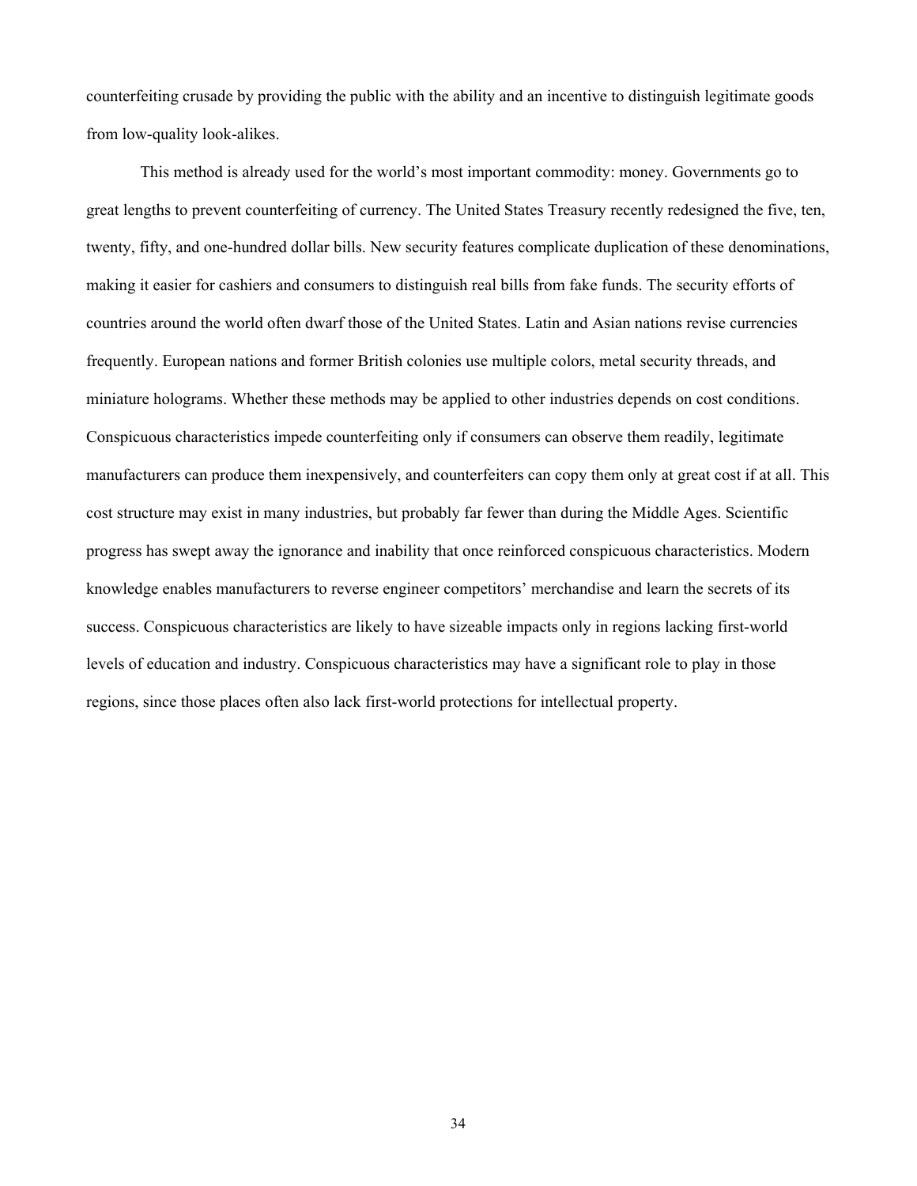counterfeiting crusade by providing the public with the ability and an incentive to distinguish legitimate goods from low-quality look-alikes.

This method is already used for the world's most important commodity: money. Governments go to great lengths to prevent counterfeiting of currency. The United States Treasury recently redesigned the five, ten, twenty, fifty, and one-hundred dollar bills. New security features complicate duplication of these denominations, making it easier for cashiers and consumers to distinguish real bills from fake funds. The security efforts of countries around the world often dwarf those of the United States. Latin and Asian nations revise currencies frequently. European nations and former British colonies use multiple colors, metal security threads, and miniature holograms. Whether these methods may be applied to other industries depends on cost conditions. Conspicuous characteristics impede counterfeiting only if consumers can observe them readily, legitimate manufacturers can produce them inexpensively, and counterfeiters can copy them only at great cost if at all. This cost structure may exist in many industries, but probably far fewer than during the Middle Ages. Scientific progress has swept away the ignorance and inability that once reinforced conspicuous characteristics. Modern knowledge enables manufacturers to reverse engineer competitors' merchandise and learn the secrets of its success. Conspicuous characteristics are likely to have sizeable impacts only in regions lacking first-world levels of education and industry. Conspicuous characteristics may have a significant role to play in those regions, since those places often also lack first-world protections for intellectual property.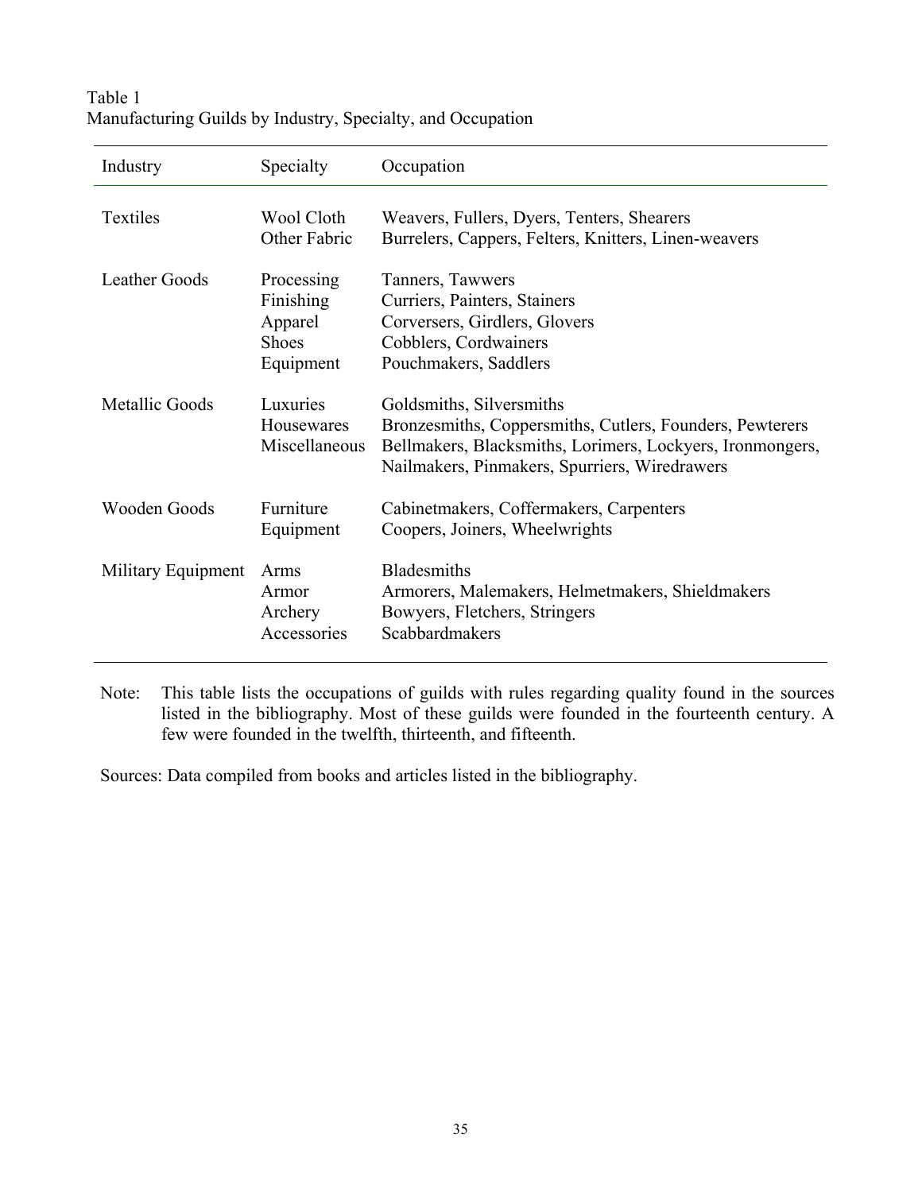Table 1
Manufacturing Guilds by Industry, Specialty, and Occupation

| Industry | Specialty | Occupation |
|---|---|---|
| Textiles | Wool Cloth | Weavers, Fullers, Dyers, Tenters, Shearers |
| | Other Fabric | Burrelers, Cappers, Felters, Knitters, Linen-weavers |
| Leather Goods | Processing | Tanners, Tawwers |
| | Finishing | Curriers, Painters, Stainers |
| | Apparel | Corversers, Girdlers, Glovers |
| | Shoes | Cobblers, Cordwainers |
| | Equipment | Pouchmakers, Saddlers |
| Metallic Goods | Luxuries | Goldsmiths, Silversmiths |
| | Housewares | Bronzesmiths, Coppersmiths, Cutlers, Founders, Pewterers |
| | Miscellaneous | Bellmakers, Blacksmiths, Lorimers, Lockyers, Ironmongers, Nailmakers, Pinmakers, Spurriers, Wiredrawers |
| Wooden Goods | Furniture | Cabinetmakers, Coffermakers, Carpenters |
| | Equipment | Coopers, Joiners, Wheelwrights |
| Military Equipment | Arms | Bladesmiths |
| | Armor | Armorers, Malemakers, Helmetmakers, Shieldmakers |
| | Archery | Bowyers, Fletchers, Stringers |
| | Accessories | Scabbardmakers |

Note: This table lists the occupations of guilds with rules regarding quality found in the sources listed in the bibliography. Most of these guilds were founded in the fourteenth century. A few were founded in the twelfth, thirteenth, and fifteenth.

Sources: Data compiled from books and articles listed in the bibliography.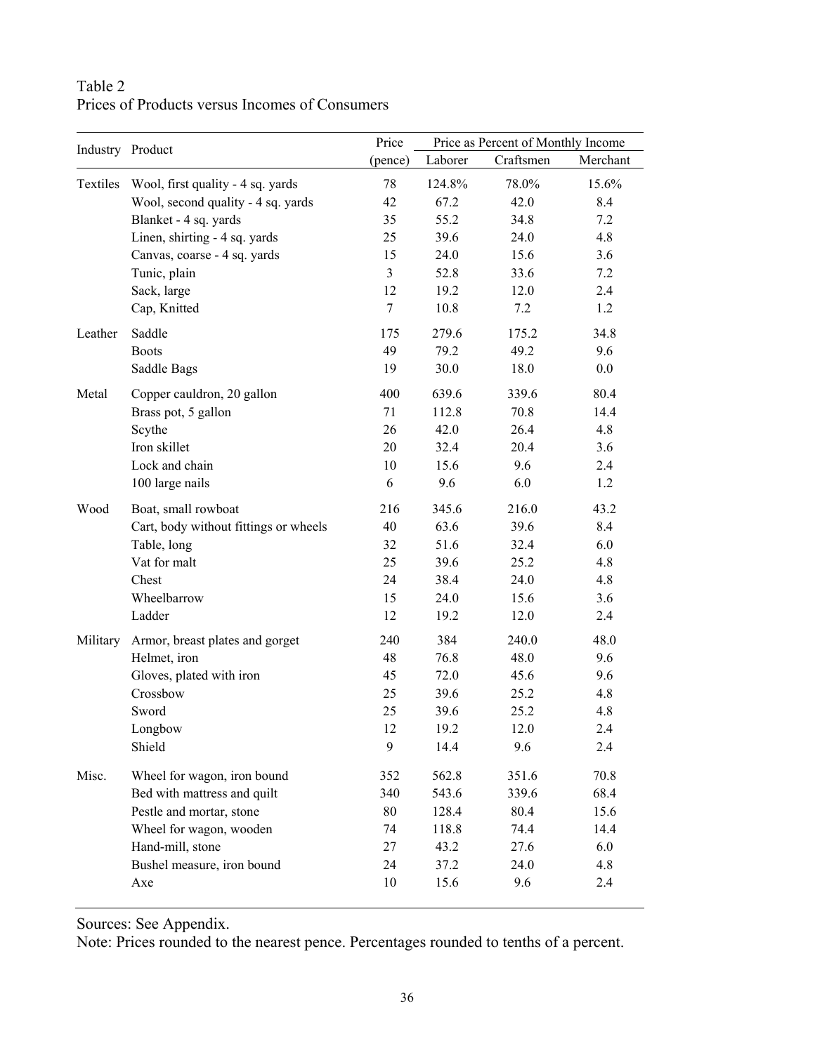Table 2
Prices of Products versus Incomes of Consumers

| Industry | Product | Price | Price as Percent of Monthly Income | | |
|---|---|---|---|---|---|
| | | (pence) | Laborer | Craftsmen | Merchant |
| Textiles | Wool, first quality - 4 sq. yards | 78 | 124.8% | 78.0% | 15.6% |
| | Wool, second quality - 4 sq. yards | 42 | 67.2 | 42.0 | 8.4 |
| | Blanket - 4 sq. yards | 35 | 55.2 | 34.8 | 7.2 |
| | Linen, shirting - 4 sq. yards | 25 | 39.6 | 24.0 | 4.8 |
| | Canvas, coarse - 4 sq. yards | 15 | 24.0 | 15.6 | 3.6 |
| | Tunic, plain | 3 | 52.8 | 33.6 | 7.2 |
| | Sack, large | 12 | 19.2 | 12.0 | 2.4 |
| | Cap, Knitted | 7 | 10.8 | 7.2 | 1.2 |
| Leather | Saddle | 175 | 279.6 | 175.2 | 34.8 |
| | Boots | 49 | 79.2 | 49.2 | 9.6 |
| | Saddle Bags | 19 | 30.0 | 18.0 | 0.0 |
| Metal | Copper cauldron, 20 gallon | 400 | 639.6 | 339.6 | 80.4 |
| | Brass pot, 5 gallon | 71 | 112.8 | 70.8 | 14.4 |
| | Scythe | 26 | 42.0 | 26.4 | 4.8 |
| | Iron skillet | 20 | 32.4 | 20.4 | 3.6 |
| | Lock and chain | 10 | 15.6 | 9.6 | 2.4 |
| | 100 large nails | 6 | 9.6 | 6.0 | 1.2 |
| Wood | Boat, small rowboat | 216 | 345.6 | 216.0 | 43.2 |
| | Cart, body without fittings or wheels | 40 | 63.6 | 39.6 | 8.4 |
| | Table, long | 32 | 51.6 | 32.4 | 6.0 |
| | Vat for malt | 25 | 39.6 | 25.2 | 4.8 |
| | Chest | 24 | 38.4 | 24.0 | 4.8 |
| | Wheelbarrow | 15 | 24.0 | 15.6 | 3.6 |
| | Ladder | 12 | 19.2 | 12.0 | 2.4 |
| Military | Armor, breast plates and gorget | 240 | 384 | 240.0 | 48.0 |
| | Helmet, iron | 48 | 76.8 | 48.0 | 9.6 |
| | Gloves, plated with iron | 45 | 72.0 | 45.6 | 9.6 |
| | Crossbow | 25 | 39.6 | 25.2 | 4.8 |
| | Sword | 25 | 39.6 | 25.2 | 4.8 |
| | Longbow | 12 | 19.2 | 12.0 | 2.4 |
| | Shield | 9 | 14.4 | 9.6 | 2.4 |
| Misc. | Wheel for wagon, iron bound | 352 | 562.8 | 351.6 | 70.8 |
| | Bed with mattress and quilt | 340 | 543.6 | 339.6 | 68.4 |
| | Pestle and mortar, stone | 80 | 128.4 | 80.4 | 15.6 |
| | Wheel for wagon, wooden | 74 | 118.8 | 74.4 | 14.4 |
| | Hand-mill, stone | 27 | 43.2 | 27.6 | 6.0 |
| | Bushel measure, iron bound | 24 | 37.2 | 24.0 | 4.8 |
| | Axe | 10 | 15.6 | 9.6 | 2.4 |

Sources: See Appendix.
Note: Prices rounded to the nearest pence. Percentages rounded to tenths of a percent.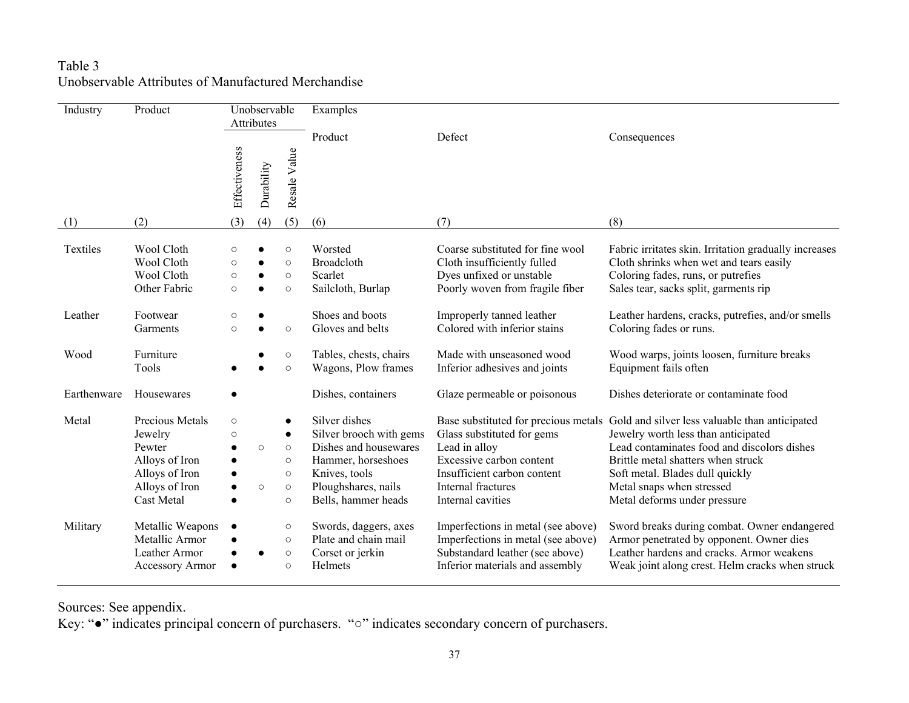Table 3
Unobservable Attributes of Manufactured Merchandise

| Industry | Product | Unobservable Attributes | | | Examples | | |
|---|---|---|---|---|---|---|---|
| | | Effectiveness | Durability | Resale Value | Product | Defect | Consequences |
| (1) | (2) | (3) | (4) | (5) | (6) | (7) | (8) |
| Textiles | Wool Cloth | ○ | ● | ○ | Worsted | Coarse substituted for fine wool | Fabric irritates skin. Irritation gradually increases |
| | Wool Cloth | ○ | ● | ○ | Broadcloth | Cloth insufficiently fulled | Cloth shrinks when wet and tears easily |
| | Wool Cloth | ○ | ● | ○ | Scarlet | Dyes unfixed or unstable | Coloring fades, runs, or putrefies |
| | Other Fabric | ○ | ● | ○ | Sailcloth, Burlap | Poorly woven from fragile fiber | Sales tear, sacks split, garments rip |
| Leather | Footwear | ○ | ● | | Shoes and boots | Improperly tanned leather | Leather hardens, cracks, putrefies, and/or smells |
| | Garments | ○ | ● | ○ | Gloves and belts | Colored with inferior stains | Coloring fades or runs. |
| Wood | Furniture | | ● | ○ | Tables, chests, chairs | Made with unseasoned wood | Wood warps, joints loosen, furniture breaks |
| | Tools | ● | ● | ○ | Wagons, Plow frames | Inferior adhesives and joints | Equipment fails often |
| Earthenware | Housewares | ● | | | Dishes, containers | Glaze permeable or poisonous | Dishes deteriorate or contaminate food |
| Metal | Precious Metals | ○ | | ● | Silver dishes | Base substituted for precious metals | Gold and silver less valuable than anticipated |
| | Jewelry | ○ | | ● | Silver brooch with gems | Glass substituted for gems | Jewelry worth less than anticipated |
| | Pewter | ● | ○ | ○ | Dishes and housewares | Lead in alloy | Lead contaminates food and discolors dishes |
| | Alloys of Iron | ● | | ○ | Hammer, horseshoes | Excessive carbon content | Brittle metal shatters when struck |
| | Alloys of Iron | ● | | ○ | Knives, tools | Insufficient carbon content | Soft metal. Blades dull quickly |
| | Alloys of Iron | ● | ○ | ○ | Ploughshares, nails | Internal fractures | Metal snaps when stressed |
| | Cast Metal | ● | | ○ | Bells, hammer heads | Internal cavities | Metal deforms under pressure |
| Military | Metallic Weapons | ● | | ○ | Swords, daggers, axes | Imperfections in metal (see above) | Sword breaks during combat. Owner endangered |
| | Metallic Armor | ● | | ○ | Plate and chain mail | Imperfections in metal (see above) | Armor penetrated by opponent. Owner dies |
| | Leather Armor | ● | ● | ○ | Corset or jerkin | Substandard leather (see above) | Leather hardens and cracks. Armor weakens |
| | Accessory Armor | ● | | ○ | Helmets | Inferior materials and assembly | Weak joint along crest. Helm cracks when struck |

Sources: See appendix.
Key: "●" indicates principal concern of purchasers. "○" indicates secondary concern of purchasers.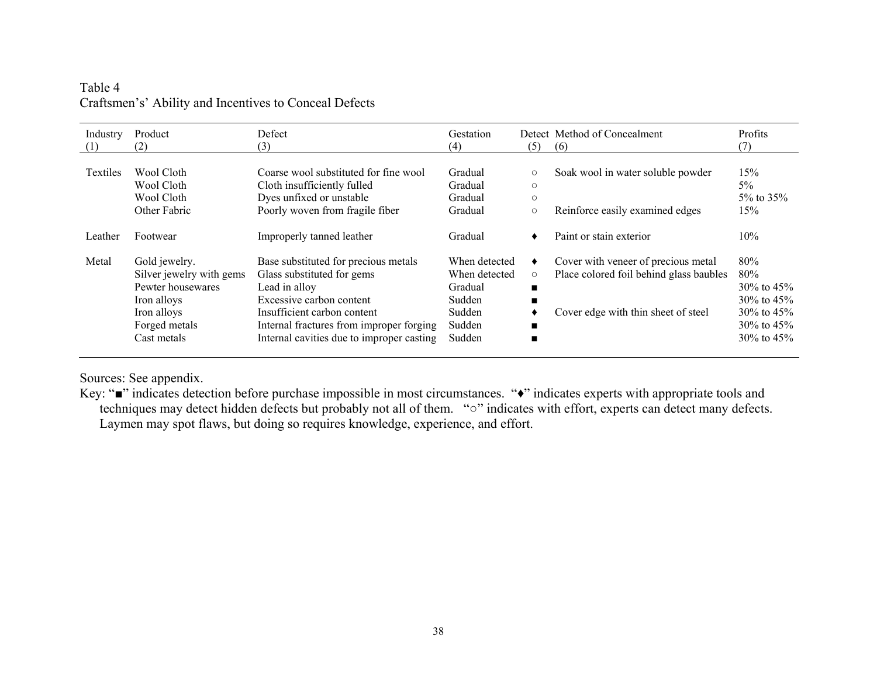Table 4
Craftsmen's' Ability and Incentives to Conceal Defects

| Industry (1) | Product (2) | Defect (3) | Gestation (4) | Detect (5) | Method of Concealment (6) | Profits (7) |
|---|---|---|---|---|---|---|
| Textiles | Wool Cloth | Coarse wool substituted for fine wool | Gradual | ○ | Soak wool in water soluble powder | 15% |
| | Wool Cloth | Cloth insufficiently fulled | Gradual | ○ | | 5% |
| | Wool Cloth | Dyes unfixed or unstable | Gradual | ○ | | 5% to 35% |
| | Other Fabric | Poorly woven from fragile fiber | Gradual | ○ | Reinforce easily examined edges | 15% |
| Leather | Footwear | Improperly tanned leather | Gradual | ♦ | Paint or stain exterior | 10% |
| Metal | Gold jewelry. | Base substituted for precious metals | When detected | ♦ | Cover with veneer of precious metal | 80% |
| | Silver jewelry with gems | Glass substituted for gems | When detected | ○ | Place colored foil behind glass baubles | 80% |
| | Pewter housewares | Lead in alloy | Gradual | ■ | | 30% to 45% |
| | Iron alloys | Excessive carbon content | Sudden | ■ | | 30% to 45% |
| | Iron alloys | Insufficient carbon content | Sudden | ♦ | Cover edge with thin sheet of steel | 30% to 45% |
| | Forged metals | Internal fractures from improper forging | Sudden | ■ | | 30% to 45% |
| | Cast metals | Internal cavities due to improper casting | Sudden | ■ | | 30% to 45% |

Sources: See appendix.

Key: "■" indicates detection before purchase impossible in most circumstances. "♦" indicates experts with appropriate tools and techniques may detect hidden defects but probably not all of them. "○" indicates with effort, experts can detect many defects. Laymen may spot flaws, but doing so requires knowledge, experience, and effort.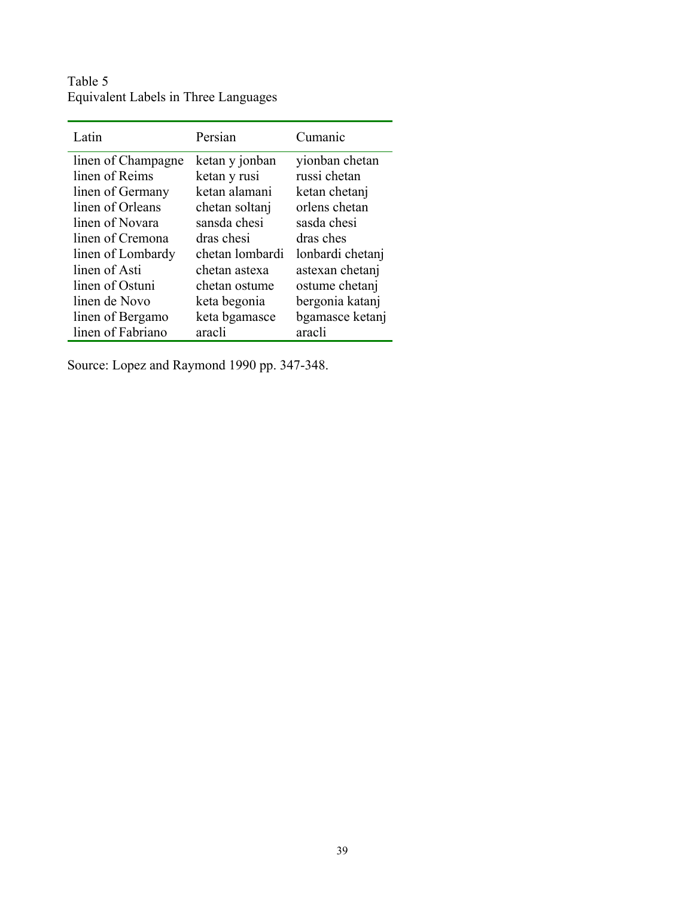Table 5
Equivalent Labels in Three Languages

| Latin | Persian | Cumanic |
|---|---|---|
| linen of Champagne | ketan y jonban | yionban chetan |
| linen of Reims | ketan y rusi | russi chetan |
| linen of Germany | ketan alamani | ketan chetanj |
| linen of Orleans | chetan soltanj | orlens chetan |
| linen of Novara | sansda chesi | sasda chesi |
| linen of Cremona | dras chesi | dras ches |
| linen of Lombardy | chetan lombardi | lonbardi chetanj |
| linen of Asti | chetan astexa | astexan chetanj |
| linen of Ostuni | chetan ostume | ostume chetanj |
| linen de Novo | keta begonia | bergonia katanj |
| linen of Bergamo | keta bgamasce | bgamasce ketanj |
| linen of Fabriano | aracli | aracli |

Source: Lopez and Raymond 1990 pp. 347-348.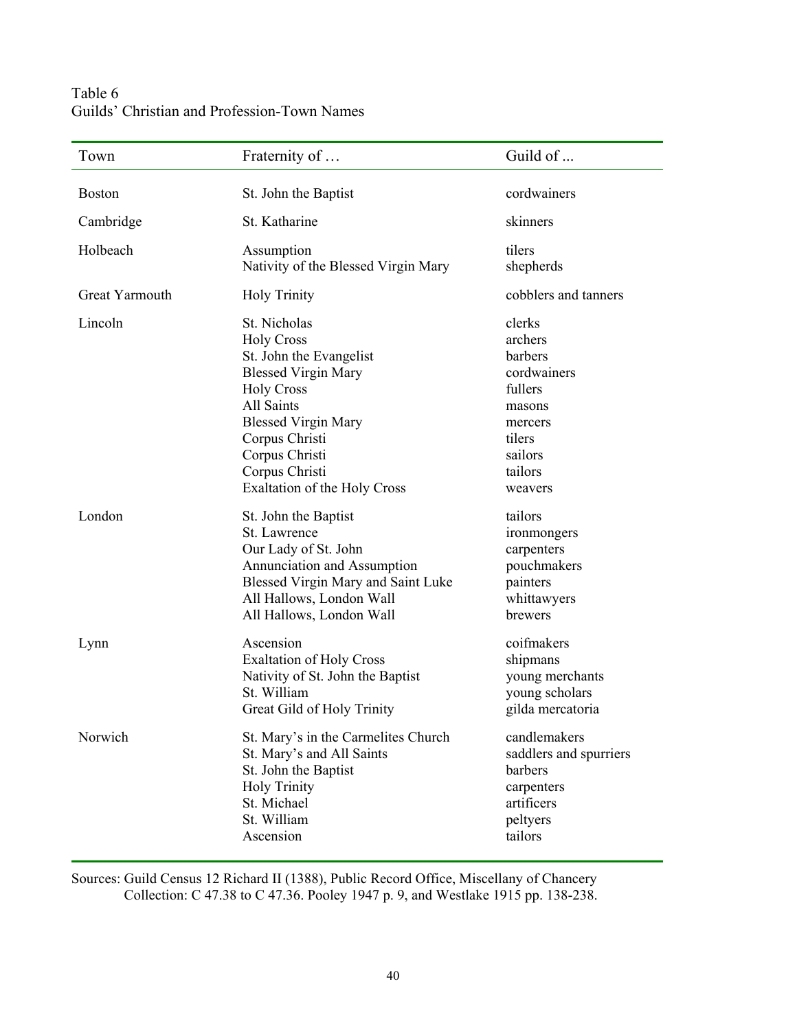Table 6
Guilds' Christian and Profession-Town Names

| Town | Fraternity of … | Guild of ... |
|---|---|---|
| Boston | St. John the Baptist | cordwainers |
| Cambridge | St. Katharine | skinners |
| Holbeach | Assumption | tilers |
| | Nativity of the Blessed Virgin Mary | shepherds |
| Great Yarmouth | Holy Trinity | cobblers and tanners |
| Lincoln | St. Nicholas | clerks |
| | Holy Cross | archers |
| | St. John the Evangelist | barbers |
| | Blessed Virgin Mary | cordwainers |
| | Holy Cross | fullers |
| | All Saints | masons |
| | Blessed Virgin Mary | mercers |
| | Corpus Christi | tilers |
| | Corpus Christi | sailors |
| | Corpus Christi | tailors |
| | Exaltation of the Holy Cross | weavers |
| London | St. John the Baptist | tailors |
| | St. Lawrence | ironmongers |
| | Our Lady of St. John | carpenters |
| | Annunciation and Assumption | pouchmakers |
| | Blessed Virgin Mary and Saint Luke | painters |
| | All Hallows, London Wall | whittawyers |
| | All Hallows, London Wall | brewers |
| Lynn | Ascension | coifmakers |
| | Exaltation of Holy Cross | shipmans |
| | Nativity of St. John the Baptist | young merchants |
| | St. William | young scholars |
| | Great Gild of Holy Trinity | gilda mercatoria |
| Norwich | St. Mary's in the Carmelites Church | candlemakers |
| | St. Mary's and All Saints | saddlers and spurriers |
| | St. John the Baptist | barbers |
| | Holy Trinity | carpenters |
| | St. Michael | artificers |
| | St. William | peltyers |
| | Ascension | tailors |

Sources: Guild Census 12 Richard II (1388), Public Record Office, Miscellany of Chancery Collection: C 47.38 to C 47.36. Pooley 1947 p. 9, and Westlake 1915 pp. 138-238.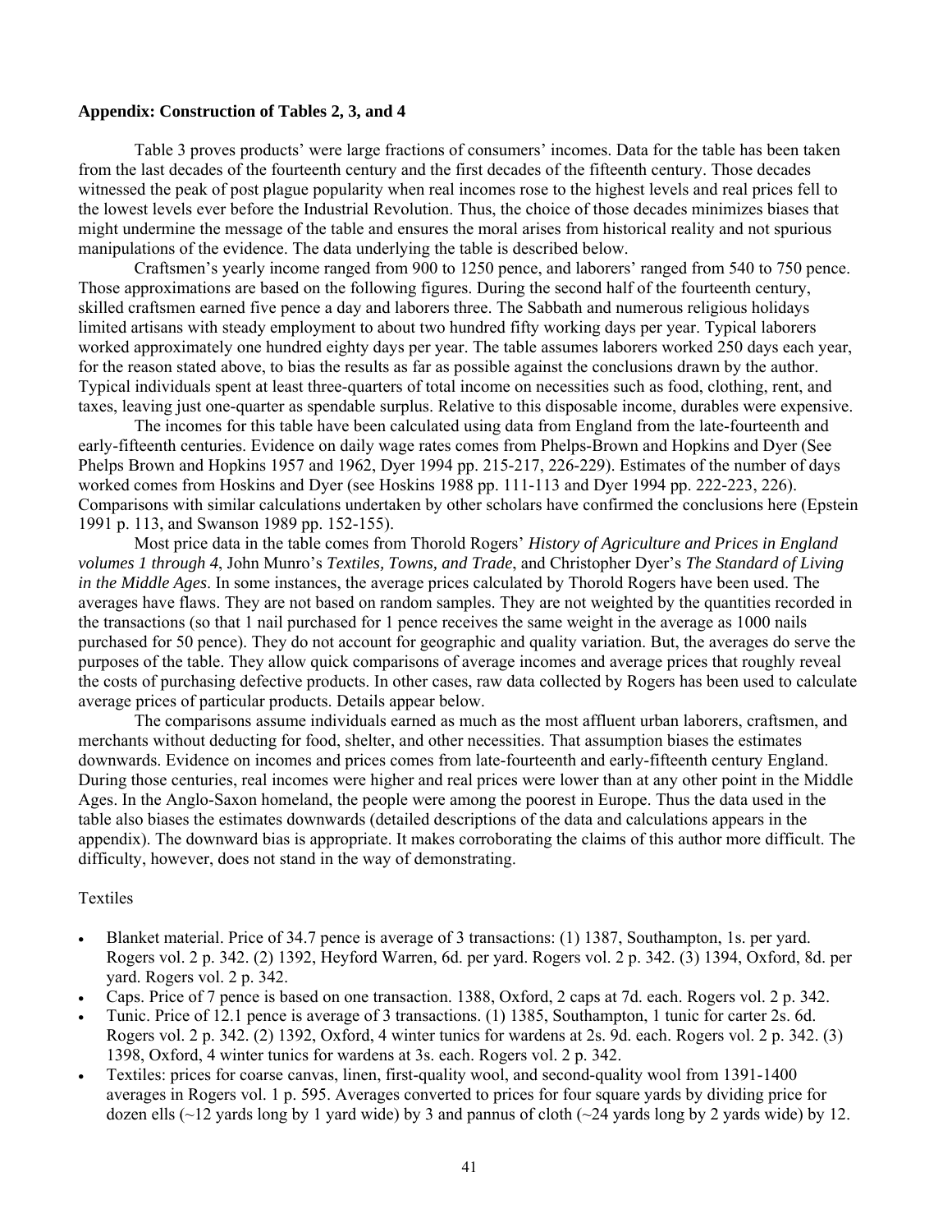**Appendix: Construction of Tables 2, 3, and 4**

Table 3 proves products' were large fractions of consumers' incomes. Data for the table has been taken from the last decades of the fourteenth century and the first decades of the fifteenth century. Those decades witnessed the peak of post plague popularity when real incomes rose to the highest levels and real prices fell to the lowest levels ever before the Industrial Revolution. Thus, the choice of those decades minimizes biases that might undermine the message of the table and ensures the moral arises from historical reality and not spurious manipulations of the evidence. The data underlying the table is described below.

Craftsmen's yearly income ranged from 900 to 1250 pence, and laborers' ranged from 540 to 750 pence. Those approximations are based on the following figures. During the second half of the fourteenth century, skilled craftsmen earned five pence a day and laborers three. The Sabbath and numerous religious holidays limited artisans with steady employment to about two hundred fifty working days per year. Typical laborers worked approximately one hundred eighty days per year. The table assumes laborers worked 250 days each year, for the reason stated above, to bias the results as far as possible against the conclusions drawn by the author. Typical individuals spent at least three-quarters of total income on necessities such as food, clothing, rent, and taxes, leaving just one-quarter as spendable surplus. Relative to this disposable income, durables were expensive.

The incomes for this table have been calculated using data from England from the late-fourteenth and early-fifteenth centuries. Evidence on daily wage rates comes from Phelps-Brown and Hopkins and Dyer (See Phelps Brown and Hopkins 1957 and 1962, Dyer 1994 pp. 215-217, 226-229). Estimates of the number of days worked comes from Hoskins and Dyer (see Hoskins 1988 pp. 111-113 and Dyer 1994 pp. 222-223, 226). Comparisons with similar calculations undertaken by other scholars have confirmed the conclusions here (Epstein 1991 p. 113, and Swanson 1989 pp. 152-155).

Most price data in the table comes from Thorold Rogers' *History of Agriculture and Prices in England volumes 1 through 4*, John Munro's *Textiles, Towns, and Trade*, and Christopher Dyer's *The Standard of Living in the Middle Ages*. In some instances, the average prices calculated by Thorold Rogers have been used. The averages have flaws. They are not based on random samples. They are not weighted by the quantities recorded in the transactions (so that 1 nail purchased for 1 pence receives the same weight in the average as 1000 nails purchased for 50 pence). They do not account for geographic and quality variation. But, the averages do serve the purposes of the table. They allow quick comparisons of average incomes and average prices that roughly reveal the costs of purchasing defective products. In other cases, raw data collected by Rogers has been used to calculate average prices of particular products. Details appear below.

The comparisons assume individuals earned as much as the most affluent urban laborers, craftsmen, and merchants without deducting for food, shelter, and other necessities. That assumption biases the estimates downwards. Evidence on incomes and prices comes from late-fourteenth and early-fifteenth century England. During those centuries, real incomes were higher and real prices were lower than at any other point in the Middle Ages. In the Anglo-Saxon homeland, the people were among the poorest in Europe. Thus the data used in the table also biases the estimates downwards (detailed descriptions of the data and calculations appears in the appendix). The downward bias is appropriate. It makes corroborating the claims of this author more difficult. The difficulty, however, does not stand in the way of demonstrating.

Textiles

- Blanket material. Price of 34.7 pence is average of 3 transactions: (1) 1387, Southampton, 1s. per yard. Rogers vol. 2 p. 342. (2) 1392, Heyford Warren, 6d. per yard. Rogers vol. 2 p. 342. (3) 1394, Oxford, 8d. per yard. Rogers vol. 2 p. 342.
- Caps. Price of 7 pence is based on one transaction. 1388, Oxford, 2 caps at 7d. each. Rogers vol. 2 p. 342.
- Tunic. Price of 12.1 pence is average of 3 transactions. (1) 1385, Southampton, 1 tunic for carter 2s. 6d. Rogers vol. 2 p. 342. (2) 1392, Oxford, 4 winter tunics for wardens at 2s. 9d. each. Rogers vol. 2 p. 342. (3) 1398, Oxford, 4 winter tunics for wardens at 3s. each. Rogers vol. 2 p. 342.
- Textiles: prices for coarse canvas, linen, first-quality wool, and second-quality wool from 1391-1400 averages in Rogers vol. 1 p. 595. Averages converted to prices for four square yards by dividing price for dozen ells (~12 yards long by 1 yard wide) by 3 and pannus of cloth (~24 yards long by 2 yards wide) by 12.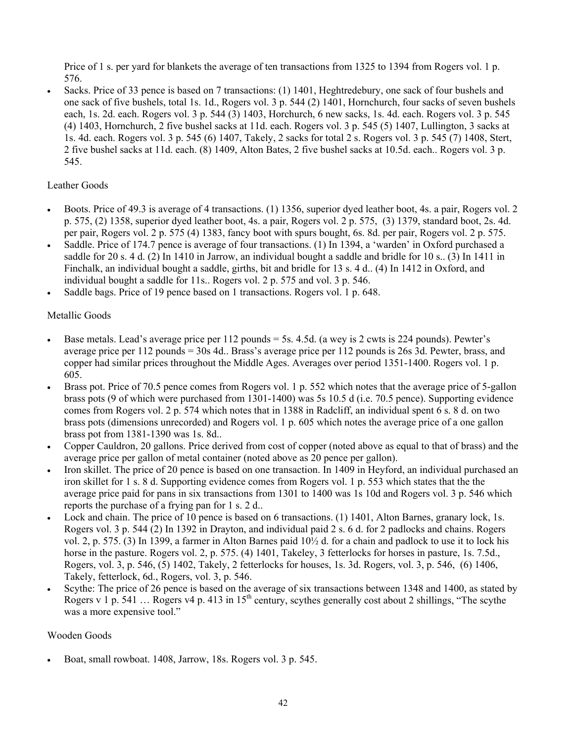Price of 1 s. per yard for blankets the average of ten transactions from 1325 to 1394 from Rogers vol. 1 p. 576.

- Sacks. Price of 33 pence is based on 7 transactions: (1) 1401, Heghtredebury, one sack of four bushels and one sack of five bushels, total 1s. 1d., Rogers vol. 3 p. 544 (2) 1401, Hornchurch, four sacks of seven bushels each, 1s. 2d. each. Rogers vol. 3 p. 544 (3) 1403, Horchurch, 6 new sacks, 1s. 4d. each. Rogers vol. 3 p. 545 (4) 1403, Hornchurch, 2 five bushel sacks at 11d. each. Rogers vol. 3 p. 545 (5) 1407, Lullington, 3 sacks at 1s. 4d. each. Rogers vol. 3 p. 545 (6) 1407, Takely, 2 sacks for total 2 s. Rogers vol. 3 p. 545 (7) 1408, Stert, 2 five bushel sacks at 11d. each. (8) 1409, Alton Bates, 2 five bushel sacks at 10.5d. each.. Rogers vol. 3 p. 545.

Leather Goods

- Boots. Price of 49.3 is average of 4 transactions. (1) 1356, superior dyed leather boot, 4s. a pair, Rogers vol. 2 p. 575, (2) 1358, superior dyed leather boot, 4s. a pair, Rogers vol. 2 p. 575, (3) 1379, standard boot, 2s. 4d. per pair, Rogers vol. 2 p. 575 (4) 1383, fancy boot with spurs bought, 6s. 8d. per pair, Rogers vol. 2 p. 575.
- Saddle. Price of 174.7 pence is average of four transactions. (1) In 1394, a 'warden' in Oxford purchased a saddle for 20 s. 4 d. (2) In 1410 in Jarrow, an individual bought a saddle and bridle for 10 s.. (3) In 1411 in Finchalk, an individual bought a saddle, girths, bit and bridle for 13 s. 4 d.. (4) In 1412 in Oxford, and individual bought a saddle for 11s.. Rogers vol. 2 p. 575 and vol. 3 p. 546.
- Saddle bags. Price of 19 pence based on 1 transactions. Rogers vol. 1 p. 648.

Metallic Goods

- Base metals. Lead's average price per 112 pounds = 5s. 4.5d. (a wey is 2 cwts is 224 pounds). Pewter's average price per 112 pounds = 30s 4d.. Brass's average price per 112 pounds is 26s 3d. Pewter, brass, and copper had similar prices throughout the Middle Ages. Averages over period 1351-1400. Rogers vol. 1 p. 605.
- Brass pot. Price of 70.5 pence comes from Rogers vol. 1 p. 552 which notes that the average price of 5-gallon brass pots (9 of which were purchased from 1301-1400) was 5s 10.5 d (i.e. 70.5 pence). Supporting evidence comes from Rogers vol. 2 p. 574 which notes that in 1388 in Radcliff, an individual spent 6 s. 8 d. on two brass pots (dimensions unrecorded) and Rogers vol. 1 p. 605 which notes the average price of a one gallon brass pot from 1381-1390 was 1s. 8d..
- Copper Cauldron, 20 gallons. Price derived from cost of copper (noted above as equal to that of brass) and the average price per gallon of metal container (noted above as 20 pence per gallon).
- Iron skillet. The price of 20 pence is based on one transaction. In 1409 in Heyford, an individual purchased an iron skillet for 1 s. 8 d. Supporting evidence comes from Rogers vol. 1 p. 553 which states that the the average price paid for pans in six transactions from 1301 to 1400 was 1s 10d and Rogers vol. 3 p. 546 which reports the purchase of a frying pan for 1 s. 2 d..
- Lock and chain. The price of 10 pence is based on 6 transactions. (1) 1401, Alton Barnes, granary lock, 1s. Rogers vol. 3 p. 544 (2) In 1392 in Drayton, and individual paid 2 s. 6 d. for 2 padlocks and chains. Rogers vol. 2, p. 575. (3) In 1399, a farmer in Alton Barnes paid 10½ d. for a chain and padlock to use it to lock his horse in the pasture. Rogers vol. 2, p. 575. (4) 1401, Takeley, 3 fetterlocks for horses in pasture, 1s. 7.5d., Rogers, vol. 3, p. 546, (5) 1402, Takely, 2 fetterlocks for houses, 1s. 3d. Rogers, vol. 3, p. 546, (6) 1406, Takely, fetterlock, 6d., Rogers, vol. 3, p. 546.
- Scythe: The price of 26 pence is based on the average of six transactions between 1348 and 1400, as stated by Rogers v 1 p. 541 … Rogers v4 p. 413 in 15th century, scythes generally cost about 2 shillings, "The scythe was a more expensive tool."

Wooden Goods

- Boat, small rowboat. 1408, Jarrow, 18s. Rogers vol. 3 p. 545.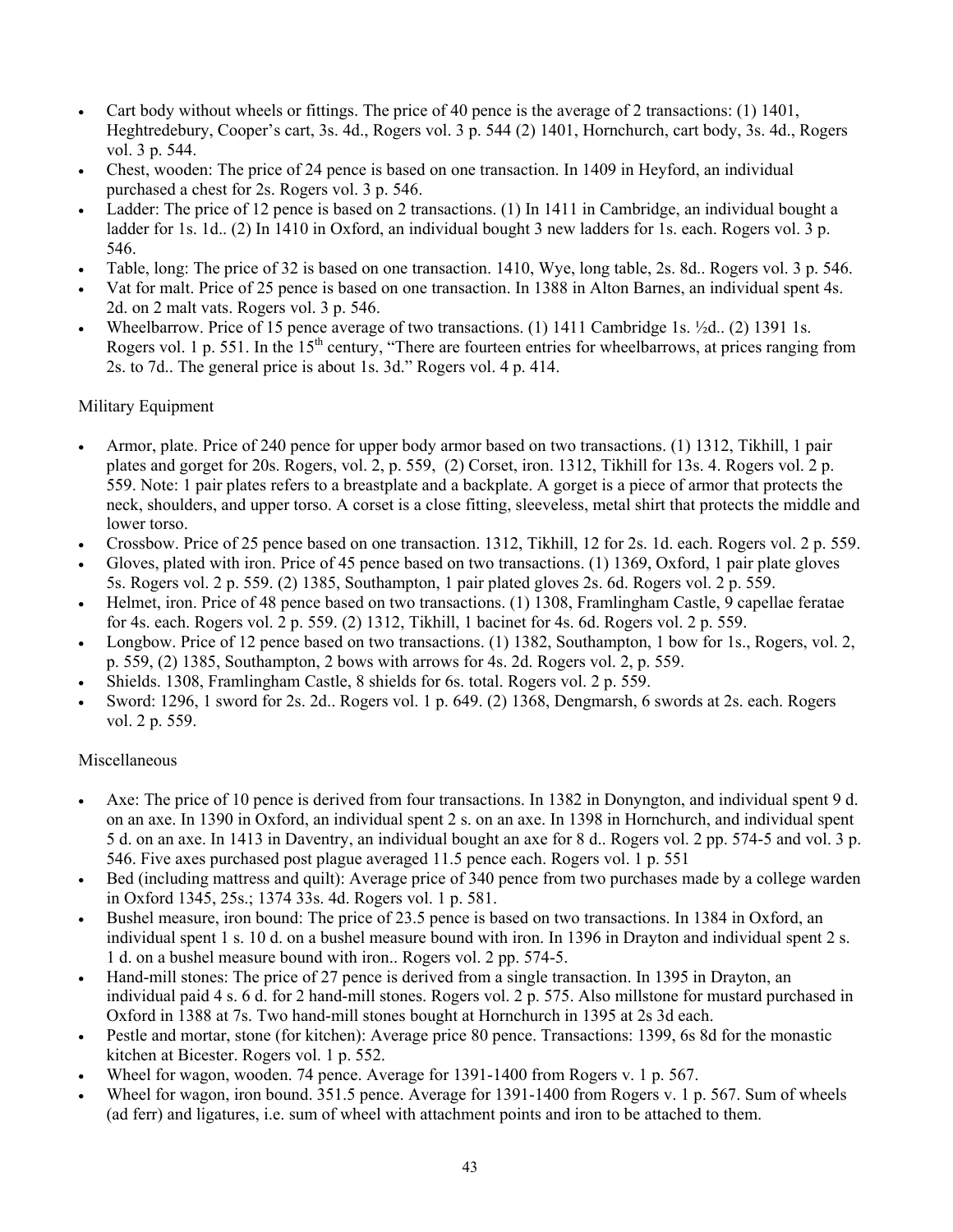- Cart body without wheels or fittings. The price of 40 pence is the average of 2 transactions: (1) 1401, Heghtredebury, Cooper's cart, 3s. 4d., Rogers vol. 3 p. 544 (2) 1401, Hornchurch, cart body, 3s. 4d., Rogers vol. 3 p. 544.
- Chest, wooden: The price of 24 pence is based on one transaction. In 1409 in Heyford, an individual purchased a chest for 2s. Rogers vol. 3 p. 546.
- Ladder: The price of 12 pence is based on 2 transactions. (1) In 1411 in Cambridge, an individual bought a ladder for 1s. 1d.. (2) In 1410 in Oxford, an individual bought 3 new ladders for 1s. each. Rogers vol. 3 p. 546.
- Table, long: The price of 32 is based on one transaction. 1410, Wye, long table, 2s. 8d.. Rogers vol. 3 p. 546.
- Vat for malt. Price of 25 pence is based on one transaction. In 1388 in Alton Barnes, an individual spent 4s. 2d. on 2 malt vats. Rogers vol. 3 p. 546.
- Wheelbarrow. Price of 15 pence average of two transactions. (1) 1411 Cambridge 1s. ½d.. (2) 1391 1s. Rogers vol. 1 p. 551. In the 15th century, "There are fourteen entries for wheelbarrows, at prices ranging from 2s. to 7d.. The general price is about 1s. 3d." Rogers vol. 4 p. 414.

Military Equipment

- Armor, plate. Price of 240 pence for upper body armor based on two transactions. (1) 1312, Tikhill, 1 pair plates and gorget for 20s. Rogers, vol. 2, p. 559, (2) Corset, iron. 1312, Tikhill for 13s. 4. Rogers vol. 2 p. 559. Note: 1 pair plates refers to a breastplate and a backplate. A gorget is a piece of armor that protects the neck, shoulders, and upper torso. A corset is a close fitting, sleeveless, metal shirt that protects the middle and lower torso.
- Crossbow. Price of 25 pence based on one transaction. 1312, Tikhill, 12 for 2s. 1d. each. Rogers vol. 2 p. 559.
- Gloves, plated with iron. Price of 45 pence based on two transactions. (1) 1369, Oxford, 1 pair plate gloves 5s. Rogers vol. 2 p. 559. (2) 1385, Southampton, 1 pair plated gloves 2s. 6d. Rogers vol. 2 p. 559.
- Helmet, iron. Price of 48 pence based on two transactions. (1) 1308, Framlingham Castle, 9 capellae feratae for 4s. each. Rogers vol. 2 p. 559. (2) 1312, Tikhill, 1 bacinet for 4s. 6d. Rogers vol. 2 p. 559.
- Longbow. Price of 12 pence based on two transactions. (1) 1382, Southampton, 1 bow for 1s., Rogers, vol. 2, p. 559, (2) 1385, Southampton, 2 bows with arrows for 4s. 2d. Rogers vol. 2, p. 559.
- Shields. 1308, Framlingham Castle, 8 shields for 6s. total. Rogers vol. 2 p. 559.
- Sword: 1296, 1 sword for 2s. 2d.. Rogers vol. 1 p. 649. (2) 1368, Dengmarsh, 6 swords at 2s. each. Rogers vol. 2 p. 559.

Miscellaneous

- Axe: The price of 10 pence is derived from four transactions. In 1382 in Donyngton, and individual spent 9 d. on an axe. In 1390 in Oxford, an individual spent 2 s. on an axe. In 1398 in Hornchurch, and individual spent 5 d. on an axe. In 1413 in Daventry, an individual bought an axe for 8 d.. Rogers vol. 2 pp. 574-5 and vol. 3 p. 546. Five axes purchased post plague averaged 11.5 pence each. Rogers vol. 1 p. 551
- Bed (including mattress and quilt): Average price of 340 pence from two purchases made by a college warden in Oxford 1345, 25s.; 1374 33s. 4d. Rogers vol. 1 p. 581.
- Bushel measure, iron bound: The price of 23.5 pence is based on two transactions. In 1384 in Oxford, an individual spent 1 s. 10 d. on a bushel measure bound with iron. In 1396 in Drayton and individual spent 2 s. 1 d. on a bushel measure bound with iron.. Rogers vol. 2 pp. 574-5.
- Hand-mill stones: The price of 27 pence is derived from a single transaction. In 1395 in Drayton, an individual paid 4 s. 6 d. for 2 hand-mill stones. Rogers vol. 2 p. 575. Also millstone for mustard purchased in Oxford in 1388 at 7s. Two hand-mill stones bought at Hornchurch in 1395 at 2s 3d each.
- Pestle and mortar, stone (for kitchen): Average price 80 pence. Transactions: 1399, 6s 8d for the monastic kitchen at Bicester. Rogers vol. 1 p. 552.
- Wheel for wagon, wooden. 74 pence. Average for 1391-1400 from Rogers v. 1 p. 567.
- Wheel for wagon, iron bound. 351.5 pence. Average for 1391-1400 from Rogers v. 1 p. 567. Sum of wheels (ad ferr) and ligatures, i.e. sum of wheel with attachment points and iron to be attached to them.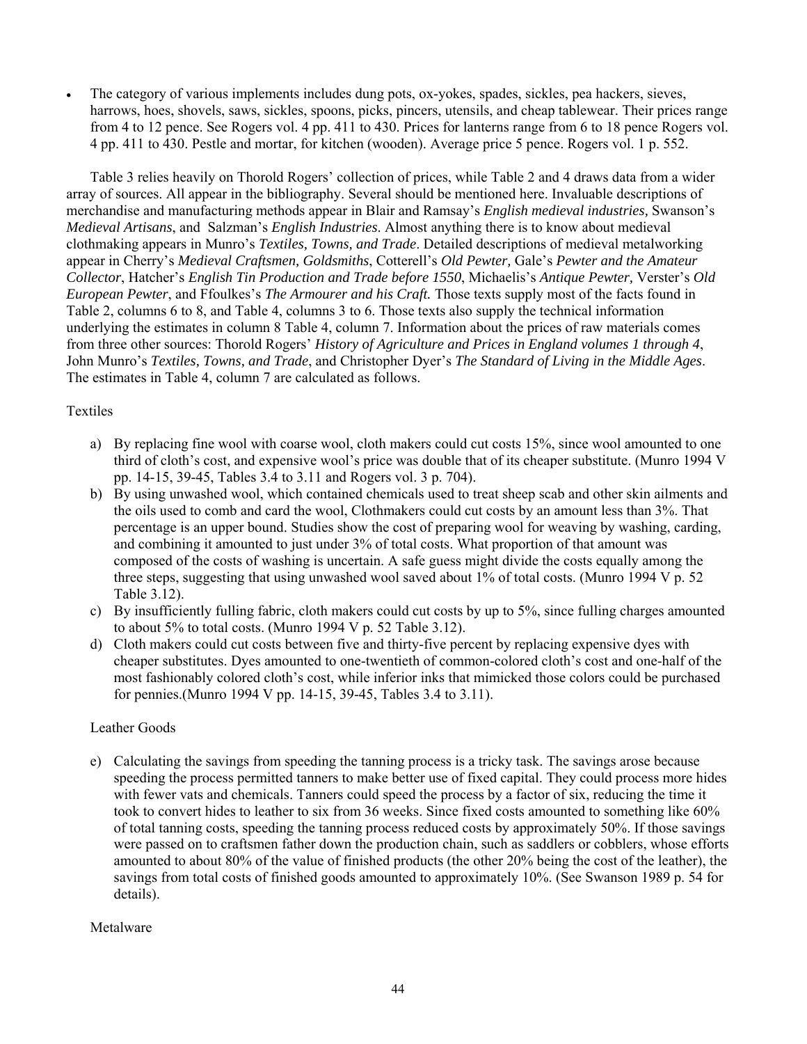- The category of various implements includes dung pots, ox-yokes, spades, sickles, pea hackers, sieves, harrows, hoes, shovels, saws, sickles, spoons, picks, pincers, utensils, and cheap tablewear. Their prices range from 4 to 12 pence. See Rogers vol. 4 pp. 411 to 430. Prices for lanterns range from 6 to 18 pence Rogers vol. 4 pp. 411 to 430. Pestle and mortar, for kitchen (wooden). Average price 5 pence. Rogers vol. 1 p. 552.

Table 3 relies heavily on Thorold Rogers' collection of prices, while Table 2 and 4 draws data from a wider array of sources. All appear in the bibliography. Several should be mentioned here. Invaluable descriptions of merchandise and manufacturing methods appear in Blair and Ramsay's *English medieval industries,* Swanson's *Medieval Artisans*, and Salzman's *English Industries*. Almost anything there is to know about medieval clothmaking appears in Munro's *Textiles, Towns, and Trade*. Detailed descriptions of medieval metalworking appear in Cherry's *Medieval Craftsmen, Goldsmiths*, Cotterell's *Old Pewter,* Gale's *Pewter and the Amateur Collector*, Hatcher's *English Tin Production and Trade before 1550*, Michaelis's *Antique Pewter,* Verster's *Old European Pewter*, and Ffoulkes's *The Armourer and his Craft.* Those texts supply most of the facts found in Table 2, columns 6 to 8, and Table 4, columns 3 to 6. Those texts also supply the technical information underlying the estimates in column 8 Table 4, column 7. Information about the prices of raw materials comes from three other sources: Thorold Rogers' *History of Agriculture and Prices in England volumes 1 through 4*, John Munro's *Textiles, Towns, and Trade*, and Christopher Dyer's *The Standard of Living in the Middle Ages*. The estimates in Table 4, column 7 are calculated as follows.

Textiles

a) By replacing fine wool with coarse wool, cloth makers could cut costs 15%, since wool amounted to one third of cloth's cost, and expensive wool's price was double that of its cheaper substitute. (Munro 1994 V pp. 14-15, 39-45, Tables 3.4 to 3.11 and Rogers vol. 3 p. 704).
b) By using unwashed wool, which contained chemicals used to treat sheep scab and other skin ailments and the oils used to comb and card the wool, Clothmakers could cut costs by an amount less than 3%. That percentage is an upper bound. Studies show the cost of preparing wool for weaving by washing, carding, and combining it amounted to just under 3% of total costs. What proportion of that amount was composed of the costs of washing is uncertain. A safe guess might divide the costs equally among the three steps, suggesting that using unwashed wool saved about 1% of total costs. (Munro 1994 V p. 52 Table 3.12).
c) By insufficiently fulling fabric, cloth makers could cut costs by up to 5%, since fulling charges amounted to about 5% to total costs. (Munro 1994 V p. 52 Table 3.12).
d) Cloth makers could cut costs between five and thirty-five percent by replacing expensive dyes with cheaper substitutes. Dyes amounted to one-twentieth of common-colored cloth's cost and one-half of the most fashionably colored cloth's cost, while inferior inks that mimicked those colors could be purchased for pennies.(Munro 1994 V pp. 14-15, 39-45, Tables 3.4 to 3.11).

Leather Goods

e) Calculating the savings from speeding the tanning process is a tricky task. The savings arose because speeding the process permitted tanners to make better use of fixed capital. They could process more hides with fewer vats and chemicals. Tanners could speed the process by a factor of six, reducing the time it took to convert hides to leather to six from 36 weeks. Since fixed costs amounted to something like 60% of total tanning costs, speeding the tanning process reduced costs by approximately 50%. If those savings were passed on to craftsmen father down the production chain, such as saddlers or cobblers, whose efforts amounted to about 80% of the value of finished products (the other 20% being the cost of the leather), the savings from total costs of finished goods amounted to approximately 10%. (See Swanson 1989 p. 54 for details).

Metalware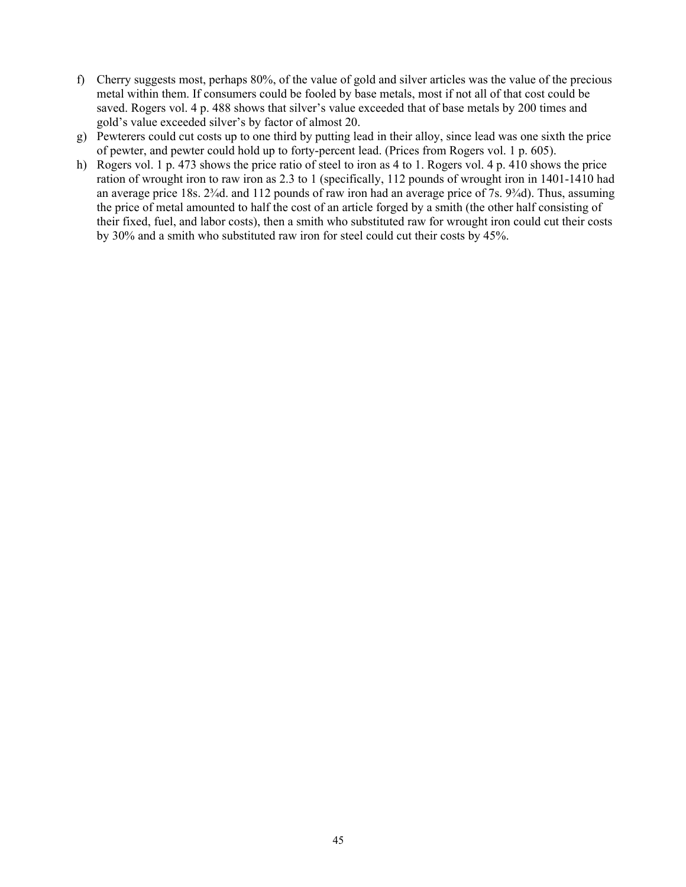f) Cherry suggests most, perhaps 80%, of the value of gold and silver articles was the value of the precious metal within them. If consumers could be fooled by base metals, most if not all of that cost could be saved. Rogers vol. 4 p. 488 shows that silver's value exceeded that of base metals by 200 times and gold's value exceeded silver's by factor of almost 20.

g) Pewterers could cut costs up to one third by putting lead in their alloy, since lead was one sixth the price of pewter, and pewter could hold up to forty-percent lead. (Prices from Rogers vol. 1 p. 605).

h) Rogers vol. 1 p. 473 shows the price ratio of steel to iron as 4 to 1. Rogers vol. 4 p. 410 shows the price ration of wrought iron to raw iron as 2.3 to 1 (specifically, 112 pounds of wrought iron in 1401-1410 had an average price 18s. 2¾d. and 112 pounds of raw iron had an average price of 7s. 9¾d). Thus, assuming the price of metal amounted to half the cost of an article forged by a smith (the other half consisting of their fixed, fuel, and labor costs), then a smith who substituted raw for wrought iron could cut their costs by 30% and a smith who substituted raw iron for steel could cut their costs by 45%.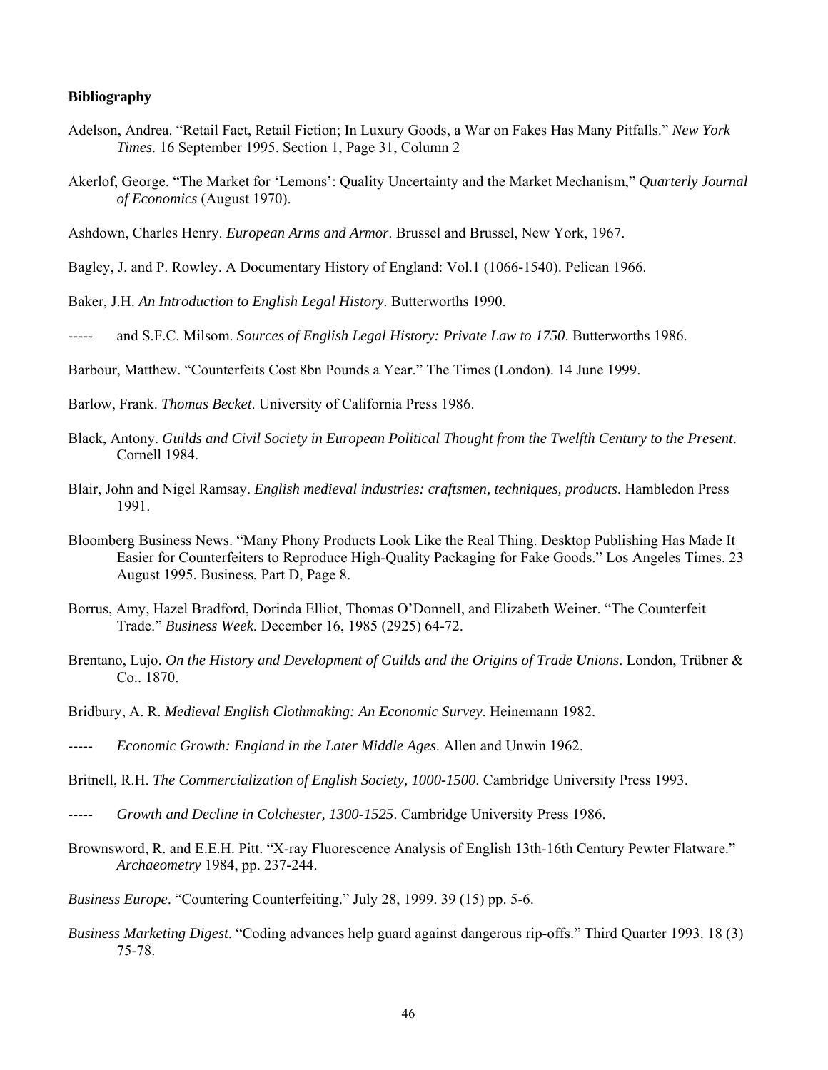**Bibliography**

Adelson, Andrea. "Retail Fact, Retail Fiction; In Luxury Goods, a War on Fakes Has Many Pitfalls." *New York Times.* 16 September 1995. Section 1, Page 31, Column 2

Akerlof, George. "The Market for 'Lemons': Quality Uncertainty and the Market Mechanism," *Quarterly Journal of Economics* (August 1970).

Ashdown, Charles Henry. *European Arms and Armor*. Brussel and Brussel, New York, 1967.

Bagley, J. and P. Rowley. A Documentary History of England: Vol.1 (1066-1540). Pelican 1966.

Baker, J.H. *An Introduction to English Legal History*. Butterworths 1990.

----- and S.F.C. Milsom. *Sources of English Legal History: Private Law to 1750*. Butterworths 1986.

Barbour, Matthew. "Counterfeits Cost 8bn Pounds a Year." The Times (London). 14 June 1999.

Barlow, Frank. *Thomas Becket*. University of California Press 1986.

Black, Antony. *Guilds and Civil Society in European Political Thought from the Twelfth Century to the Present*. Cornell 1984.

Blair, John and Nigel Ramsay. *English medieval industries: craftsmen, techniques, products*. Hambledon Press 1991.

Bloomberg Business News. "Many Phony Products Look Like the Real Thing. Desktop Publishing Has Made It Easier for Counterfeiters to Reproduce High-Quality Packaging for Fake Goods." Los Angeles Times. 23 August 1995. Business, Part D, Page 8.

Borrus, Amy, Hazel Bradford, Dorinda Elliot, Thomas O'Donnell, and Elizabeth Weiner. "The Counterfeit Trade." *Business Week*. December 16, 1985 (2925) 64-72.

Brentano, Lujo. *On the History and Development of Guilds and the Origins of Trade Unions*. London, Trübner & Co.. 1870.

Bridbury, A. R. *Medieval English Clothmaking: An Economic Survey*. Heinemann 1982.

----- *Economic Growth: England in the Later Middle Ages*. Allen and Unwin 1962.

Britnell, R.H. *The Commercialization of English Society, 1000-1500*. Cambridge University Press 1993.

----- *Growth and Decline in Colchester, 1300-1525*. Cambridge University Press 1986.

Brownsword, R. and E.E.H. Pitt. "X-ray Fluorescence Analysis of English 13th-16th Century Pewter Flatware." *Archaeometry* 1984, pp. 237-244.

*Business Europe*. "Countering Counterfeiting." July 28, 1999. 39 (15) pp. 5-6.

*Business Marketing Digest*. "Coding advances help guard against dangerous rip-offs." Third Quarter 1993. 18 (3) 75-78.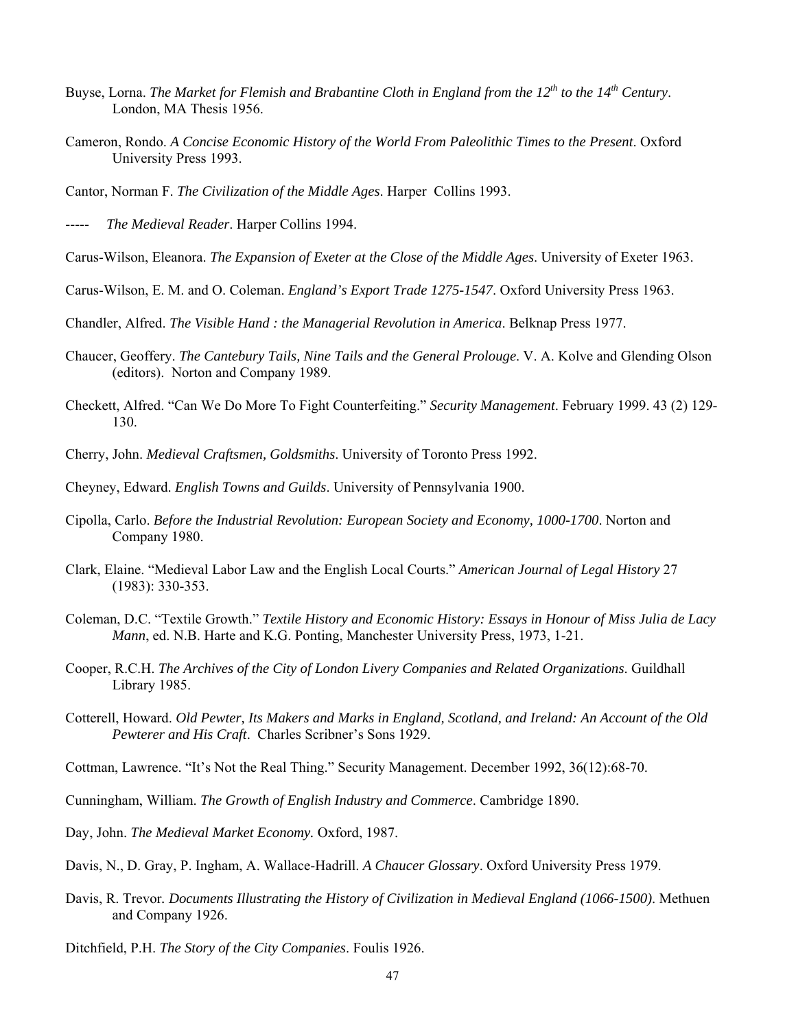Buyse, Lorna. *The Market for Flemish and Brabantine Cloth in England from the 12th to the 14th Century*. London, MA Thesis 1956.

Cameron, Rondo. *A Concise Economic History of the World From Paleolithic Times to the Present*. Oxford University Press 1993.

Cantor, Norman F. *The Civilization of the Middle Ages*. Harper Collins 1993.

----- *The Medieval Reader*. Harper Collins 1994.

Carus-Wilson, Eleanora. *The Expansion of Exeter at the Close of the Middle Ages*. University of Exeter 1963.

Carus-Wilson, E. M. and O. Coleman. *England's Export Trade 1275-1547*. Oxford University Press 1963.

Chandler, Alfred. *The Visible Hand : the Managerial Revolution in America*. Belknap Press 1977.

Chaucer, Geoffery. *The Cantebury Tails, Nine Tails and the General Prolouge*. V. A. Kolve and Glending Olson (editors). Norton and Company 1989.

Checkett, Alfred. "Can We Do More To Fight Counterfeiting." *Security Management*. February 1999. 43 (2) 129-130.

Cherry, John. *Medieval Craftsmen, Goldsmiths*. University of Toronto Press 1992.

Cheyney, Edward. *English Towns and Guilds*. University of Pennsylvania 1900.

Cipolla, Carlo. *Before the Industrial Revolution: European Society and Economy, 1000-1700*. Norton and Company 1980.

Clark, Elaine. "Medieval Labor Law and the English Local Courts." *American Journal of Legal History* 27 (1983): 330-353.

Coleman, D.C. "Textile Growth." *Textile History and Economic History: Essays in Honour of Miss Julia de Lacy Mann*, ed. N.B. Harte and K.G. Ponting, Manchester University Press, 1973, 1-21.

Cooper, R.C.H. *The Archives of the City of London Livery Companies and Related Organizations*. Guildhall Library 1985.

Cotterell, Howard. *Old Pewter, Its Makers and Marks in England, Scotland, and Ireland: An Account of the Old Pewterer and His Craft*. Charles Scribner's Sons 1929.

Cottman, Lawrence. "It's Not the Real Thing." Security Management. December 1992, 36(12):68-70.

Cunningham, William. *The Growth of English Industry and Commerce*. Cambridge 1890.

Day, John. *The Medieval Market Economy.* Oxford, 1987.

Davis, N., D. Gray, P. Ingham, A. Wallace-Hadrill. *A Chaucer Glossary*. Oxford University Press 1979.

Davis, R. Trevor. *Documents Illustrating the History of Civilization in Medieval England (1066-1500)*. Methuen and Company 1926.

Ditchfield, P.H. *The Story of the City Companies*. Foulis 1926.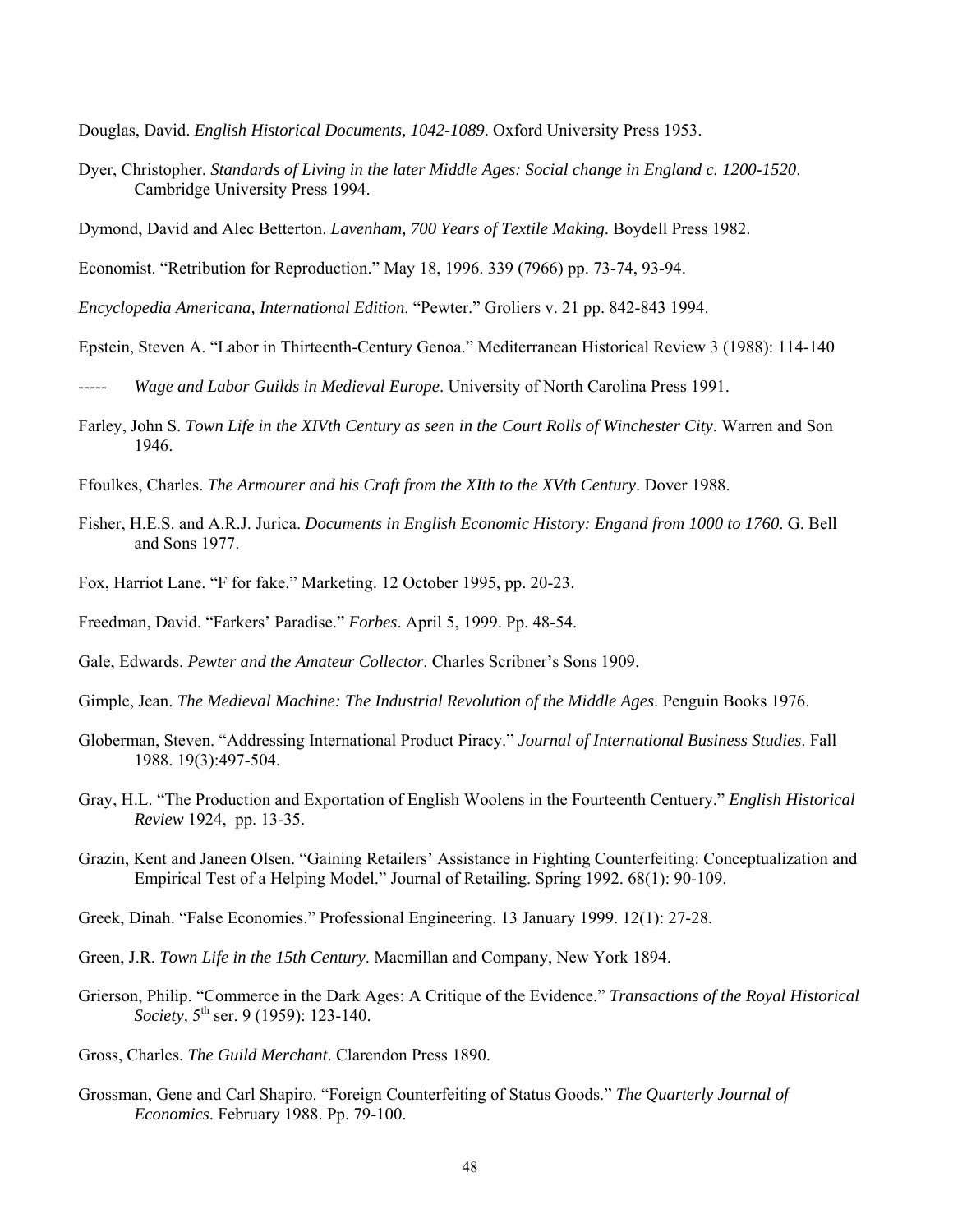Douglas, David. *English Historical Documents, 1042-1089*. Oxford University Press 1953.

Dyer, Christopher. *Standards of Living in the later Middle Ages: Social change in England c. 1200-1520*. Cambridge University Press 1994.

Dymond, David and Alec Betterton. *Lavenham, 700 Years of Textile Making*. Boydell Press 1982.

Economist. "Retribution for Reproduction." May 18, 1996. 339 (7966) pp. 73-74, 93-94.

*Encyclopedia Americana, International Edition*. "Pewter." Groliers v. 21 pp. 842-843 1994.

Epstein, Steven A. "Labor in Thirteenth-Century Genoa." Mediterranean Historical Review 3 (1988): 114-140

----- *Wage and Labor Guilds in Medieval Europe*. University of North Carolina Press 1991.

Farley, John S. *Town Life in the XIVth Century as seen in the Court Rolls of Winchester City*. Warren and Son 1946.

Ffoulkes, Charles. *The Armourer and his Craft from the XIth to the XVth Century*. Dover 1988.

Fisher, H.E.S. and A.R.J. Jurica. *Documents in English Economic History: Engand from 1000 to 1760*. G. Bell and Sons 1977.

Fox, Harriot Lane. "F for fake." Marketing. 12 October 1995, pp. 20-23.

Freedman, David. "Farkers' Paradise." *Forbes*. April 5, 1999. Pp. 48-54.

Gale, Edwards. *Pewter and the Amateur Collector*. Charles Scribner's Sons 1909.

Gimple, Jean. *The Medieval Machine: The Industrial Revolution of the Middle Ages*. Penguin Books 1976.

Globerman, Steven. "Addressing International Product Piracy." *Journal of International Business Studies*. Fall 1988. 19(3):497-504.

Gray, H.L. "The Production and Exportation of English Woolens in the Fourteenth Centuery." *English Historical Review* 1924, pp. 13-35.

Grazin, Kent and Janeen Olsen. "Gaining Retailers' Assistance in Fighting Counterfeiting: Conceptualization and Empirical Test of a Helping Model." Journal of Retailing. Spring 1992. 68(1): 90-109.

Greek, Dinah. "False Economies." Professional Engineering. 13 January 1999. 12(1): 27-28.

Green, J.R. *Town Life in the 15th Century*. Macmillan and Company, New York 1894.

Grierson, Philip. "Commerce in the Dark Ages: A Critique of the Evidence." *Transactions of the Royal Historical Society,* 5th ser. 9 (1959): 123-140.

Gross, Charles. *The Guild Merchant*. Clarendon Press 1890.

Grossman, Gene and Carl Shapiro. "Foreign Counterfeiting of Status Goods." *The Quarterly Journal of Economics*. February 1988. Pp. 79-100.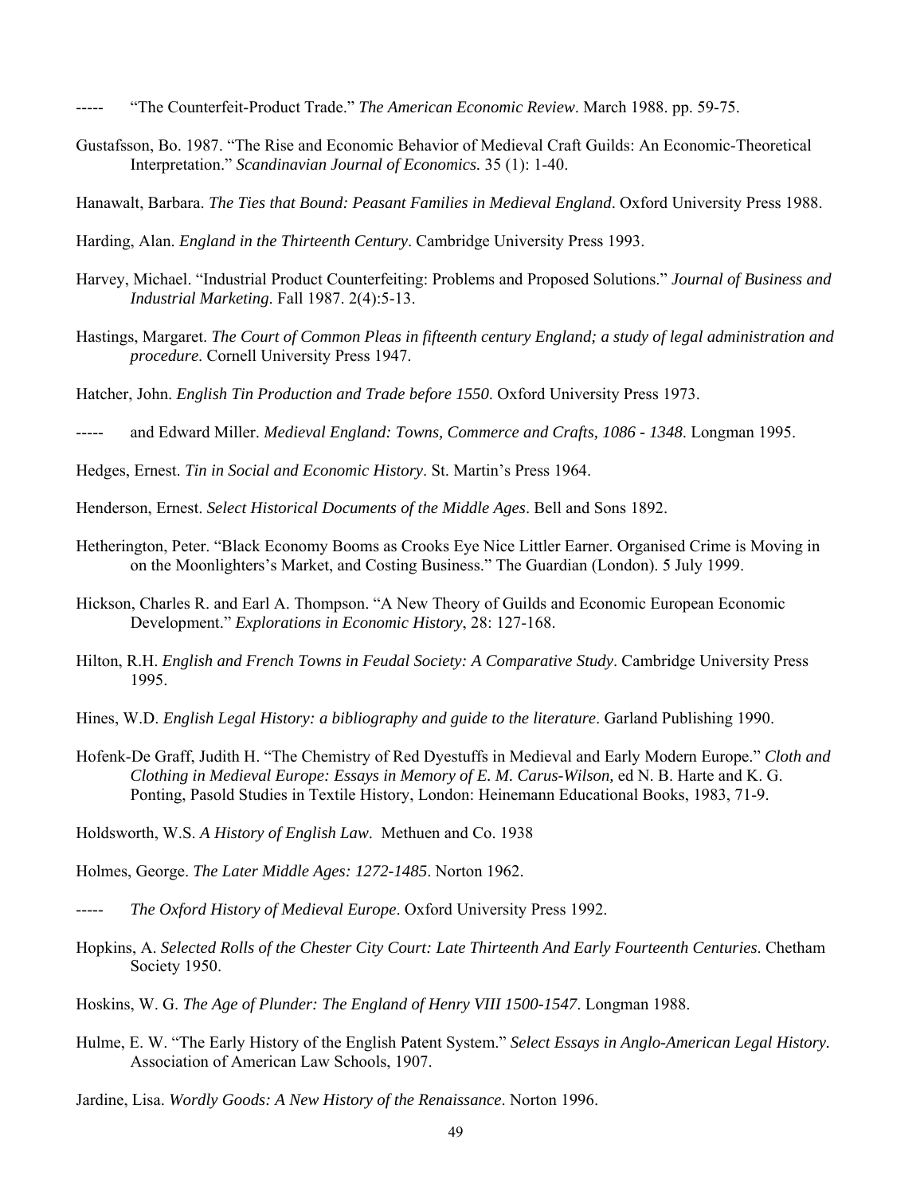----- “The Counterfeit-Product Trade.” *The American Economic Review*. March 1988. pp. 59-75.

Gustafsson, Bo. 1987. “The Rise and Economic Behavior of Medieval Craft Guilds: An Economic-Theoretical Interpretation.” *Scandinavian Journal of Economics.* 35 (1): 1-40.

Hanawalt, Barbara. *The Ties that Bound: Peasant Families in Medieval England*. Oxford University Press 1988.

Harding, Alan. *England in the Thirteenth Century*. Cambridge University Press 1993.

Harvey, Michael. “Industrial Product Counterfeiting: Problems and Proposed Solutions.” *Journal of Business and Industrial Marketing*. Fall 1987. 2(4):5-13.

Hastings, Margaret. *The Court of Common Pleas in fifteenth century England; a study of legal administration and procedure*. Cornell University Press 1947.

Hatcher, John. *English Tin Production and Trade before 1550*. Oxford University Press 1973.

----- and Edward Miller. *Medieval England: Towns, Commerce and Crafts, 1086 - 1348*. Longman 1995.

Hedges, Ernest. *Tin in Social and Economic History*. St. Martin’s Press 1964.

Henderson, Ernest. *Select Historical Documents of the Middle Ages*. Bell and Sons 1892.

Hetherington, Peter. “Black Economy Booms as Crooks Eye Nice Littler Earner. Organised Crime is Moving in on the Moonlighters’s Market, and Costing Business.” The Guardian (London). 5 July 1999.

Hickson, Charles R. and Earl A. Thompson. “A New Theory of Guilds and Economic European Economic Development.” *Explorations in Economic History*, 28: 127-168.

Hilton, R.H. *English and French Towns in Feudal Society: A Comparative Study*. Cambridge University Press 1995.

Hines, W.D. *English Legal History: a bibliography and guide to the literature*. Garland Publishing 1990.

Hofenk-De Graff, Judith H. “The Chemistry of Red Dyestuffs in Medieval and Early Modern Europe.” *Cloth and Clothing in Medieval Europe: Essays in Memory of E. M. Carus-Wilson,* ed N. B. Harte and K. G. Ponting, Pasold Studies in Textile History, London: Heinemann Educational Books, 1983, 71-9.

Holdsworth, W.S. *A History of English Law*. Methuen and Co. 1938

Holmes, George. *The Later Middle Ages: 1272-1485*. Norton 1962.

----- *The Oxford History of Medieval Europe*. Oxford University Press 1992.

Hopkins, A. *Selected Rolls of the Chester City Court: Late Thirteenth And Early Fourteenth Centuries*. Chetham Society 1950.

Hoskins, W. G. *The Age of Plunder: The England of Henry VIII 1500-1547*. Longman 1988.

Hulme, E. W. “The Early History of the English Patent System.” *Select Essays in Anglo-American Legal History.* Association of American Law Schools, 1907.

Jardine, Lisa. *Wordly Goods: A New History of the Renaissance*. Norton 1996.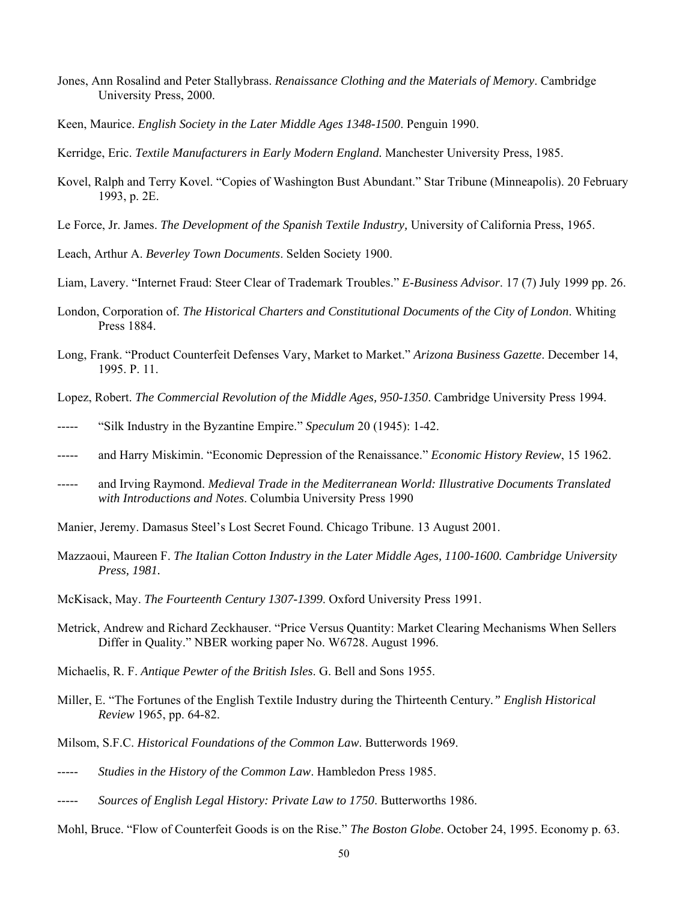Jones, Ann Rosalind and Peter Stallybrass. *Renaissance Clothing and the Materials of Memory*. Cambridge University Press, 2000.

Keen, Maurice. *English Society in the Later Middle Ages 1348-1500*. Penguin 1990.

Kerridge, Eric. *Textile Manufacturers in Early Modern England.* Manchester University Press, 1985.

Kovel, Ralph and Terry Kovel. "Copies of Washington Bust Abundant." Star Tribune (Minneapolis). 20 February 1993, p. 2E.

Le Force, Jr. James. *The Development of the Spanish Textile Industry,* University of California Press, 1965.

Leach, Arthur A. *Beverley Town Documents*. Selden Society 1900.

Liam, Lavery. "Internet Fraud: Steer Clear of Trademark Troubles." *E-Business Advisor*. 17 (7) July 1999 pp. 26.

London, Corporation of. *The Historical Charters and Constitutional Documents of the City of London*. Whiting Press 1884.

Long, Frank. "Product Counterfeit Defenses Vary, Market to Market." *Arizona Business Gazette*. December 14, 1995. P. 11.

Lopez, Robert. *The Commercial Revolution of the Middle Ages, 950-1350*. Cambridge University Press 1994.

----- "Silk Industry in the Byzantine Empire." *Speculum* 20 (1945): 1-42.

----- and Harry Miskimin. "Economic Depression of the Renaissance." *Economic History Review*, 15 1962.

----- and Irving Raymond. *Medieval Trade in the Mediterranean World: Illustrative Documents Translated with Introductions and Notes*. Columbia University Press 1990

Manier, Jeremy. Damasus Steel's Lost Secret Found. Chicago Tribune. 13 August 2001.

Mazzaoui, Maureen F. *The Italian Cotton Industry in the Later Middle Ages, 1100-1600. Cambridge University Press, 1981.*

McKisack, May. *The Fourteenth Century 1307-1399*. Oxford University Press 1991.

Metrick, Andrew and Richard Zeckhauser. "Price Versus Quantity: Market Clearing Mechanisms When Sellers Differ in Quality." NBER working paper No. W6728. August 1996.

Michaelis, R. F. *Antique Pewter of the British Isles*. G. Bell and Sons 1955.

Miller, E. "The Fortunes of the English Textile Industry during the Thirteenth Century*." English Historical Review* 1965, pp. 64-82.

Milsom, S.F.C. *Historical Foundations of the Common Law*. Butterwords 1969.

----- *Studies in the History of the Common Law*. Hambledon Press 1985.

----- *Sources of English Legal History: Private Law to 1750*. Butterworths 1986.

Mohl, Bruce. "Flow of Counterfeit Goods is on the Rise." *The Boston Globe*. October 24, 1995. Economy p. 63.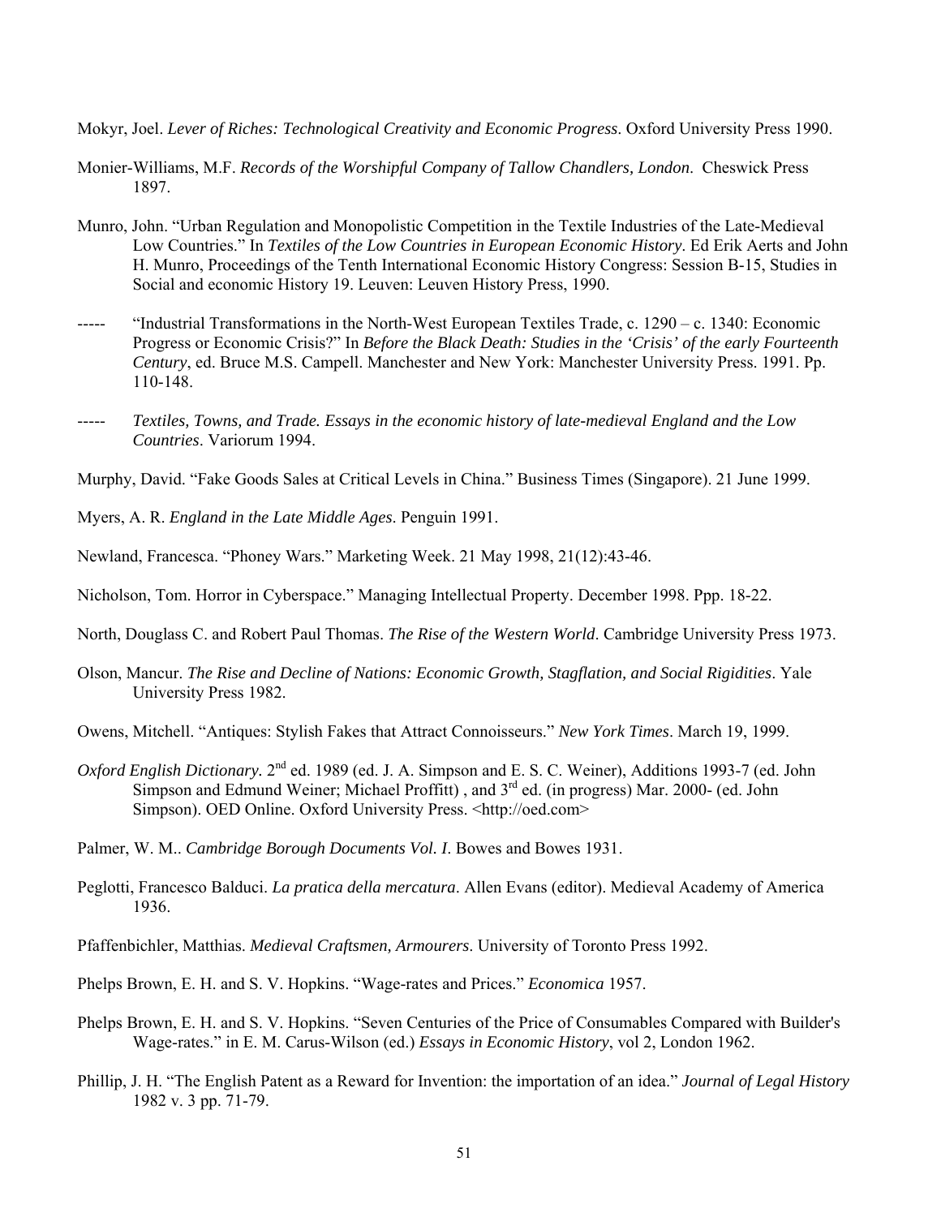Mokyr, Joel. *Lever of Riches: Technological Creativity and Economic Progress*. Oxford University Press 1990.

Monier-Williams, M.F. *Records of the Worshipful Company of Tallow Chandlers, London*. Cheswick Press 1897.

Munro, John. "Urban Regulation and Monopolistic Competition in the Textile Industries of the Late-Medieval Low Countries." In *Textiles of the Low Countries in European Economic History*. Ed Erik Aerts and John H. Munro, Proceedings of the Tenth International Economic History Congress: Session B-15, Studies in Social and economic History 19. Leuven: Leuven History Press, 1990.

----- "Industrial Transformations in the North-West European Textiles Trade, c. 1290 – c. 1340: Economic Progress or Economic Crisis?" In *Before the Black Death: Studies in the 'Crisis' of the early Fourteenth Century*, ed. Bruce M.S. Campell. Manchester and New York: Manchester University Press. 1991. Pp. 110-148.

----- *Textiles, Towns, and Trade. Essays in the economic history of late-medieval England and the Low Countries*. Variorum 1994.

Murphy, David. "Fake Goods Sales at Critical Levels in China." Business Times (Singapore). 21 June 1999.

Myers, A. R. *England in the Late Middle Ages*. Penguin 1991.

Newland, Francesca. "Phoney Wars." Marketing Week. 21 May 1998, 21(12):43-46.

Nicholson, Tom. Horror in Cyberspace." Managing Intellectual Property. December 1998. Ppp. 18-22.

North, Douglass C. and Robert Paul Thomas. *The Rise of the Western World*. Cambridge University Press 1973.

Olson, Mancur. *The Rise and Decline of Nations: Economic Growth, Stagflation, and Social Rigidities*. Yale University Press 1982.

Owens, Mitchell. "Antiques: Stylish Fakes that Attract Connoisseurs." *New York Times*. March 19, 1999.

*Oxford English Dictionary.* 2nd ed. 1989 (ed. J. A. Simpson and E. S. C. Weiner), Additions 1993-7 (ed. John Simpson and Edmund Weiner; Michael Proffitt) , and 3rd ed. (in progress) Mar. 2000- (ed. John Simpson). OED Online. Oxford University Press. <http://oed.com>

Palmer, W. M.. *Cambridge Borough Documents Vol. I*. Bowes and Bowes 1931.

Peglotti, Francesco Balduci. *La pratica della mercatura*. Allen Evans (editor). Medieval Academy of America 1936.

Pfaffenbichler, Matthias. *Medieval Craftsmen, Armourers*. University of Toronto Press 1992.

Phelps Brown, E. H. and S. V. Hopkins. "Wage-rates and Prices." *Economica* 1957.

Phelps Brown, E. H. and S. V. Hopkins. "Seven Centuries of the Price of Consumables Compared with Builder's Wage-rates." in E. M. Carus-Wilson (ed.) *Essays in Economic History*, vol 2, London 1962.

Phillip, J. H. "The English Patent as a Reward for Invention: the importation of an idea." *Journal of Legal History* 1982 v. 3 pp. 71-79.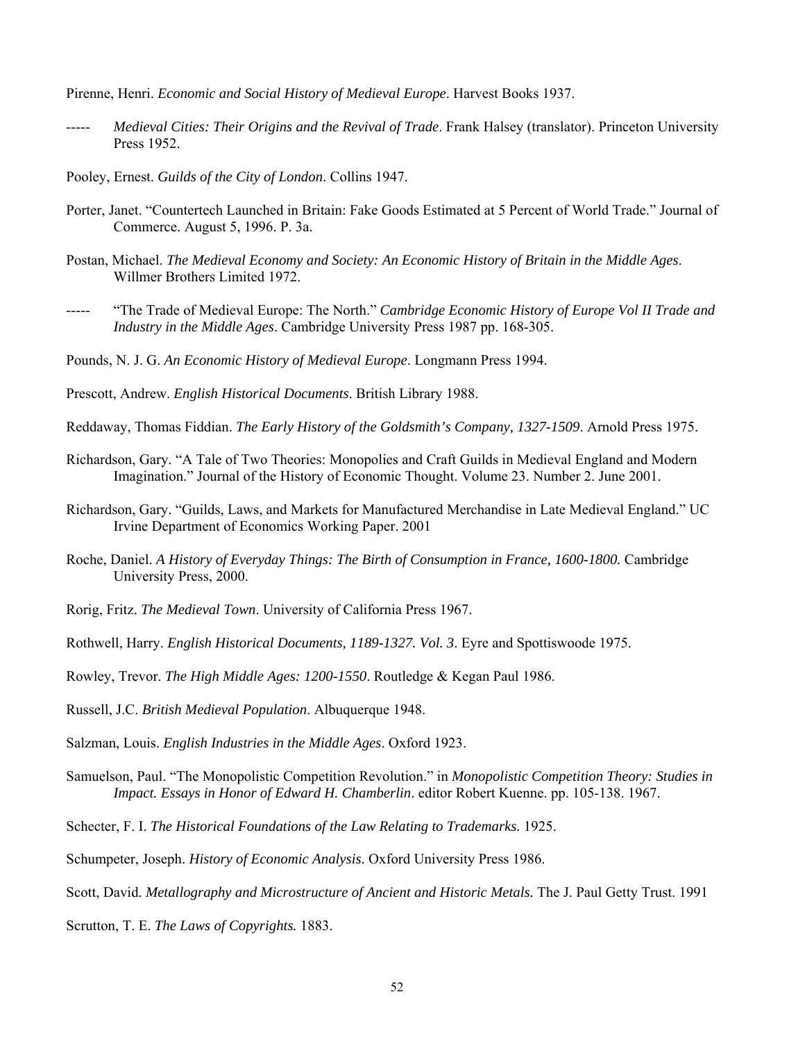Pirenne, Henri. *Economic and Social History of Medieval Europe*. Harvest Books 1937.

----- *Medieval Cities: Their Origins and the Revival of Trade*. Frank Halsey (translator). Princeton University Press 1952.

Pooley, Ernest. *Guilds of the City of London*. Collins 1947.

Porter, Janet. "Countertech Launched in Britain: Fake Goods Estimated at 5 Percent of World Trade." Journal of Commerce. August 5, 1996. P. 3a.

Postan, Michael. *The Medieval Economy and Society: An Economic History of Britain in the Middle Ages*. Willmer Brothers Limited 1972.

----- "The Trade of Medieval Europe: The North." *Cambridge Economic History of Europe Vol II Trade and Industry in the Middle Ages*. Cambridge University Press 1987 pp. 168-305.

Pounds, N. J. G. *An Economic History of Medieval Europe*. Longmann Press 1994.

Prescott, Andrew. *English Historical Documents*. British Library 1988.

Reddaway, Thomas Fiddian. *The Early History of the Goldsmith's Company, 1327-1509*. Arnold Press 1975.

Richardson, Gary. "A Tale of Two Theories: Monopolies and Craft Guilds in Medieval England and Modern Imagination." Journal of the History of Economic Thought. Volume 23. Number 2. June 2001.

Richardson, Gary. "Guilds, Laws, and Markets for Manufactured Merchandise in Late Medieval England." UC Irvine Department of Economics Working Paper. 2001

Roche, Daniel. *A History of Everyday Things: The Birth of Consumption in France, 1600-1800.* Cambridge University Press, 2000.

Rorig, Fritz. *The Medieval Town*. University of California Press 1967.

Rothwell, Harry. *English Historical Documents, 1189-1327. Vol. 3*. Eyre and Spottiswoode 1975.

Rowley, Trevor. *The High Middle Ages: 1200-1550*. Routledge & Kegan Paul 1986.

Russell, J.C. *British Medieval Population*. Albuquerque 1948.

Salzman, Louis. *English Industries in the Middle Ages*. Oxford 1923.

Samuelson, Paul. "The Monopolistic Competition Revolution." in *Monopolistic Competition Theory: Studies in Impact. Essays in Honor of Edward H. Chamberlin*. editor Robert Kuenne. pp. 105-138. 1967.

Schecter, F. I. *The Historical Foundations of the Law Relating to Trademarks.* 1925.

Schumpeter, Joseph. *History of Economic Analysis*. Oxford University Press 1986.

Scott, David. *Metallography and Microstructure of Ancient and Historic Metals*. The J. Paul Getty Trust. 1991

Scrutton, T. E. *The Laws of Copyrights.* 1883.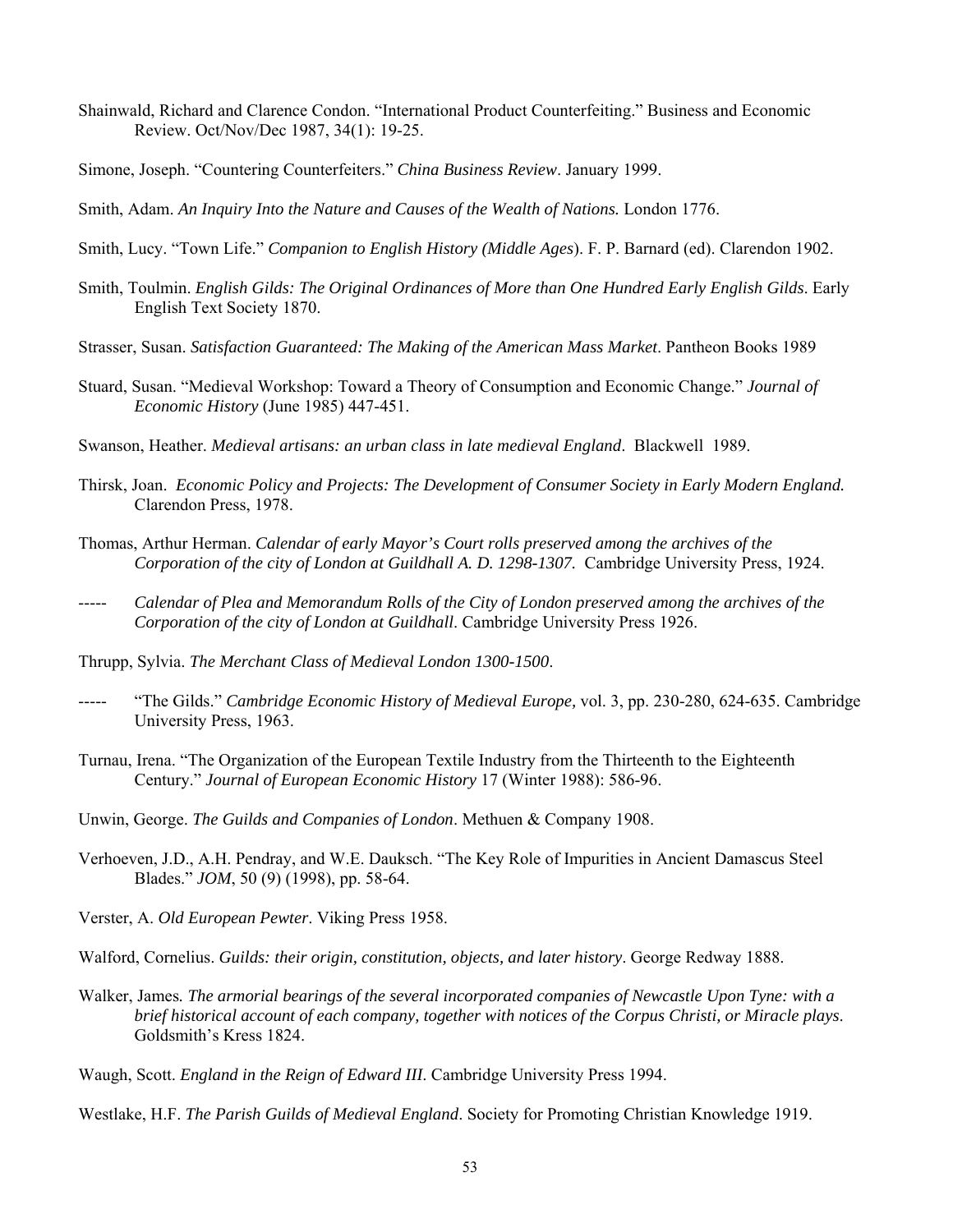Shainwald, Richard and Clarence Condon. "International Product Counterfeiting." Business and Economic Review. Oct/Nov/Dec 1987, 34(1): 19-25.

Simone, Joseph. "Countering Counterfeiters." *China Business Review*. January 1999.

Smith, Adam. *An Inquiry Into the Nature and Causes of the Wealth of Nations.* London 1776.

Smith, Lucy. "Town Life." *Companion to English History (Middle Ages*). F. P. Barnard (ed). Clarendon 1902.

Smith, Toulmin. *English Gilds: The Original Ordinances of More than One Hundred Early English Gilds*. Early English Text Society 1870.

Strasser, Susan. *Satisfaction Guaranteed: The Making of the American Mass Market*. Pantheon Books 1989

Stuard, Susan. "Medieval Workshop: Toward a Theory of Consumption and Economic Change." *Journal of Economic History* (June 1985) 447-451.

Swanson, Heather. *Medieval artisans: an urban class in late medieval England*. Blackwell 1989.

Thirsk, Joan. *Economic Policy and Projects: The Development of Consumer Society in Early Modern England.* Clarendon Press, 1978.

Thomas, Arthur Herman. *Calendar of early Mayor's Court rolls preserved among the archives of the Corporation of the city of London at Guildhall A. D. 1298-1307.* Cambridge University Press, 1924.

----- *Calendar of Plea and Memorandum Rolls of the City of London preserved among the archives of the Corporation of the city of London at Guildhall*. Cambridge University Press 1926.

Thrupp, Sylvia. *The Merchant Class of Medieval London 1300-1500*.

----- "The Gilds." *Cambridge Economic History of Medieval Europe,* vol. 3, pp. 230-280, 624-635. Cambridge University Press, 1963.

Turnau, Irena. "The Organization of the European Textile Industry from the Thirteenth to the Eighteenth Century." *Journal of European Economic History* 17 (Winter 1988): 586-96.

Unwin, George. *The Guilds and Companies of London*. Methuen & Company 1908.

Verhoeven, J.D., A.H. Pendray, and W.E. Dauksch. "The Key Role of Impurities in Ancient Damascus Steel Blades." *JOM*, 50 (9) (1998), pp. 58-64.

Verster, A. *Old European Pewter*. Viking Press 1958.

Walford, Cornelius. *Guilds: their origin, constitution, objects, and later history*. George Redway 1888.

Walker, James. *The armorial bearings of the several incorporated companies of Newcastle Upon Tyne: with a brief historical account of each company, together with notices of the Corpus Christi, or Miracle plays*. Goldsmith's Kress 1824.

Waugh, Scott. *England in the Reign of Edward III*. Cambridge University Press 1994.

Westlake, H.F. *The Parish Guilds of Medieval England*. Society for Promoting Christian Knowledge 1919.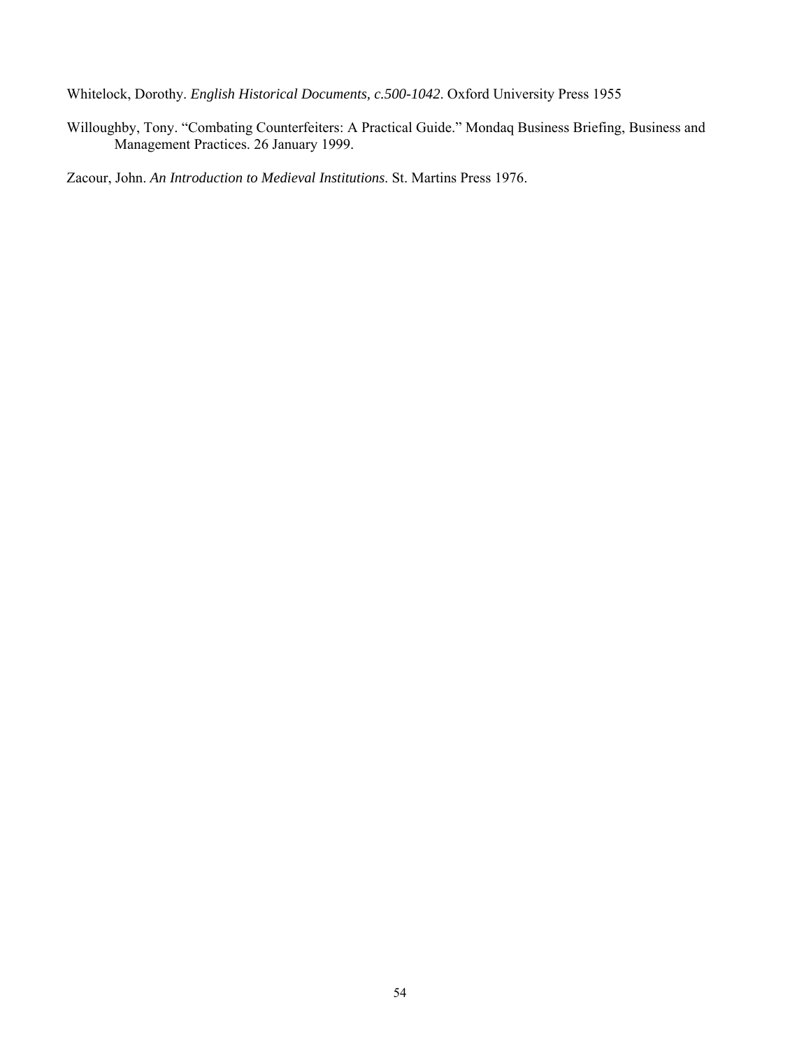Whitelock, Dorothy. *English Historical Documents, c.500-1042*. Oxford University Press 1955

Willoughby, Tony. "Combating Counterfeiters: A Practical Guide." Mondaq Business Briefing, Business and Management Practices. 26 January 1999.

Zacour, John. *An Introduction to Medieval Institutions*. St. Martins Press 1976.